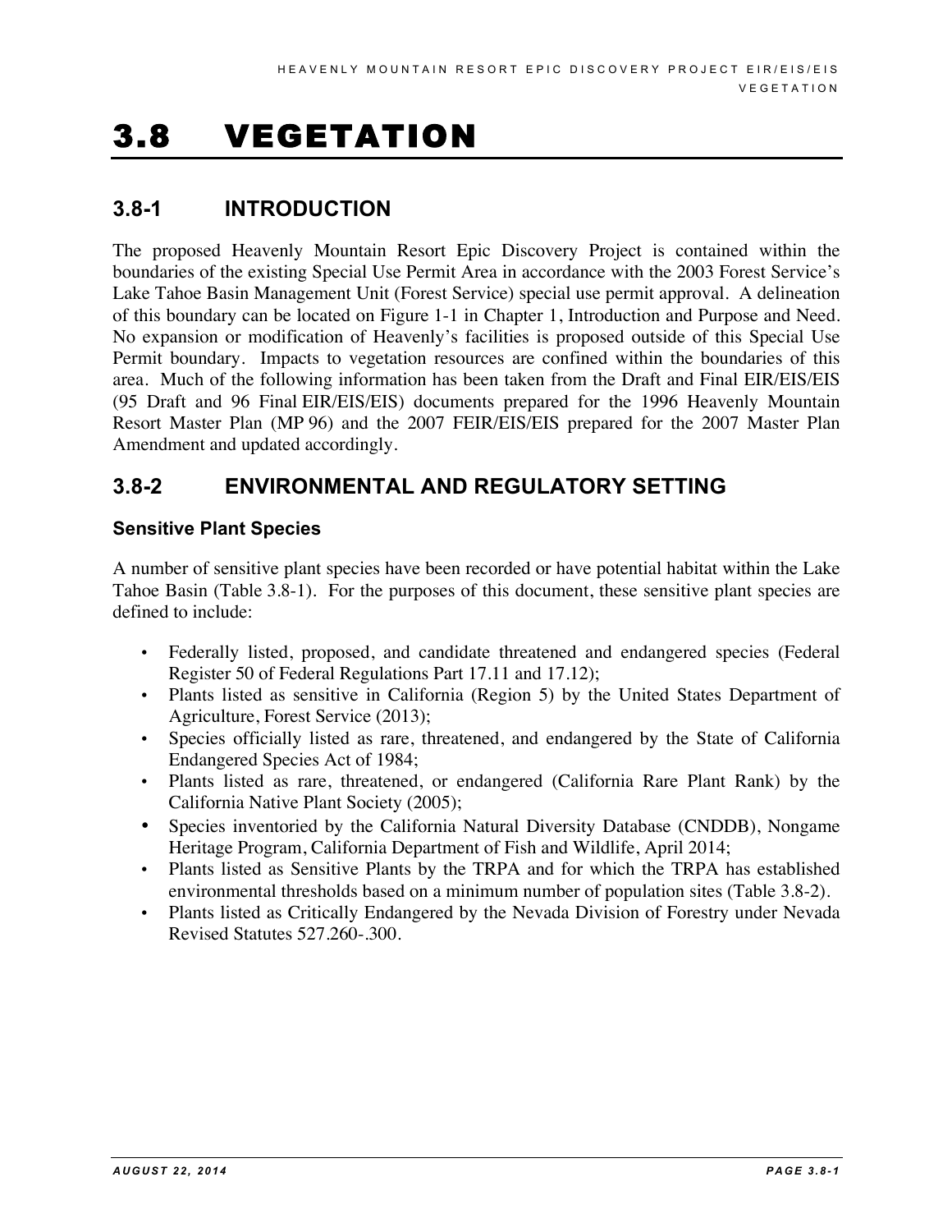# 3.8 VEGETATION

## 3.8-1 INTRODUCTION

The proposed Heavenly Mountain Resort Epic Discovery Project is contained within the boundaries of the existing Special Use Permit Area in accordance with the 2003 Forest Service's Lake Tahoe Basin Management Unit (Forest Service) special use permit approval. A delineation of this boundary can be located on Figure 1-1 in Chapter 1, Introduction and Purpose and Need. No expansion or modification of Heavenly's facilities is proposed outside of this Special Use Permit boundary. Impacts to vegetation resources are confined within the boundaries of this area. Much of the following information has been taken from the Draft and Final EIR/EIS/EIS (95 Draft and 96 Final EIR/EIS/EIS) documents prepared for the 1996 Heavenly Mountain Resort Master Plan (MP 96) and the 2007 FEIR/EIS/EIS prepared for the 2007 Master Plan Amendment and updated accordingly.

## 3.8-2 ENVIRONMENTAL AND REGULATORY SETTING

### Sensitive Plant Species

A number of sensitive plant species have been recorded or have potential habitat within the Lake Tahoe Basin (Table 3.8-1). For the purposes of this document, these sensitive plant species are defined to include:

- Federally listed, proposed, and candidate threatened and endangered species (Federal Register 50 of Federal Regulations Part 17.11 and 17.12);
- Plants listed as sensitive in California (Region 5) by the United States Department of Agriculture, Forest Service (2013);
- Species officially listed as rare, threatened, and endangered by the State of California Endangered Species Act of 1984;
- Plants listed as rare, threatened, or endangered (California Rare Plant Rank) by the California Native Plant Society (2005);
- Species inventoried by the California Natural Diversity Database (CNDDB), Nongame Heritage Program, California Department of Fish and Wildlife, April 2014;
- Plants listed as Sensitive Plants by the TRPA and for which the TRPA has established environmental thresholds based on a minimum number of population sites (Table 3.8-2).
- Plants listed as Critically Endangered by the Nevada Division of Forestry under Nevada Revised Statutes 527.260-.300.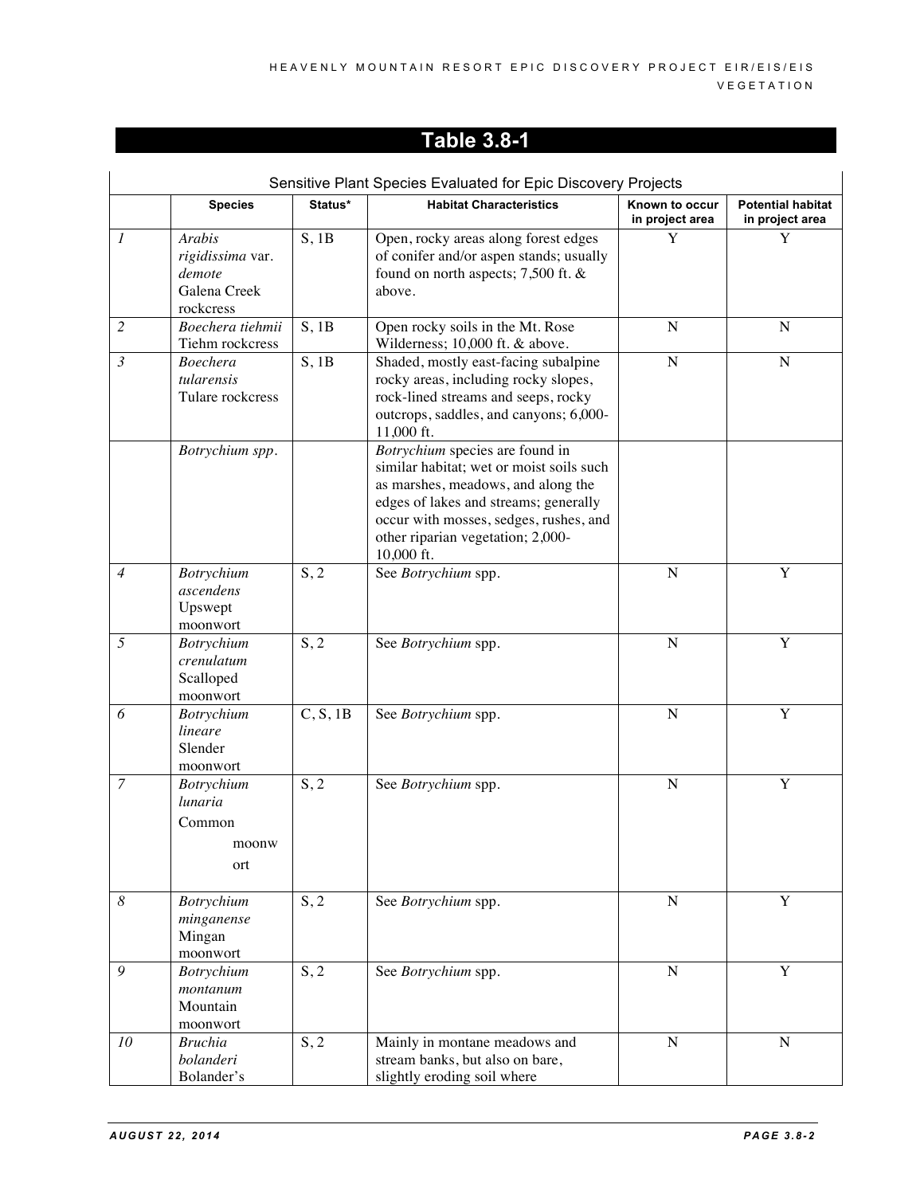## Table 3.8-1

| Sensitive Plant Species Evaluated for Epic Discovery Projects | | | | | |
|---|---|---|---|---|---|
| | **Species** | **Status*** | **Habitat Characteristics** | **Known to occur in project area** | **Potential habitat in project area** |
| *1* | *Arabis rigidissima* var. *demote* Galena Creek rockcress | S, 1B | Open, rocky areas along forest edges of conifer and/or aspen stands; usually found on north aspects; 7,500 ft. & above. | Y | Y |
| *2* | *Boechera tiehmii* Tiehm rockcress | S, 1B | Open rocky soils in the Mt. Rose Wilderness; 10,000 ft. & above. | N | N |
| *3* | *Boechera tularensis* Tulare rockcress | S, 1B | Shaded, mostly east-facing subalpine rocky areas, including rocky slopes, rock-lined streams and seeps, rocky outcrops, saddles, and canyons; 6,000-11,000 ft. | N | N |
| | *Botrychium spp.* | | *Botrychium* species are found in similar habitat; wet or moist soils such as marshes, meadows, and along the edges of lakes and streams; generally occur with mosses, sedges, rushes, and other riparian vegetation; 2,000-10,000 ft. | | |
| *4* | *Botrychium ascendens* Upswept moonwort | S, 2 | See *Botrychium* spp. | N | Y |
| *5* | *Botrychium crenulatum* Scalloped moonwort | S, 2 | See *Botrychium* spp. | N | Y |
| *6* | *Botrychium lineare* Slender moonwort | C, S, 1B | See *Botrychium* spp. | N | Y |
| *7* | *Botrychium lunaria* Common moonwort | S, 2 | See *Botrychium* spp. | N | Y |
| *8* | *Botrychium minganense* Mingan moonwort | S, 2 | See *Botrychium* spp. | N | Y |
| *9* | *Botrychium montanum* Mountain moonwort | S, 2 | See *Botrychium* spp. | N | Y |
| *10* | *Bruchia bolanderi* Bolander's | S, 2 | Mainly in montane meadows and stream banks, but also on bare, slightly eroding soil where | N | N |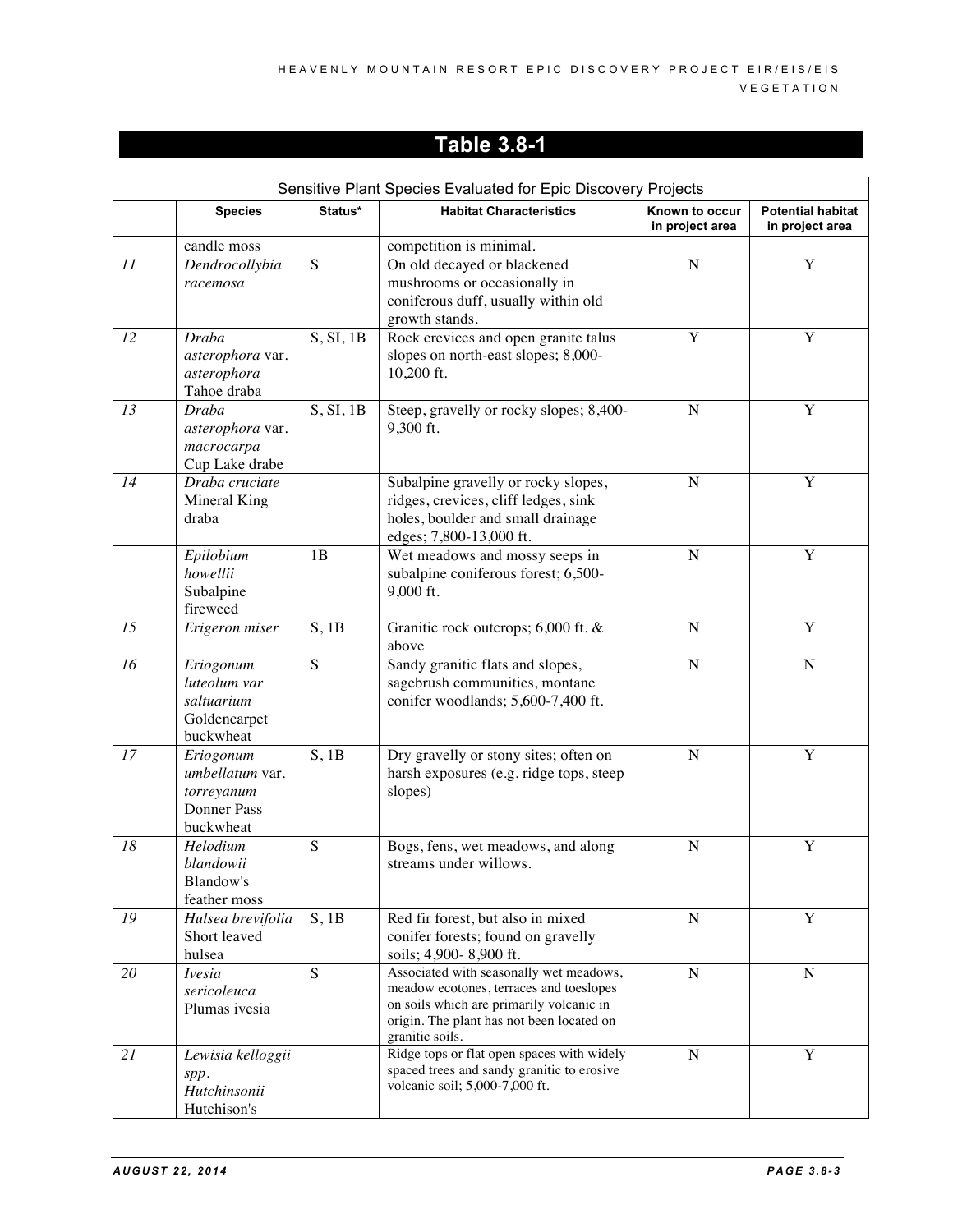## Table 3.8-1

| Sensitive Plant Species Evaluated for Epic Discovery Projects | | | | | |
|---|---|---|---|---|---|
| | **Species** | **Status*** | **Habitat Characteristics** | **Known to occur in project area** | **Potential habitat in project area** |
| | candle moss | | competition is minimal. | | |
| *11* | *Dendrocollybia racemosa* | S | On old decayed or blackened mushrooms or occasionally in coniferous duff, usually within old growth stands. | N | Y |
| *12* | *Draba asterophora* var. *asterophora* Tahoe draba | S, SI, 1B | Rock crevices and open granite talus slopes on north-east slopes; 8,000-10,200 ft. | Y | Y |
| *13* | *Draba asterophora* var. *macrocarpa* Cup Lake drabe | S, SI, 1B | Steep, gravelly or rocky slopes; 8,400-9,300 ft. | N | Y |
| *14* | *Draba cruciate* Mineral King draba | | Subalpine gravelly or rocky slopes, ridges, crevices, cliff ledges, sink holes, boulder and small drainage edges; 7,800-13,000 ft. | N | Y |
| | *Epilobium howellii* Subalpine fireweed | 1B | Wet meadows and mossy seeps in subalpine coniferous forest; 6,500-9,000 ft. | N | Y |
| *15* | *Erigeron miser* | S, 1B | Granitic rock outcrops; 6,000 ft. & above | N | Y |
| *16* | *Eriogonum luteolum var saltuarium* Goldencarpet buckwheat | S | Sandy granitic flats and slopes, sagebrush communities, montane conifer woodlands; 5,600-7,400 ft. | N | N |
| *17* | *Eriogonum umbellatum* var. *torreyanum* Donner Pass buckwheat | S, 1B | Dry gravelly or stony sites; often on harsh exposures (e.g. ridge tops, steep slopes) | N | Y |
| *18* | *Helodium blandowii* Blandow's feather moss | S | Bogs, fens, wet meadows, and along streams under willows. | N | Y |
| *19* | *Hulsea brevifolia* Short leaved hulsea | S, 1B | Red fir forest, but also in mixed conifer forests; found on gravelly soils; 4,900- 8,900 ft. | N | Y |
| *20* | *Ivesia sericoleuca* Plumas ivesia | S | Associated with seasonally wet meadows, meadow ecotones, terraces and toeslopes on soils which are primarily volcanic in origin. The plant has not been located on granitic soils. | N | N |
| *21* | *Lewisia kelloggii spp. Hutchinsonii* Hutchison's | | Ridge tops or flat open spaces with widely spaced trees and sandy granitic to erosive volcanic soil; 5,000-7,000 ft. | N | Y |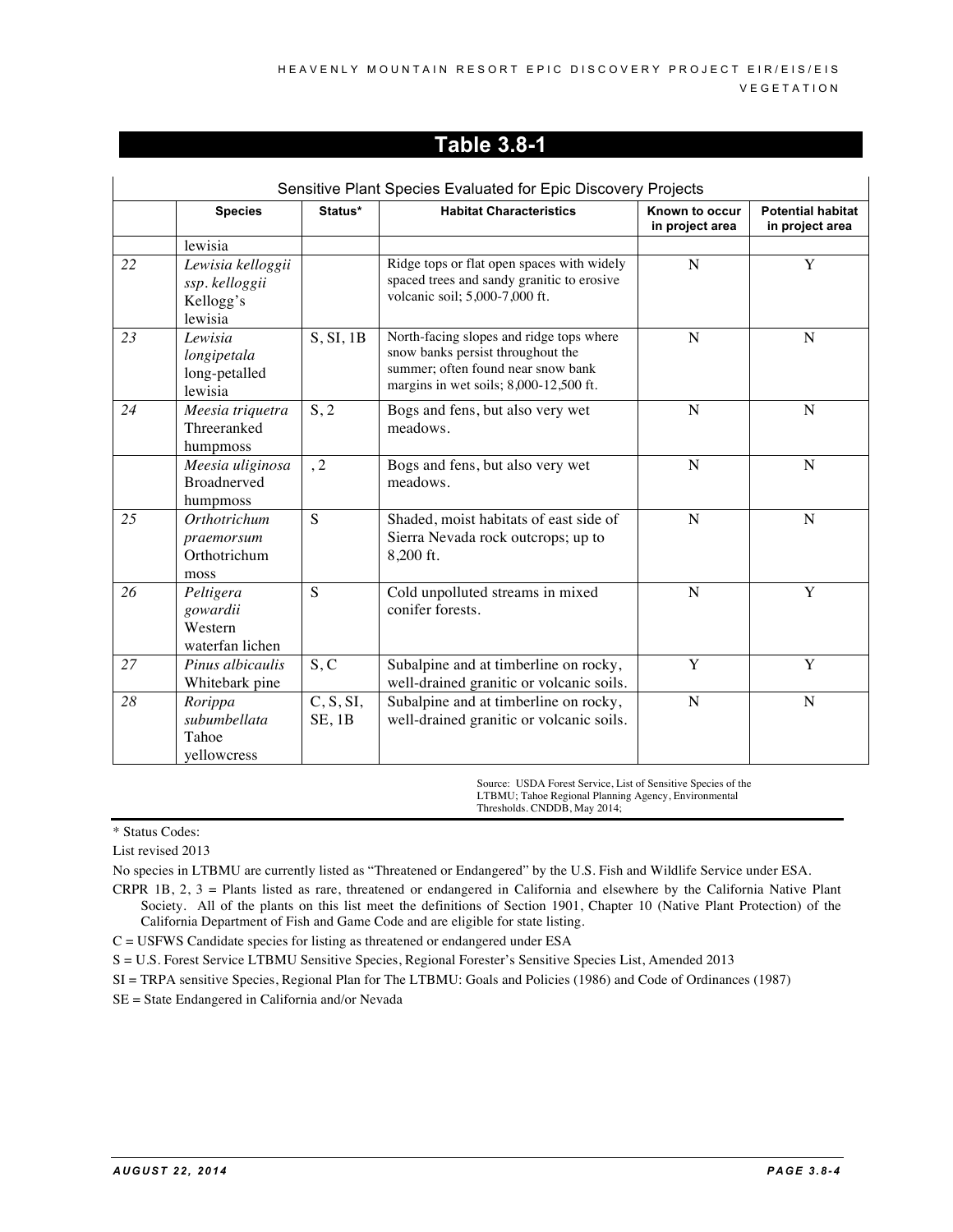## Table 3.8-1

Sensitive Plant Species Evaluated for Epic Discovery Projects

| | Species | Status* | Habitat Characteristics | Known to occur in project area | Potential habitat in project area |
|---|---|---|---|---|---|
| | lewisia | | | | |
| *22* | *Lewisia kelloggii ssp. kelloggii* Kellogg's lewisia | | Ridge tops or flat open spaces with widely spaced trees and sandy granitic to erosive volcanic soil; 5,000-7,000 ft. | N | Y |
| *23* | *Lewisia longipetala* long-petalled lewisia | S, SI, 1B | North-facing slopes and ridge tops where snow banks persist throughout the summer; often found near snow bank margins in wet soils; 8,000-12,500 ft. | N | N |
| *24* | *Meesia triquetra* Threeranked humpmoss | S, 2 | Bogs and fens, but also very wet meadows. | N | N |
| | *Meesia uliginosa* Broadnerved humpmoss | , 2 | Bogs and fens, but also very wet meadows. | N | N |
| *25* | *Orthotrichum praemorsum* Orthotrichum moss | S | Shaded, moist habitats of east side of Sierra Nevada rock outcrops; up to 8,200 ft. | N | N |
| *26* | *Peltigera gowardii* Western waterfan lichen | S | Cold unpolluted streams in mixed conifer forests. | N | Y |
| *27* | *Pinus albicaulis* Whitebark pine | S, C | Subalpine and at timberline on rocky, well-drained granitic or volcanic soils. | Y | Y |
| *28* | *Rorippa subumbellata* Tahoe yellowcress | C, S, SI, SE, 1B | Subalpine and at timberline on rocky, well-drained granitic or volcanic soils. | N | N |

Source: USDA Forest Service, List of Sensitive Species of the LTBMU; Tahoe Regional Planning Agency, Environmental Thresholds. CNDDB, May 2014;

* Status Codes:

List revised 2013

No species in LTBMU are currently listed as "Threatened or Endangered" by the U.S. Fish and Wildlife Service under ESA.

CRPR 1B, 2, 3 = Plants listed as rare, threatened or endangered in California and elsewhere by the California Native Plant Society. All of the plants on this list meet the definitions of Section 1901, Chapter 10 (Native Plant Protection) of the California Department of Fish and Game Code and are eligible for state listing.

C = USFWS Candidate species for listing as threatened or endangered under ESA

S = U.S. Forest Service LTBMU Sensitive Species, Regional Forester's Sensitive Species List, Amended 2013

SI = TRPA sensitive Species, Regional Plan for The LTBMU: Goals and Policies (1986) and Code of Ordinances (1987)

SE = State Endangered in California and/or Nevada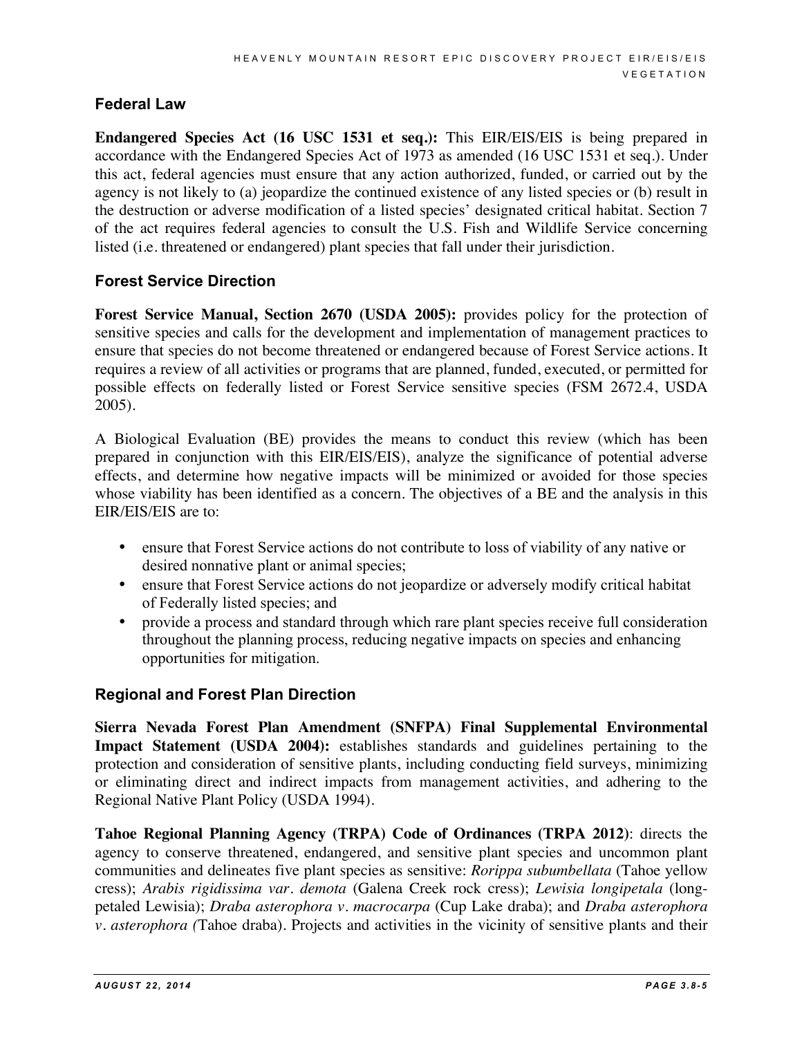## Federal Law

**Endangered Species Act (16 USC 1531 et seq.):** This EIR/EIS/EIS is being prepared in accordance with the Endangered Species Act of 1973 as amended (16 USC 1531 et seq.). Under this act, federal agencies must ensure that any action authorized, funded, or carried out by the agency is not likely to (a) jeopardize the continued existence of any listed species or (b) result in the destruction or adverse modification of a listed species' designated critical habitat. Section 7 of the act requires federal agencies to consult the U.S. Fish and Wildlife Service concerning listed (i.e. threatened or endangered) plant species that fall under their jurisdiction.

## Forest Service Direction

**Forest Service Manual, Section 2670 (USDA 2005):** provides policy for the protection of sensitive species and calls for the development and implementation of management practices to ensure that species do not become threatened or endangered because of Forest Service actions. It requires a review of all activities or programs that are planned, funded, executed, or permitted for possible effects on federally listed or Forest Service sensitive species (FSM 2672.4, USDA 2005).

A Biological Evaluation (BE) provides the means to conduct this review (which has been prepared in conjunction with this EIR/EIS/EIS), analyze the significance of potential adverse effects, and determine how negative impacts will be minimized or avoided for those species whose viability has been identified as a concern. The objectives of a BE and the analysis in this EIR/EIS/EIS are to:

- ensure that Forest Service actions do not contribute to loss of viability of any native or desired nonnative plant or animal species;
- ensure that Forest Service actions do not jeopardize or adversely modify critical habitat of Federally listed species; and
- provide a process and standard through which rare plant species receive full consideration throughout the planning process, reducing negative impacts on species and enhancing opportunities for mitigation.

## Regional and Forest Plan Direction

**Sierra Nevada Forest Plan Amendment (SNFPA) Final Supplemental Environmental Impact Statement (USDA 2004):** establishes standards and guidelines pertaining to the protection and consideration of sensitive plants, including conducting field surveys, minimizing or eliminating direct and indirect impacts from management activities, and adhering to the Regional Native Plant Policy (USDA 1994).

**Tahoe Regional Planning Agency (TRPA) Code of Ordinances (TRPA 2012)**: directs the agency to conserve threatened, endangered, and sensitive plant species and uncommon plant communities and delineates five plant species as sensitive: *Rorippa subumbellata* (Tahoe yellow cress); *Arabis rigidissima var. demota* (Galena Creek rock cress); *Lewisia longipetala* (long-petaled Lewisia); *Draba asterophora v. macrocarpa* (Cup Lake draba); and *Draba asterophora v. asterophora (*Tahoe draba). Projects and activities in the vicinity of sensitive plants and their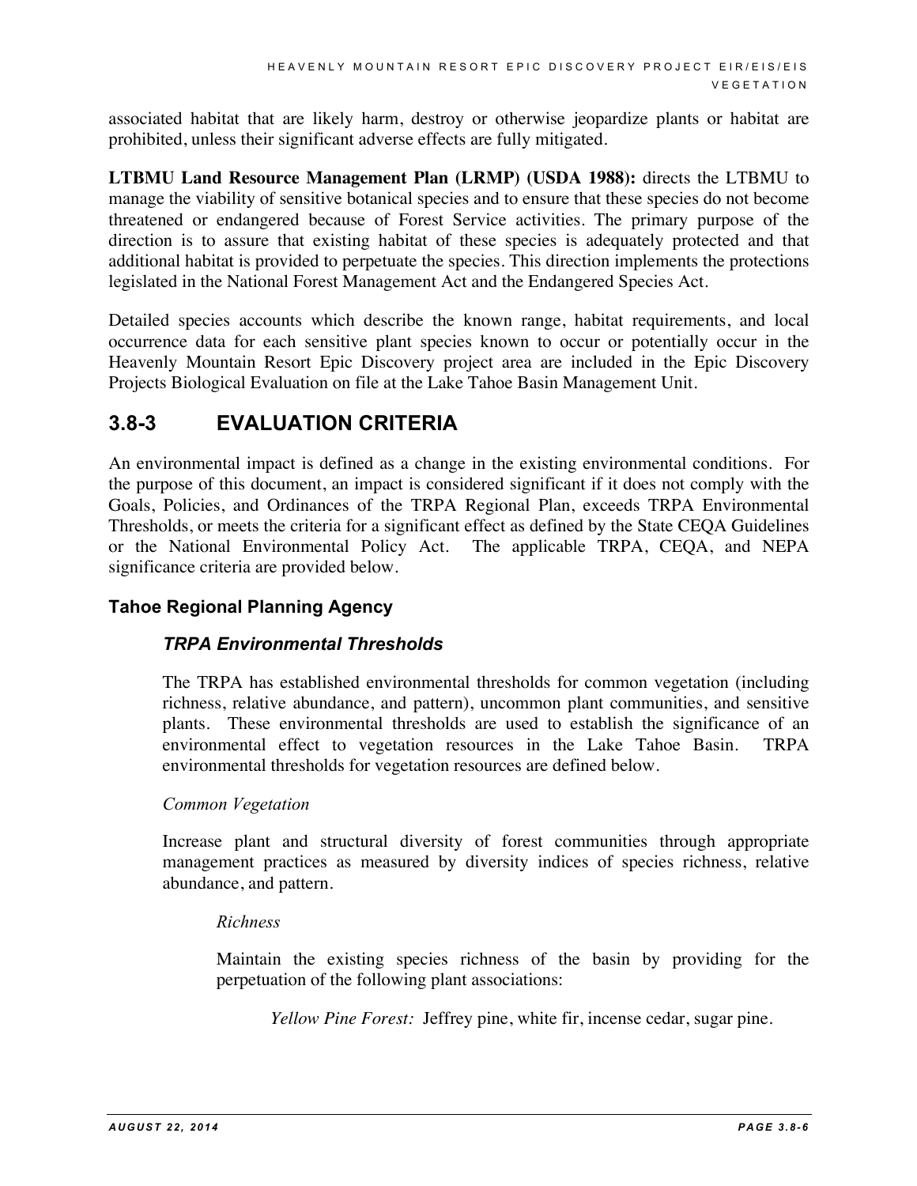associated habitat that are likely harm, destroy or otherwise jeopardize plants or habitat are prohibited, unless their significant adverse effects are fully mitigated.

**LTBMU Land Resource Management Plan (LRMP) (USDA 1988):** directs the LTBMU to manage the viability of sensitive botanical species and to ensure that these species do not become threatened or endangered because of Forest Service activities. The primary purpose of the direction is to assure that existing habitat of these species is adequately protected and that additional habitat is provided to perpetuate the species. This direction implements the protections legislated in the National Forest Management Act and the Endangered Species Act.

Detailed species accounts which describe the known range, habitat requirements, and local occurrence data for each sensitive plant species known to occur or potentially occur in the Heavenly Mountain Resort Epic Discovery project area are included in the Epic Discovery Projects Biological Evaluation on file at the Lake Tahoe Basin Management Unit.

## 3.8-3 EVALUATION CRITERIA

An environmental impact is defined as a change in the existing environmental conditions. For the purpose of this document, an impact is considered significant if it does not comply with the Goals, Policies, and Ordinances of the TRPA Regional Plan, exceeds TRPA Environmental Thresholds, or meets the criteria for a significant effect as defined by the State CEQA Guidelines or the National Environmental Policy Act. The applicable TRPA, CEQA, and NEPA significance criteria are provided below.

### Tahoe Regional Planning Agency

#### *TRPA Environmental Thresholds*

The TRPA has established environmental thresholds for common vegetation (including richness, relative abundance, and pattern), uncommon plant communities, and sensitive plants. These environmental thresholds are used to establish the significance of an environmental effect to vegetation resources in the Lake Tahoe Basin. TRPA environmental thresholds for vegetation resources are defined below.

*Common Vegetation*

Increase plant and structural diversity of forest communities through appropriate management practices as measured by diversity indices of species richness, relative abundance, and pattern.

*Richness*

Maintain the existing species richness of the basin by providing for the perpetuation of the following plant associations:

*Yellow Pine Forest:* Jeffrey pine, white fir, incense cedar, sugar pine.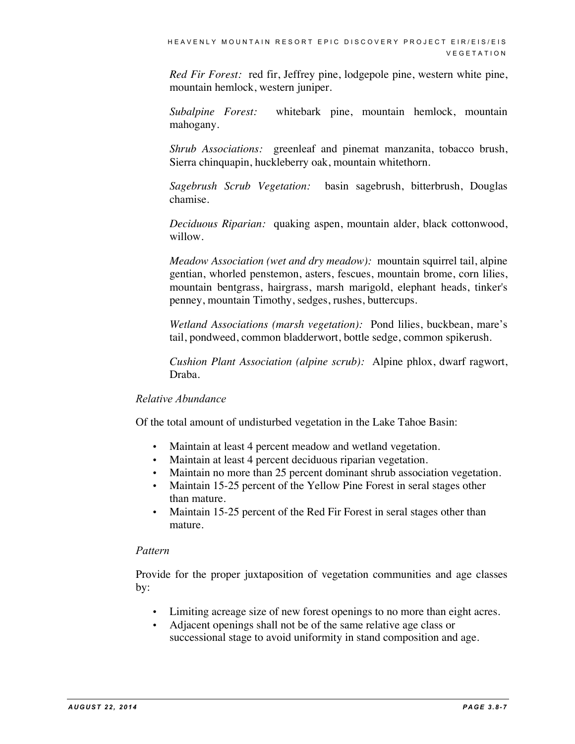*Red Fir Forest:* red fir, Jeffrey pine, lodgepole pine, western white pine, mountain hemlock, western juniper.

*Subalpine Forest:* whitebark pine, mountain hemlock, mountain mahogany.

*Shrub Associations:* greenleaf and pinemat manzanita, tobacco brush, Sierra chinquapin, huckleberry oak, mountain whitethorn.

*Sagebrush Scrub Vegetation:* basin sagebrush, bitterbrush, Douglas chamise.

*Deciduous Riparian:* quaking aspen, mountain alder, black cottonwood, willow.

*Meadow Association (wet and dry meadow):* mountain squirrel tail, alpine gentian, whorled penstemon, asters, fescues, mountain brome, corn lilies, mountain bentgrass, hairgrass, marsh marigold, elephant heads, tinker's penney, mountain Timothy, sedges, rushes, buttercups.

*Wetland Associations (marsh vegetation):* Pond lilies, buckbean, mare's tail, pondweed, common bladderwort, bottle sedge, common spikerush.

*Cushion Plant Association (alpine scrub):* Alpine phlox, dwarf ragwort, Draba.

*Relative Abundance*

Of the total amount of undisturbed vegetation in the Lake Tahoe Basin:

- Maintain at least 4 percent meadow and wetland vegetation.
- Maintain at least 4 percent deciduous riparian vegetation.
- Maintain no more than 25 percent dominant shrub association vegetation.
- Maintain 15-25 percent of the Yellow Pine Forest in seral stages other than mature.
- Maintain 15-25 percent of the Red Fir Forest in seral stages other than mature.

*Pattern*

Provide for the proper juxtaposition of vegetation communities and age classes by:

- Limiting acreage size of new forest openings to no more than eight acres.
- Adjacent openings shall not be of the same relative age class or successional stage to avoid uniformity in stand composition and age.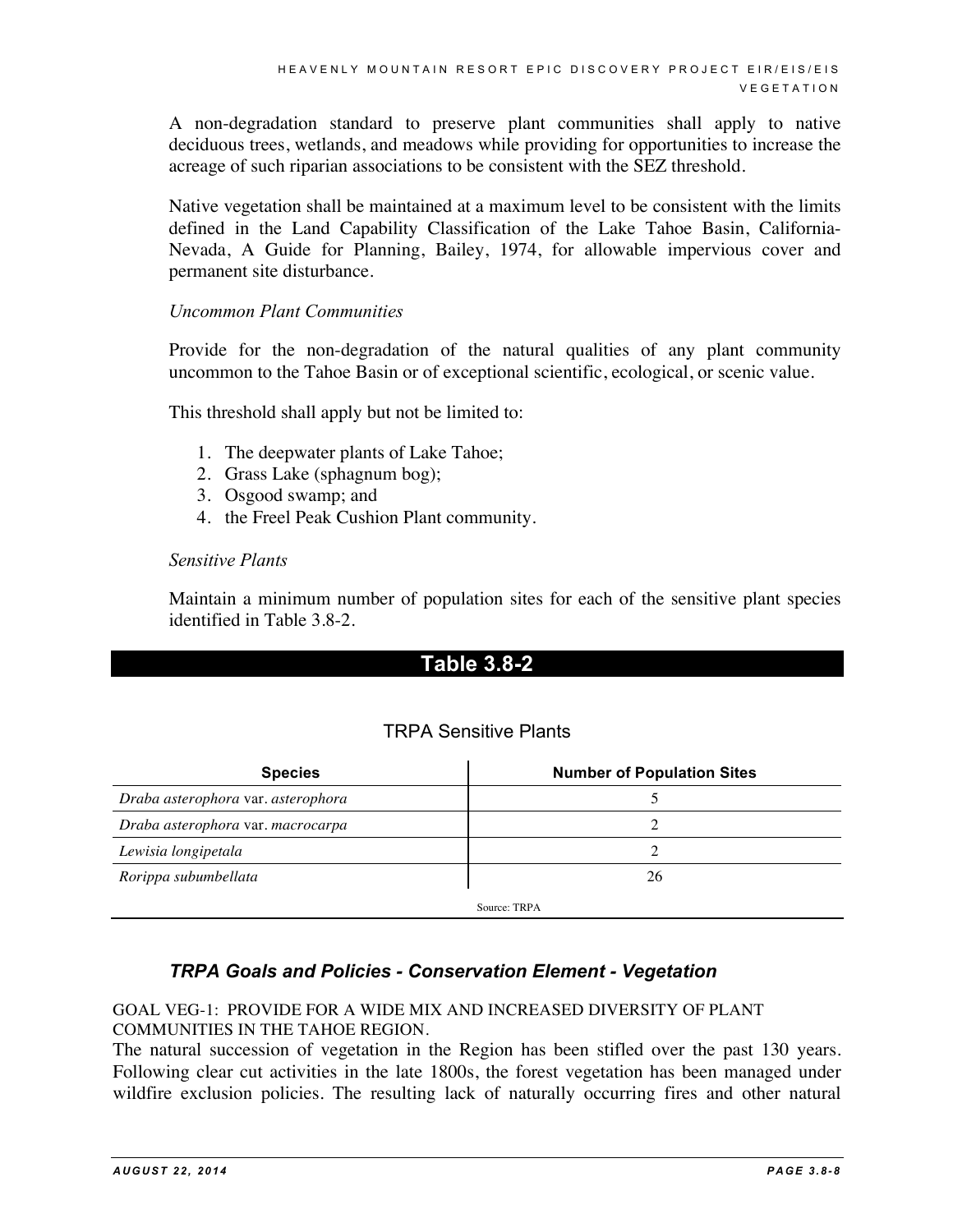A non-degradation standard to preserve plant communities shall apply to native deciduous trees, wetlands, and meadows while providing for opportunities to increase the acreage of such riparian associations to be consistent with the SEZ threshold.

Native vegetation shall be maintained at a maximum level to be consistent with the limits defined in the Land Capability Classification of the Lake Tahoe Basin, California-Nevada, A Guide for Planning, Bailey, 1974, for allowable impervious cover and permanent site disturbance.

*Uncommon Plant Communities*

Provide for the non-degradation of the natural qualities of any plant community uncommon to the Tahoe Basin or of exceptional scientific, ecological, or scenic value.

This threshold shall apply but not be limited to:

1. The deepwater plants of Lake Tahoe;
2. Grass Lake (sphagnum bog);
3. Osgood swamp; and
4. the Freel Peak Cushion Plant community.

*Sensitive Plants*

Maintain a minimum number of population sites for each of the sensitive plant species identified in Table 3.8-2.

**Table 3.8-2**

TRPA Sensitive Plants

| Species | Number of Population Sites |
|---|---|
| *Draba asterophora* var. *asterophora* | 5 |
| *Draba asterophora* var. *macrocarpa* | 2 |
| *Lewisia longipetala* | 2 |
| *Rorippa subumbellata* | 26 |

Source: TRPA

### *TRPA Goals and Policies - Conservation Element - Vegetation*

GOAL VEG-1: PROVIDE FOR A WIDE MIX AND INCREASED DIVERSITY OF PLANT COMMUNITIES IN THE TAHOE REGION.

The natural succession of vegetation in the Region has been stifled over the past 130 years. Following clear cut activities in the late 1800s, the forest vegetation has been managed under wildfire exclusion policies. The resulting lack of naturally occurring fires and other natural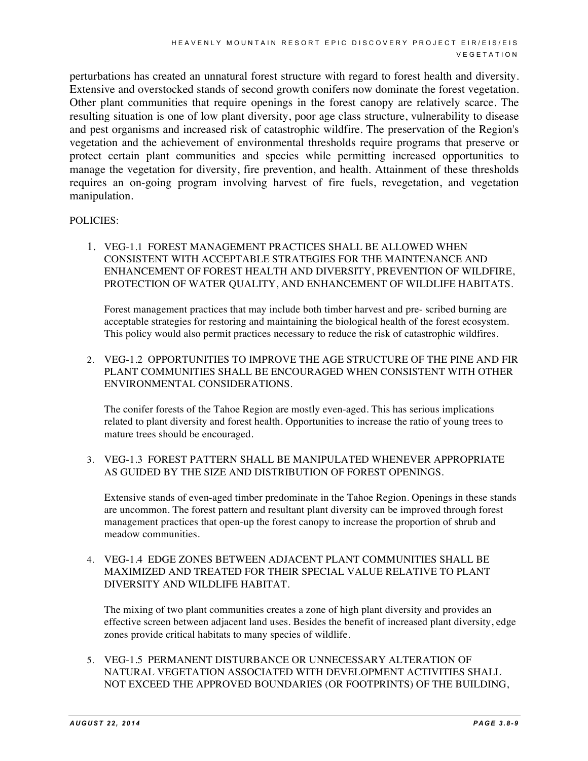perturbations has created an unnatural forest structure with regard to forest health and diversity. Extensive and overstocked stands of second growth conifers now dominate the forest vegetation. Other plant communities that require openings in the forest canopy are relatively scarce. The resulting situation is one of low plant diversity, poor age class structure, vulnerability to disease and pest organisms and increased risk of catastrophic wildfire. The preservation of the Region's vegetation and the achievement of environmental thresholds require programs that preserve or protect certain plant communities and species while permitting increased opportunities to manage the vegetation for diversity, fire prevention, and health. Attainment of these thresholds requires an on-going program involving harvest of fire fuels, revegetation, and vegetation manipulation.

POLICIES:

1. VEG-1.1 FOREST MANAGEMENT PRACTICES SHALL BE ALLOWED WHEN CONSISTENT WITH ACCEPTABLE STRATEGIES FOR THE MAINTENANCE AND ENHANCEMENT OF FOREST HEALTH AND DIVERSITY, PREVENTION OF WILDFIRE, PROTECTION OF WATER QUALITY, AND ENHANCEMENT OF WILDLIFE HABITATS.

   Forest management practices that may include both timber harvest and pre- scribed burning are acceptable strategies for restoring and maintaining the biological health of the forest ecosystem. This policy would also permit practices necessary to reduce the risk of catastrophic wildfires.

2. VEG-1.2 OPPORTUNITIES TO IMPROVE THE AGE STRUCTURE OF THE PINE AND FIR PLANT COMMUNITIES SHALL BE ENCOURAGED WHEN CONSISTENT WITH OTHER ENVIRONMENTAL CONSIDERATIONS.

   The conifer forests of the Tahoe Region are mostly even-aged. This has serious implications related to plant diversity and forest health. Opportunities to increase the ratio of young trees to mature trees should be encouraged.

3. VEG-1.3 FOREST PATTERN SHALL BE MANIPULATED WHENEVER APPROPRIATE AS GUIDED BY THE SIZE AND DISTRIBUTION OF FOREST OPENINGS.

   Extensive stands of even-aged timber predominate in the Tahoe Region. Openings in these stands are uncommon. The forest pattern and resultant plant diversity can be improved through forest management practices that open-up the forest canopy to increase the proportion of shrub and meadow communities.

4. VEG-1.4 EDGE ZONES BETWEEN ADJACENT PLANT COMMUNITIES SHALL BE MAXIMIZED AND TREATED FOR THEIR SPECIAL VALUE RELATIVE TO PLANT DIVERSITY AND WILDLIFE HABITAT.

   The mixing of two plant communities creates a zone of high plant diversity and provides an effective screen between adjacent land uses. Besides the benefit of increased plant diversity, edge zones provide critical habitats to many species of wildlife.

5. VEG-1.5 PERMANENT DISTURBANCE OR UNNECESSARY ALTERATION OF NATURAL VEGETATION ASSOCIATED WITH DEVELOPMENT ACTIVITIES SHALL NOT EXCEED THE APPROVED BOUNDARIES (OR FOOTPRINTS) OF THE BUILDING,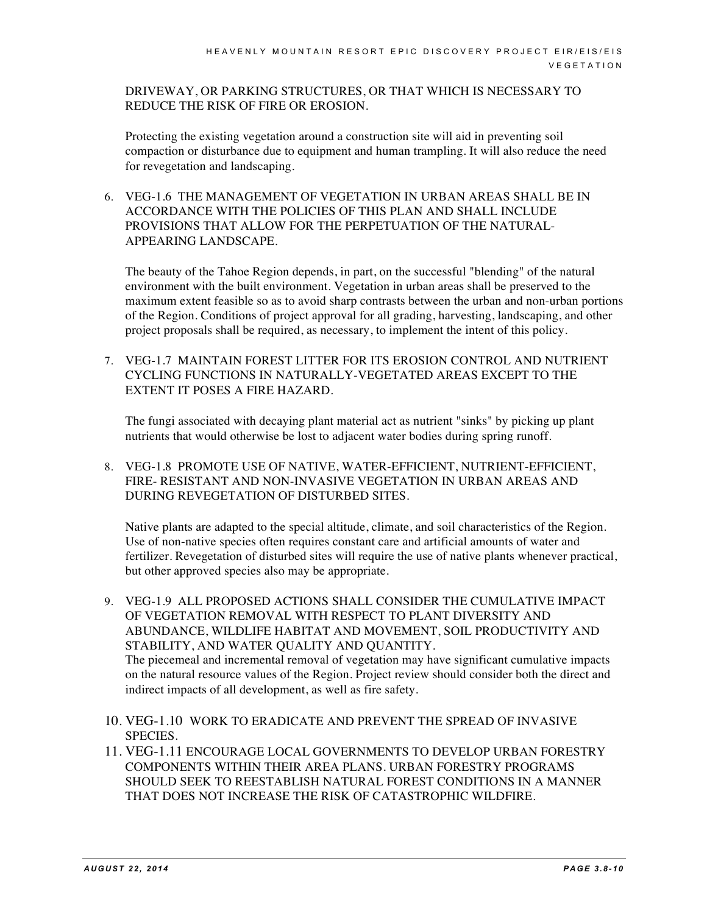DRIVEWAY, OR PARKING STRUCTURES, OR THAT WHICH IS NECESSARY TO REDUCE THE RISK OF FIRE OR EROSION.

Protecting the existing vegetation around a construction site will aid in preventing soil compaction or disturbance due to equipment and human trampling. It will also reduce the need for revegetation and landscaping.

6. VEG-1.6 THE MANAGEMENT OF VEGETATION IN URBAN AREAS SHALL BE IN ACCORDANCE WITH THE POLICIES OF THIS PLAN AND SHALL INCLUDE PROVISIONS THAT ALLOW FOR THE PERPETUATION OF THE NATURAL-APPEARING LANDSCAPE.

   The beauty of the Tahoe Region depends, in part, on the successful "blending" of the natural environment with the built environment. Vegetation in urban areas shall be preserved to the maximum extent feasible so as to avoid sharp contrasts between the urban and non-urban portions of the Region. Conditions of project approval for all grading, harvesting, landscaping, and other project proposals shall be required, as necessary, to implement the intent of this policy.

7. VEG-1.7 MAINTAIN FOREST LITTER FOR ITS EROSION CONTROL AND NUTRIENT CYCLING FUNCTIONS IN NATURALLY-VEGETATED AREAS EXCEPT TO THE EXTENT IT POSES A FIRE HAZARD.

   The fungi associated with decaying plant material act as nutrient "sinks" by picking up plant nutrients that would otherwise be lost to adjacent water bodies during spring runoff.

8. VEG-1.8 PROMOTE USE OF NATIVE, WATER-EFFICIENT, NUTRIENT-EFFICIENT, FIRE- RESISTANT AND NON-INVASIVE VEGETATION IN URBAN AREAS AND DURING REVEGETATION OF DISTURBED SITES.

   Native plants are adapted to the special altitude, climate, and soil characteristics of the Region. Use of non-native species often requires constant care and artificial amounts of water and fertilizer. Revegetation of disturbed sites will require the use of native plants whenever practical, but other approved species also may be appropriate.

9. VEG-1.9 ALL PROPOSED ACTIONS SHALL CONSIDER THE CUMULATIVE IMPACT OF VEGETATION REMOVAL WITH RESPECT TO PLANT DIVERSITY AND ABUNDANCE, WILDLIFE HABITAT AND MOVEMENT, SOIL PRODUCTIVITY AND STABILITY, AND WATER QUALITY AND QUANTITY.
   The piecemeal and incremental removal of vegetation may have significant cumulative impacts on the natural resource values of the Region. Project review should consider both the direct and indirect impacts of all development, as well as fire safety.

10. VEG-1.10 WORK TO ERADICATE AND PREVENT THE SPREAD OF INVASIVE SPECIES.
11. VEG-1.11 ENCOURAGE LOCAL GOVERNMENTS TO DEVELOP URBAN FORESTRY COMPONENTS WITHIN THEIR AREA PLANS. URBAN FORESTRY PROGRAMS SHOULD SEEK TO REESTABLISH NATURAL FOREST CONDITIONS IN A MANNER THAT DOES NOT INCREASE THE RISK OF CATASTROPHIC WILDFIRE.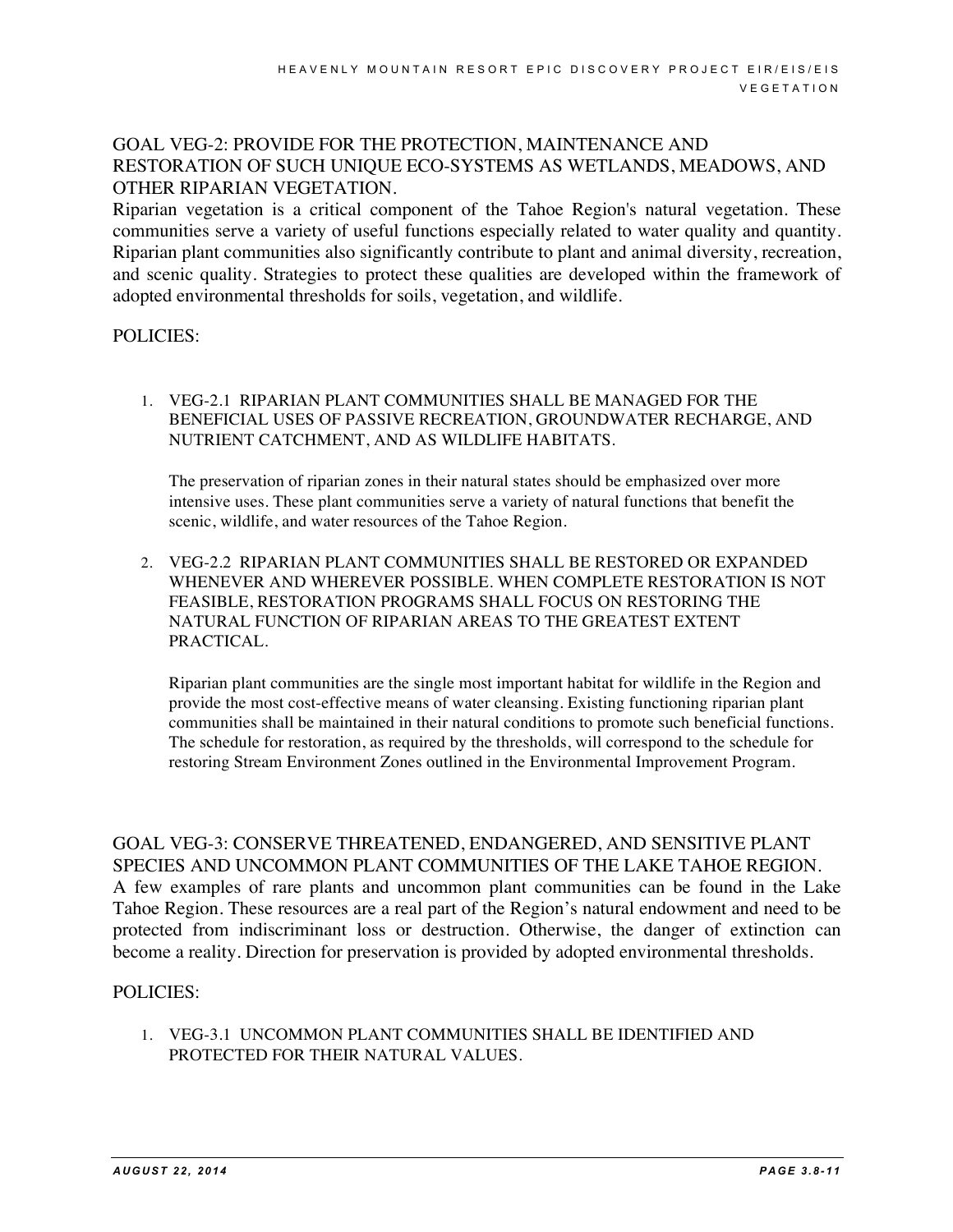## GOAL VEG-2: PROVIDE FOR THE PROTECTION, MAINTENANCE AND RESTORATION OF SUCH UNIQUE ECO-SYSTEMS AS WETLANDS, MEADOWS, AND OTHER RIPARIAN VEGETATION.

Riparian vegetation is a critical component of the Tahoe Region's natural vegetation. These communities serve a variety of useful functions especially related to water quality and quantity. Riparian plant communities also significantly contribute to plant and animal diversity, recreation, and scenic quality. Strategies to protect these qualities are developed within the framework of adopted environmental thresholds for soils, vegetation, and wildlife.

POLICIES:

1. VEG-2.1 RIPARIAN PLANT COMMUNITIES SHALL BE MANAGED FOR THE BENEFICIAL USES OF PASSIVE RECREATION, GROUNDWATER RECHARGE, AND NUTRIENT CATCHMENT, AND AS WILDLIFE HABITATS.

   The preservation of riparian zones in their natural states should be emphasized over more intensive uses. These plant communities serve a variety of natural functions that benefit the scenic, wildlife, and water resources of the Tahoe Region.

2. VEG-2.2 RIPARIAN PLANT COMMUNITIES SHALL BE RESTORED OR EXPANDED WHENEVER AND WHEREVER POSSIBLE. WHEN COMPLETE RESTORATION IS NOT FEASIBLE, RESTORATION PROGRAMS SHALL FOCUS ON RESTORING THE NATURAL FUNCTION OF RIPARIAN AREAS TO THE GREATEST EXTENT PRACTICAL.

   Riparian plant communities are the single most important habitat for wildlife in the Region and provide the most cost-effective means of water cleansing. Existing functioning riparian plant communities shall be maintained in their natural conditions to promote such beneficial functions. The schedule for restoration, as required by the thresholds, will correspond to the schedule for restoring Stream Environment Zones outlined in the Environmental Improvement Program.

## GOAL VEG-3: CONSERVE THREATENED, ENDANGERED, AND SENSITIVE PLANT SPECIES AND UNCOMMON PLANT COMMUNITIES OF THE LAKE TAHOE REGION.

A few examples of rare plants and uncommon plant communities can be found in the Lake Tahoe Region. These resources are a real part of the Region's natural endowment and need to be protected from indiscriminant loss or destruction. Otherwise, the danger of extinction can become a reality. Direction for preservation is provided by adopted environmental thresholds.

POLICIES:

1. VEG-3.1 UNCOMMON PLANT COMMUNITIES SHALL BE IDENTIFIED AND PROTECTED FOR THEIR NATURAL VALUES.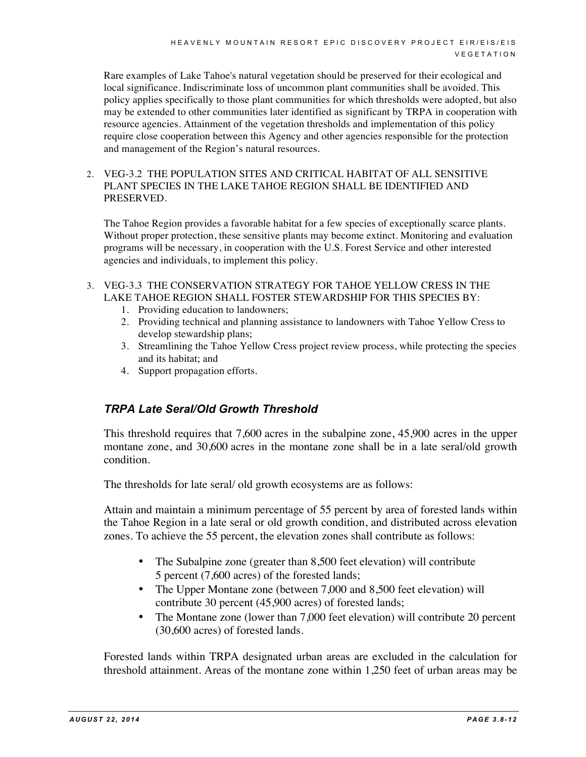Rare examples of Lake Tahoe's natural vegetation should be preserved for their ecological and local significance. Indiscriminate loss of uncommon plant communities shall be avoided. This policy applies specifically to those plant communities for which thresholds were adopted, but also may be extended to other communities later identified as significant by TRPA in cooperation with resource agencies. Attainment of the vegetation thresholds and implementation of this policy require close cooperation between this Agency and other agencies responsible for the protection and management of the Region's natural resources.

2. VEG-3.2 THE POPULATION SITES AND CRITICAL HABITAT OF ALL SENSITIVE PLANT SPECIES IN THE LAKE TAHOE REGION SHALL BE IDENTIFIED AND PRESERVED.

   The Tahoe Region provides a favorable habitat for a few species of exceptionally scarce plants. Without proper protection, these sensitive plants may become extinct. Monitoring and evaluation programs will be necessary, in cooperation with the U.S. Forest Service and other interested agencies and individuals, to implement this policy.

3. VEG-3.3 THE CONSERVATION STRATEGY FOR TAHOE YELLOW CRESS IN THE LAKE TAHOE REGION SHALL FOSTER STEWARDSHIP FOR THIS SPECIES BY:
   1. Providing education to landowners;
   2. Providing technical and planning assistance to landowners with Tahoe Yellow Cress to develop stewardship plans;
   3. Streamlining the Tahoe Yellow Cress project review process, while protecting the species and its habitat; and
   4. Support propagation efforts.

### *TRPA Late Seral/Old Growth Threshold*

This threshold requires that 7,600 acres in the subalpine zone, 45,900 acres in the upper montane zone, and 30,600 acres in the montane zone shall be in a late seral/old growth condition.

The thresholds for late seral/ old growth ecosystems are as follows:

Attain and maintain a minimum percentage of 55 percent by area of forested lands within the Tahoe Region in a late seral or old growth condition, and distributed across elevation zones. To achieve the 55 percent, the elevation zones shall contribute as follows:

- The Subalpine zone (greater than 8,500 feet elevation) will contribute 5 percent (7,600 acres) of the forested lands;
- The Upper Montane zone (between 7,000 and 8,500 feet elevation) will contribute 30 percent (45,900 acres) of forested lands;
- The Montane zone (lower than 7,000 feet elevation) will contribute 20 percent (30,600 acres) of forested lands.

Forested lands within TRPA designated urban areas are excluded in the calculation for threshold attainment. Areas of the montane zone within 1,250 feet of urban areas may be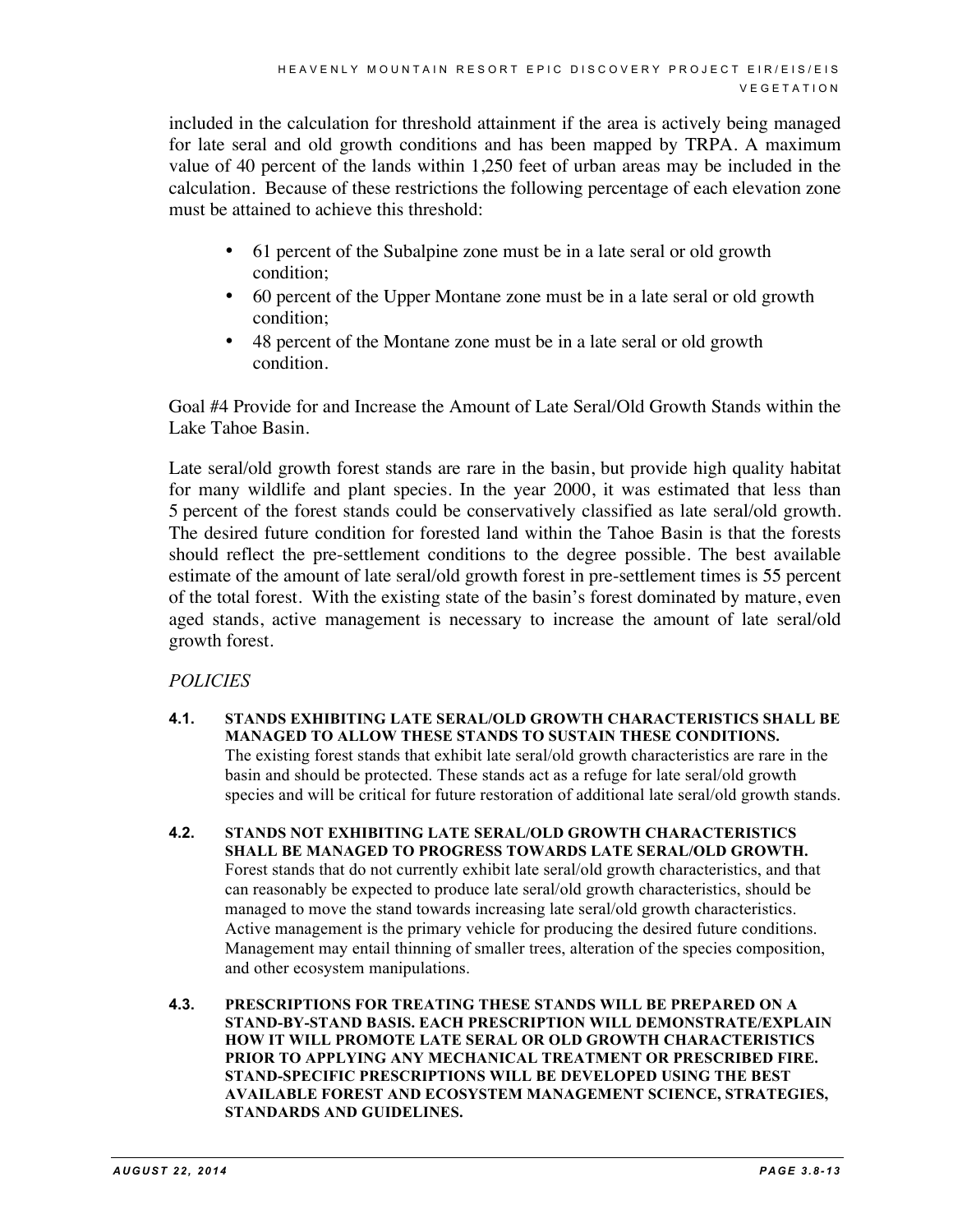included in the calculation for threshold attainment if the area is actively being managed for late seral and old growth conditions and has been mapped by TRPA. A maximum value of 40 percent of the lands within 1,250 feet of urban areas may be included in the calculation. Because of these restrictions the following percentage of each elevation zone must be attained to achieve this threshold:

- 61 percent of the Subalpine zone must be in a late seral or old growth condition;
- 60 percent of the Upper Montane zone must be in a late seral or old growth condition;
- 48 percent of the Montane zone must be in a late seral or old growth condition.

Goal #4 Provide for and Increase the Amount of Late Seral/Old Growth Stands within the Lake Tahoe Basin.

Late seral/old growth forest stands are rare in the basin, but provide high quality habitat for many wildlife and plant species. In the year 2000, it was estimated that less than 5 percent of the forest stands could be conservatively classified as late seral/old growth. The desired future condition for forested land within the Tahoe Basin is that the forests should reflect the pre-settlement conditions to the degree possible. The best available estimate of the amount of late seral/old growth forest in pre-settlement times is 55 percent of the total forest. With the existing state of the basin's forest dominated by mature, even aged stands, active management is necessary to increase the amount of late seral/old growth forest.

*POLICIES*

**4.1. STANDS EXHIBITING LATE SERAL/OLD GROWTH CHARACTERISTICS SHALL BE MANAGED TO ALLOW THESE STANDS TO SUSTAIN THESE CONDITIONS.**
The existing forest stands that exhibit late seral/old growth characteristics are rare in the basin and should be protected. These stands act as a refuge for late seral/old growth species and will be critical for future restoration of additional late seral/old growth stands.

**4.2. STANDS NOT EXHIBITING LATE SERAL/OLD GROWTH CHARACTERISTICS SHALL BE MANAGED TO PROGRESS TOWARDS LATE SERAL/OLD GROWTH.**
Forest stands that do not currently exhibit late seral/old growth characteristics, and that can reasonably be expected to produce late seral/old growth characteristics, should be managed to move the stand towards increasing late seral/old growth characteristics. Active management is the primary vehicle for producing the desired future conditions. Management may entail thinning of smaller trees, alteration of the species composition, and other ecosystem manipulations.

**4.3. PRESCRIPTIONS FOR TREATING THESE STANDS WILL BE PREPARED ON A STAND-BY-STAND BASIS. EACH PRESCRIPTION WILL DEMONSTRATE/EXPLAIN HOW IT WILL PROMOTE LATE SERAL OR OLD GROWTH CHARACTERISTICS PRIOR TO APPLYING ANY MECHANICAL TREATMENT OR PRESCRIBED FIRE. STAND-SPECIFIC PRESCRIPTIONS WILL BE DEVELOPED USING THE BEST AVAILABLE FOREST AND ECOSYSTEM MANAGEMENT SCIENCE, STRATEGIES, STANDARDS AND GUIDELINES.**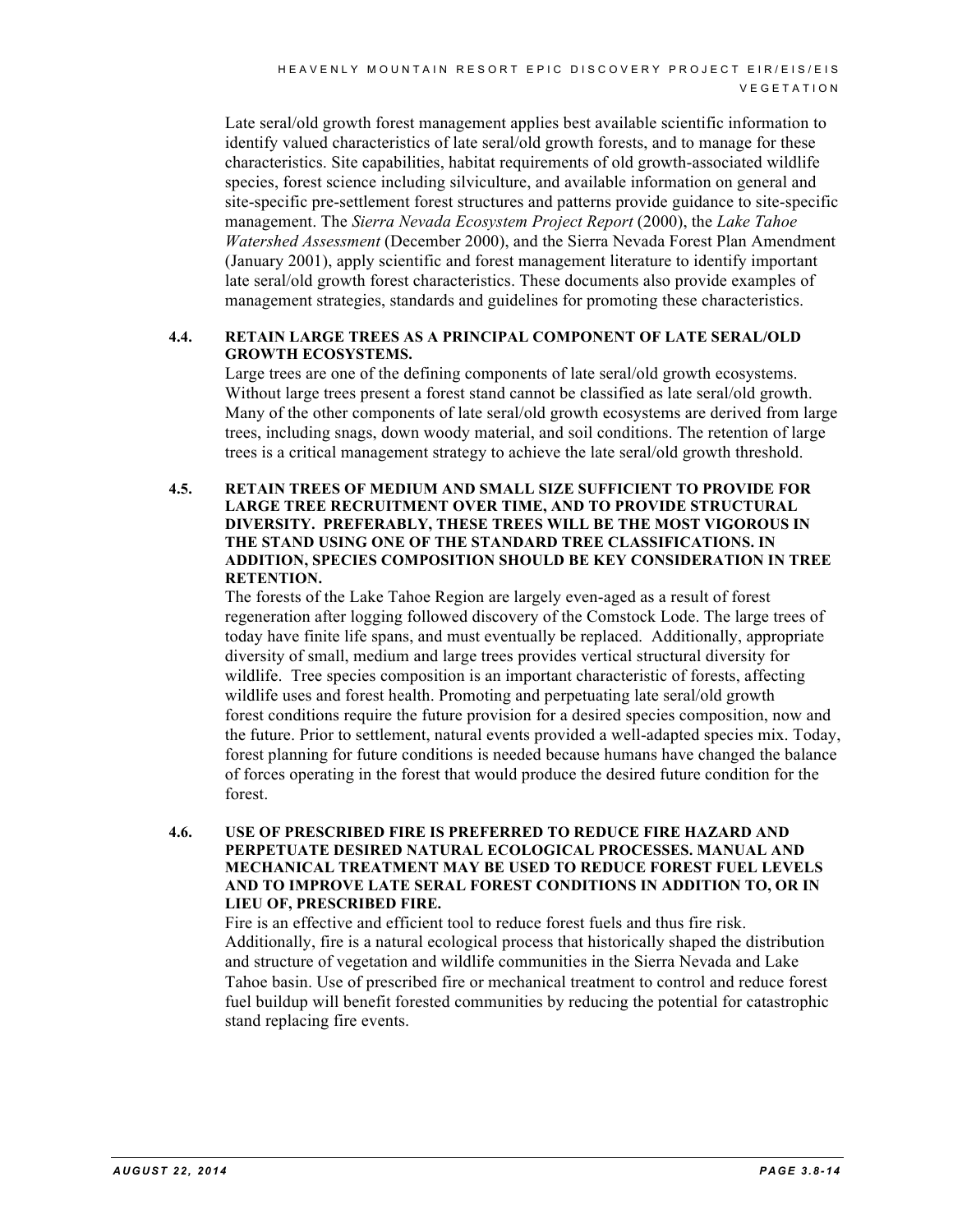Late seral/old growth forest management applies best available scientific information to identify valued characteristics of late seral/old growth forests, and to manage for these characteristics. Site capabilities, habitat requirements of old growth-associated wildlife species, forest science including silviculture, and available information on general and site-specific pre-settlement forest structures and patterns provide guidance to site-specific management. The *Sierra Nevada Ecosystem Project Report* (2000), the *Lake Tahoe Watershed Assessment* (December 2000), and the Sierra Nevada Forest Plan Amendment (January 2001), apply scientific and forest management literature to identify important late seral/old growth forest characteristics. These documents also provide examples of management strategies, standards and guidelines for promoting these characteristics.

**4.4. RETAIN LARGE TREES AS A PRINCIPAL COMPONENT OF LATE SERAL/OLD GROWTH ECOSYSTEMS.**

Large trees are one of the defining components of late seral/old growth ecosystems. Without large trees present a forest stand cannot be classified as late seral/old growth. Many of the other components of late seral/old growth ecosystems are derived from large trees, including snags, down woody material, and soil conditions. The retention of large trees is a critical management strategy to achieve the late seral/old growth threshold.

**4.5. RETAIN TREES OF MEDIUM AND SMALL SIZE SUFFICIENT TO PROVIDE FOR LARGE TREE RECRUITMENT OVER TIME, AND TO PROVIDE STRUCTURAL DIVERSITY. PREFERABLY, THESE TREES WILL BE THE MOST VIGOROUS IN THE STAND USING ONE OF THE STANDARD TREE CLASSIFICATIONS. IN ADDITION, SPECIES COMPOSITION SHOULD BE KEY CONSIDERATION IN TREE RETENTION.**

The forests of the Lake Tahoe Region are largely even-aged as a result of forest regeneration after logging followed discovery of the Comstock Lode. The large trees of today have finite life spans, and must eventually be replaced. Additionally, appropriate diversity of small, medium and large trees provides vertical structural diversity for wildlife. Tree species composition is an important characteristic of forests, affecting wildlife uses and forest health. Promoting and perpetuating late seral/old growth forest conditions require the future provision for a desired species composition, now and the future. Prior to settlement, natural events provided a well-adapted species mix. Today, forest planning for future conditions is needed because humans have changed the balance of forces operating in the forest that would produce the desired future condition for the forest.

**4.6. USE OF PRESCRIBED FIRE IS PREFERRED TO REDUCE FIRE HAZARD AND PERPETUATE DESIRED NATURAL ECOLOGICAL PROCESSES. MANUAL AND MECHANICAL TREATMENT MAY BE USED TO REDUCE FOREST FUEL LEVELS AND TO IMPROVE LATE SERAL FOREST CONDITIONS IN ADDITION TO, OR IN LIEU OF, PRESCRIBED FIRE.**

Fire is an effective and efficient tool to reduce forest fuels and thus fire risk. Additionally, fire is a natural ecological process that historically shaped the distribution and structure of vegetation and wildlife communities in the Sierra Nevada and Lake Tahoe basin. Use of prescribed fire or mechanical treatment to control and reduce forest fuel buildup will benefit forested communities by reducing the potential for catastrophic stand replacing fire events.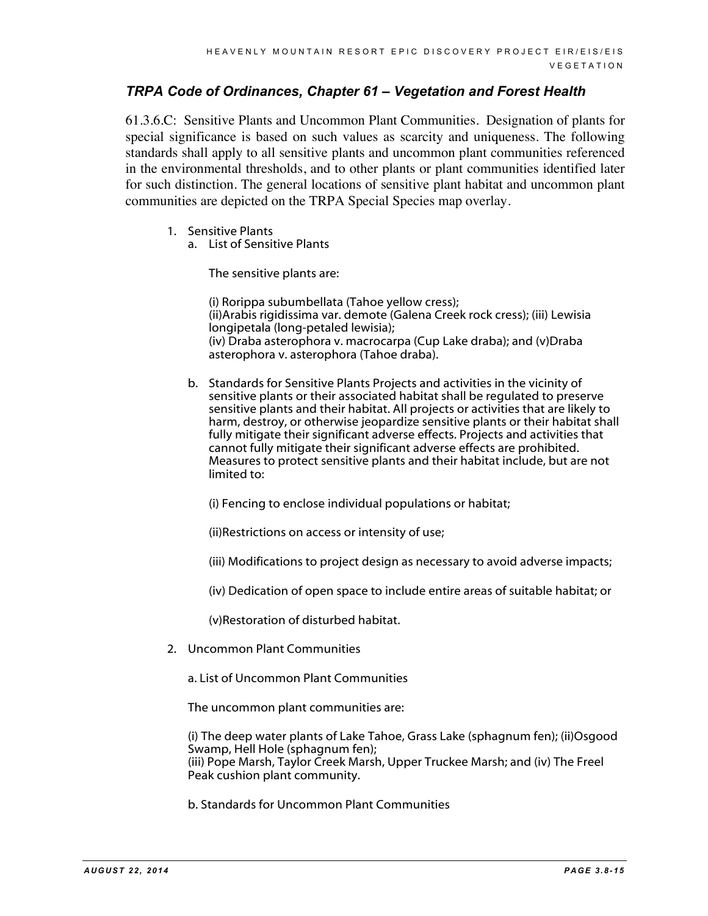### *TRPA Code of Ordinances, Chapter 61 – Vegetation and Forest Health*

61.3.6.C: Sensitive Plants and Uncommon Plant Communities. Designation of plants for special significance is based on such values as scarcity and uniqueness. The following standards shall apply to all sensitive plants and uncommon plant communities referenced in the environmental thresholds, and to other plants or plant communities identified later for such distinction. The general locations of sensitive plant habitat and uncommon plant communities are depicted on the TRPA Special Species map overlay.

1. Sensitive Plants
   a. List of Sensitive Plants

      The sensitive plants are:

      (i) Rorippa subumbellata (Tahoe yellow cress);
      (ii)Arabis rigidissima var. demote (Galena Creek rock cress); (iii) Lewisia longipetala (long-petaled lewisia);
      (iv) Draba asterophora v. macrocarpa (Cup Lake draba); and (v)Draba asterophora v. asterophora (Tahoe draba).

   b. Standards for Sensitive Plants Projects and activities in the vicinity of sensitive plants or their associated habitat shall be regulated to preserve sensitive plants and their habitat. All projects or activities that are likely to harm, destroy, or otherwise jeopardize sensitive plants or their habitat shall fully mitigate their significant adverse effects. Projects and activities that cannot fully mitigate their significant adverse effects are prohibited. Measures to protect sensitive plants and their habitat include, but are not limited to:

      (i) Fencing to enclose individual populations or habitat;

      (ii)Restrictions on access or intensity of use;

      (iii) Modifications to project design as necessary to avoid adverse impacts;

      (iv) Dedication of open space to include entire areas of suitable habitat; or

      (v)Restoration of disturbed habitat.

2. Uncommon Plant Communities

   a. List of Uncommon Plant Communities

   The uncommon plant communities are:

   (i) The deep water plants of Lake Tahoe, Grass Lake (sphagnum fen); (ii)Osgood Swamp, Hell Hole (sphagnum fen);
   (iii) Pope Marsh, Taylor Creek Marsh, Upper Truckee Marsh; and (iv) The Freel Peak cushion plant community.

   b. Standards for Uncommon Plant Communities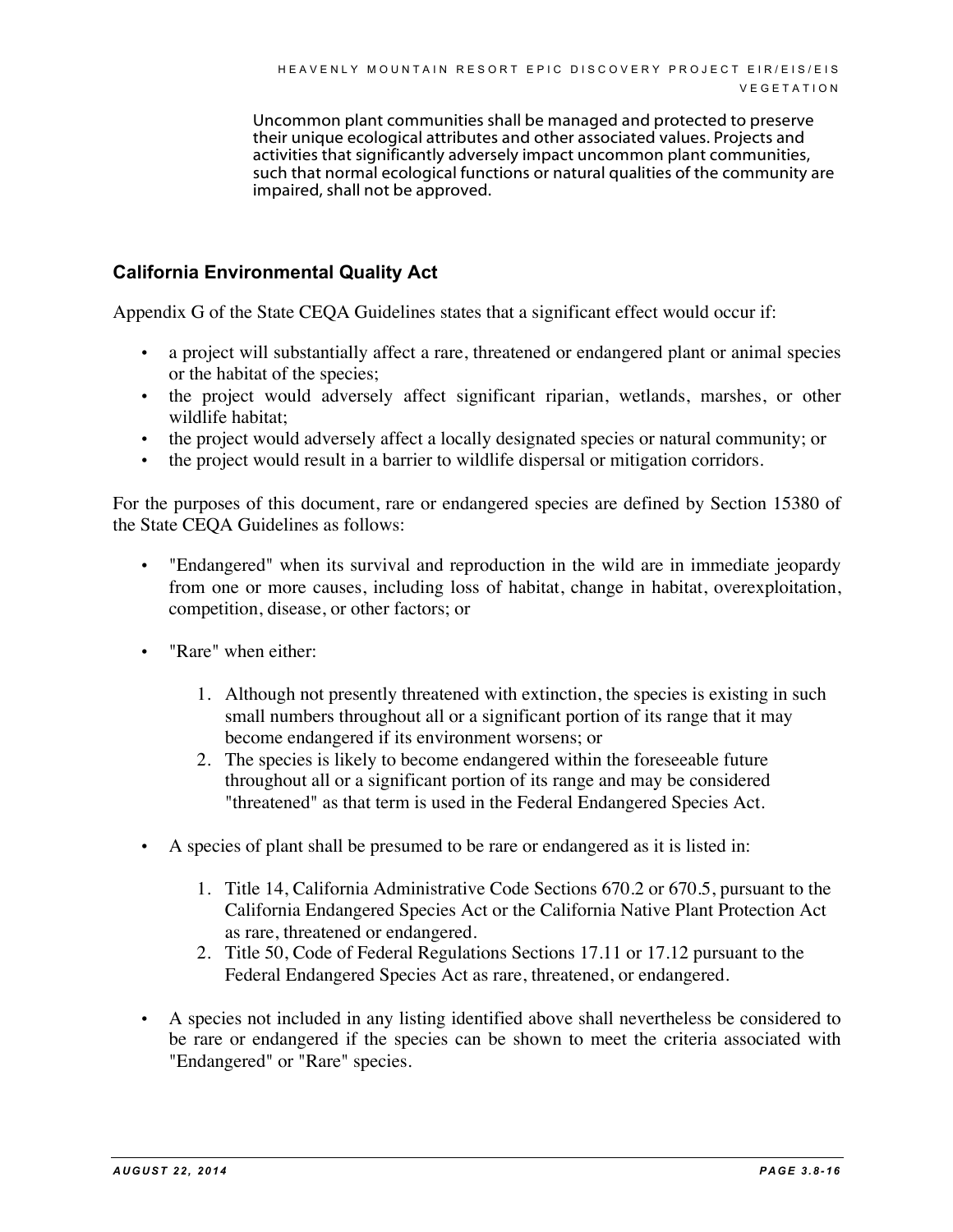Uncommon plant communities shall be managed and protected to preserve their unique ecological attributes and other associated values. Projects and activities that significantly adversely impact uncommon plant communities, such that normal ecological functions or natural qualities of the community are impaired, shall not be approved.

### California Environmental Quality Act

Appendix G of the State CEQA Guidelines states that a significant effect would occur if:

- a project will substantially affect a rare, threatened or endangered plant or animal species or the habitat of the species;
- the project would adversely affect significant riparian, wetlands, marshes, or other wildlife habitat;
- the project would adversely affect a locally designated species or natural community; or
- the project would result in a barrier to wildlife dispersal or mitigation corridors.

For the purposes of this document, rare or endangered species are defined by Section 15380 of the State CEQA Guidelines as follows:

- "Endangered" when its survival and reproduction in the wild are in immediate jeopardy from one or more causes, including loss of habitat, change in habitat, overexploitation, competition, disease, or other factors; or

- "Rare" when either:

  1. Although not presently threatened with extinction, the species is existing in such small numbers throughout all or a significant portion of its range that it may become endangered if its environment worsens; or
  2. The species is likely to become endangered within the foreseeable future throughout all or a significant portion of its range and may be considered "threatened" as that term is used in the Federal Endangered Species Act.

- A species of plant shall be presumed to be rare or endangered as it is listed in:

  1. Title 14, California Administrative Code Sections 670.2 or 670.5, pursuant to the California Endangered Species Act or the California Native Plant Protection Act as rare, threatened or endangered.
  2. Title 50, Code of Federal Regulations Sections 17.11 or 17.12 pursuant to the Federal Endangered Species Act as rare, threatened, or endangered.

- A species not included in any listing identified above shall nevertheless be considered to be rare or endangered if the species can be shown to meet the criteria associated with "Endangered" or "Rare" species.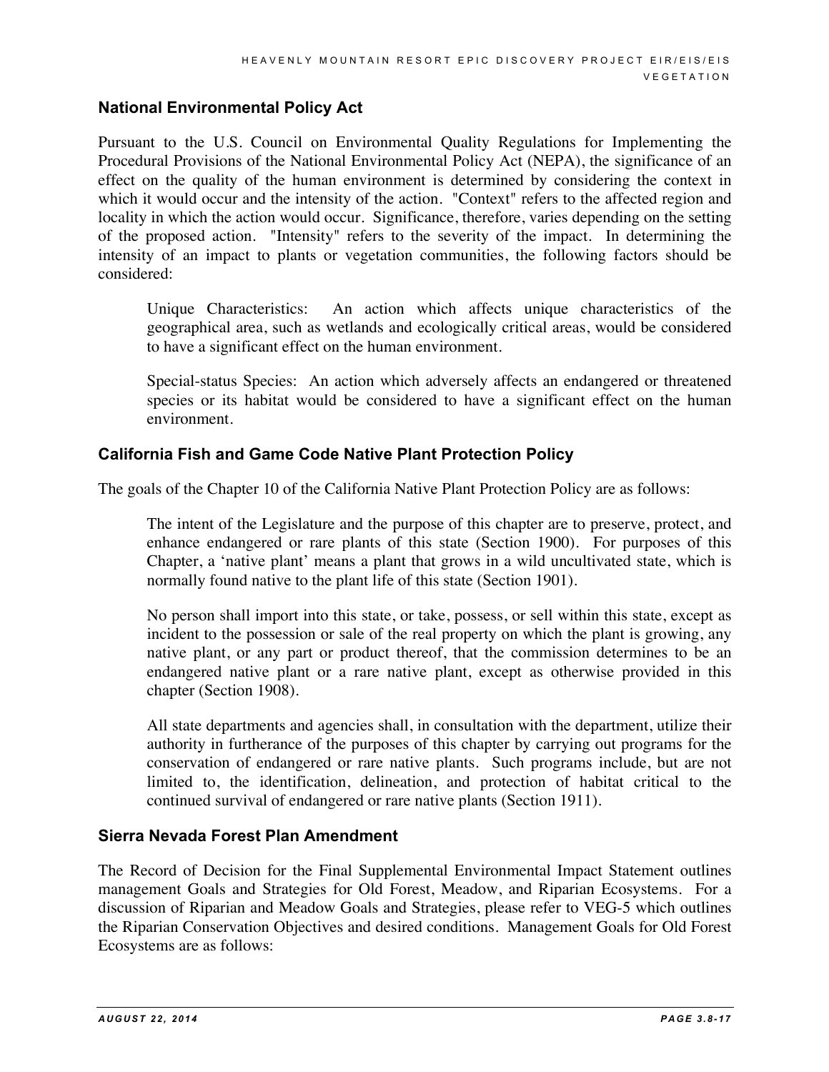### National Environmental Policy Act

Pursuant to the U.S. Council on Environmental Quality Regulations for Implementing the Procedural Provisions of the National Environmental Policy Act (NEPA), the significance of an effect on the quality of the human environment is determined by considering the context in which it would occur and the intensity of the action. "Context" refers to the affected region and locality in which the action would occur. Significance, therefore, varies depending on the setting of the proposed action. "Intensity" refers to the severity of the impact. In determining the intensity of an impact to plants or vegetation communities, the following factors should be considered:

> Unique Characteristics: An action which affects unique characteristics of the geographical area, such as wetlands and ecologically critical areas, would be considered to have a significant effect on the human environment.
>
> Special-status Species: An action which adversely affects an endangered or threatened species or its habitat would be considered to have a significant effect on the human environment.

### California Fish and Game Code Native Plant Protection Policy

The goals of the Chapter 10 of the California Native Plant Protection Policy are as follows:

> The intent of the Legislature and the purpose of this chapter are to preserve, protect, and enhance endangered or rare plants of this state (Section 1900). For purposes of this Chapter, a 'native plant' means a plant that grows in a wild uncultivated state, which is normally found native to the plant life of this state (Section 1901).
>
> No person shall import into this state, or take, possess, or sell within this state, except as incident to the possession or sale of the real property on which the plant is growing, any native plant, or any part or product thereof, that the commission determines to be an endangered native plant or a rare native plant, except as otherwise provided in this chapter (Section 1908).
>
> All state departments and agencies shall, in consultation with the department, utilize their authority in furtherance of the purposes of this chapter by carrying out programs for the conservation of endangered or rare native plants. Such programs include, but are not limited to, the identification, delineation, and protection of habitat critical to the continued survival of endangered or rare native plants (Section 1911).

### Sierra Nevada Forest Plan Amendment

The Record of Decision for the Final Supplemental Environmental Impact Statement outlines management Goals and Strategies for Old Forest, Meadow, and Riparian Ecosystems. For a discussion of Riparian and Meadow Goals and Strategies, please refer to VEG-5 which outlines the Riparian Conservation Objectives and desired conditions. Management Goals for Old Forest Ecosystems are as follows: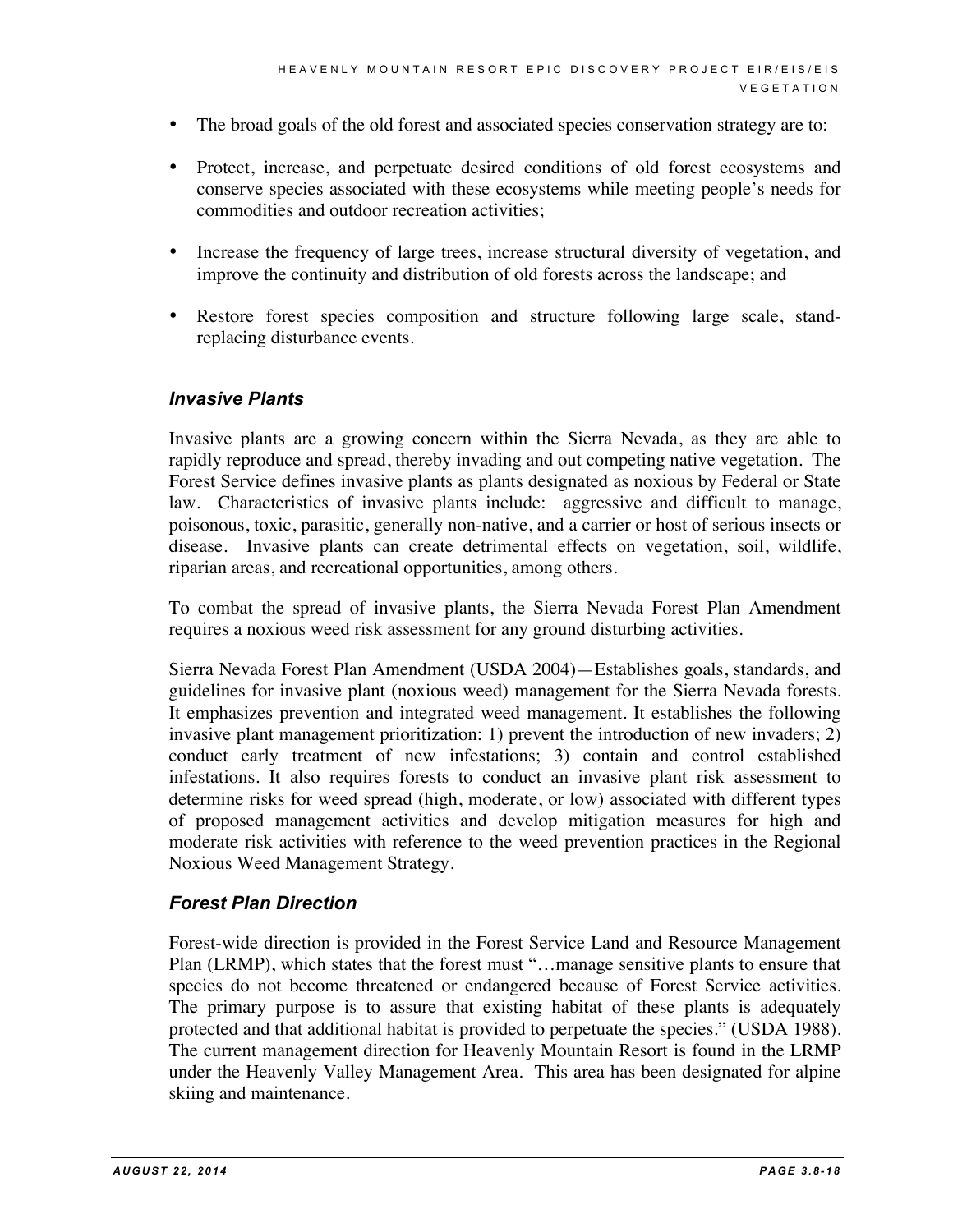- The broad goals of the old forest and associated species conservation strategy are to:
- Protect, increase, and perpetuate desired conditions of old forest ecosystems and conserve species associated with these ecosystems while meeting people's needs for commodities and outdoor recreation activities;
- Increase the frequency of large trees, increase structural diversity of vegetation, and improve the continuity and distribution of old forests across the landscape; and
- Restore forest species composition and structure following large scale, stand-replacing disturbance events.

### *Invasive Plants*

Invasive plants are a growing concern within the Sierra Nevada, as they are able to rapidly reproduce and spread, thereby invading and out competing native vegetation. The Forest Service defines invasive plants as plants designated as noxious by Federal or State law. Characteristics of invasive plants include: aggressive and difficult to manage, poisonous, toxic, parasitic, generally non-native, and a carrier or host of serious insects or disease. Invasive plants can create detrimental effects on vegetation, soil, wildlife, riparian areas, and recreational opportunities, among others.

To combat the spread of invasive plants, the Sierra Nevada Forest Plan Amendment requires a noxious weed risk assessment for any ground disturbing activities.

Sierra Nevada Forest Plan Amendment (USDA 2004)—Establishes goals, standards, and guidelines for invasive plant (noxious weed) management for the Sierra Nevada forests. It emphasizes prevention and integrated weed management. It establishes the following invasive plant management prioritization: 1) prevent the introduction of new invaders; 2) conduct early treatment of new infestations; 3) contain and control established infestations. It also requires forests to conduct an invasive plant risk assessment to determine risks for weed spread (high, moderate, or low) associated with different types of proposed management activities and develop mitigation measures for high and moderate risk activities with reference to the weed prevention practices in the Regional Noxious Weed Management Strategy.

### *Forest Plan Direction*

Forest-wide direction is provided in the Forest Service Land and Resource Management Plan (LRMP), which states that the forest must "…manage sensitive plants to ensure that species do not become threatened or endangered because of Forest Service activities. The primary purpose is to assure that existing habitat of these plants is adequately protected and that additional habitat is provided to perpetuate the species." (USDA 1988). The current management direction for Heavenly Mountain Resort is found in the LRMP under the Heavenly Valley Management Area. This area has been designated for alpine skiing and maintenance.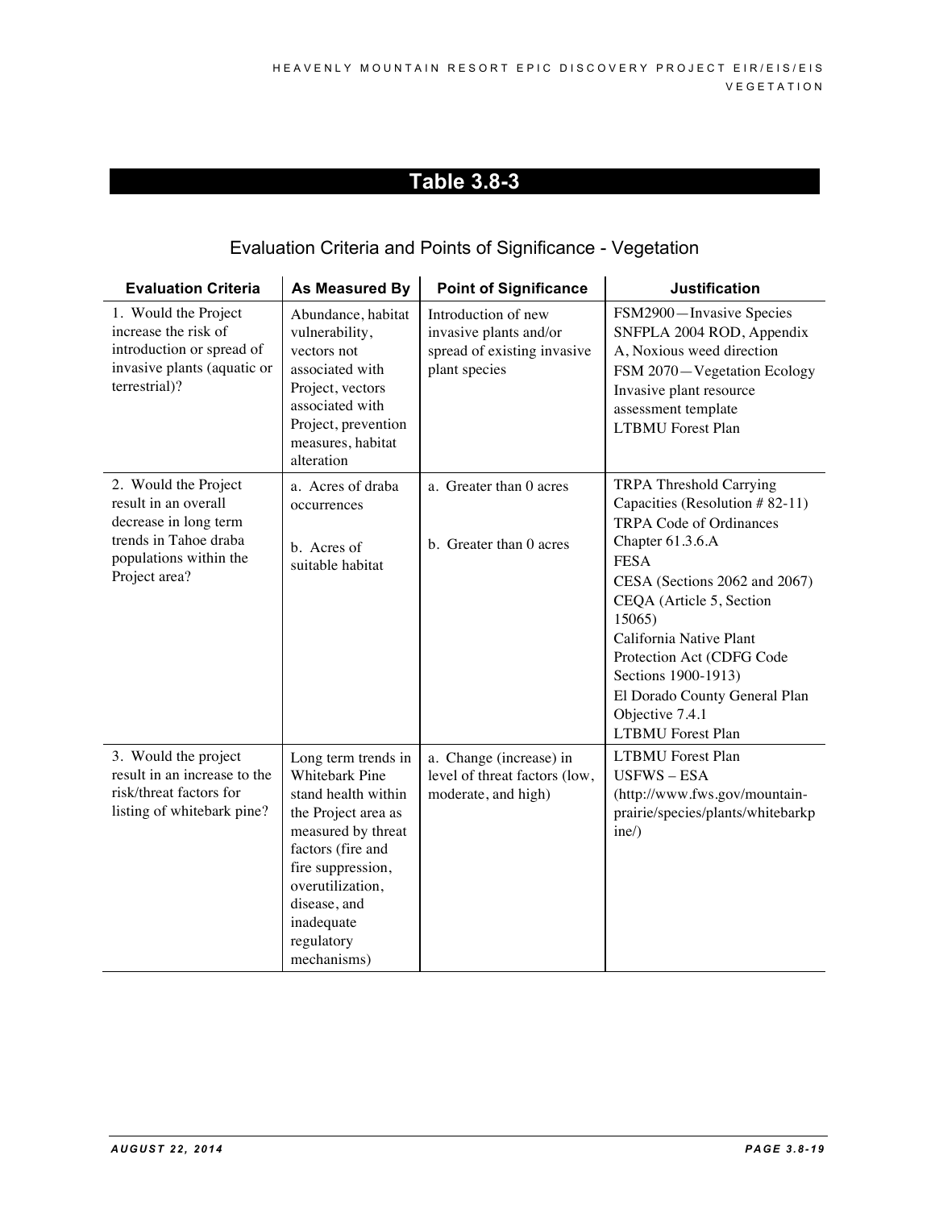## Table 3.8-3

### Evaluation Criteria and Points of Significance - Vegetation

| Evaluation Criteria | As Measured By | Point of Significance | Justification |
|---|---|---|---|
| 1. Would the Project increase the risk of introduction or spread of invasive plants (aquatic or terrestrial)? | Abundance, habitat vulnerability, vectors not associated with Project, vectors associated with Project, prevention measures, habitat alteration | Introduction of new invasive plants and/or spread of existing invasive plant species | FSM2900—Invasive Species<br>SNFPLA 2004 ROD, Appendix A, Noxious weed direction<br>FSM 2070—Vegetation Ecology<br>Invasive plant resource assessment template<br>LTBMU Forest Plan |
| 2. Would the Project result in an overall decrease in long term trends in Tahoe draba populations within the Project area? | a. Acres of draba occurrences<br><br>b. Acres of suitable habitat | a. Greater than 0 acres<br><br>b. Greater than 0 acres | TRPA Threshold Carrying Capacities (Resolution # 82-11)<br>TRPA Code of Ordinances Chapter 61.3.6.A<br>FESA<br>CESA (Sections 2062 and 2067)<br>CEQA (Article 5, Section 15065)<br>California Native Plant Protection Act (CDFG Code Sections 1900-1913)<br>El Dorado County General Plan Objective 7.4.1<br>LTBMU Forest Plan |
| 3. Would the project result in an increase to the risk/threat factors for listing of whitebark pine? | Long term trends in Whitebark Pine stand health within the Project area as measured by threat factors (fire and fire suppression, overutilization, disease, and inadequate regulatory mechanisms) | a. Change (increase) in level of threat factors (low, moderate, and high) | LTBMU Forest Plan<br>USFWS – ESA (http://www.fws.gov/mountain-prairie/species/plants/whitebarkpine/) |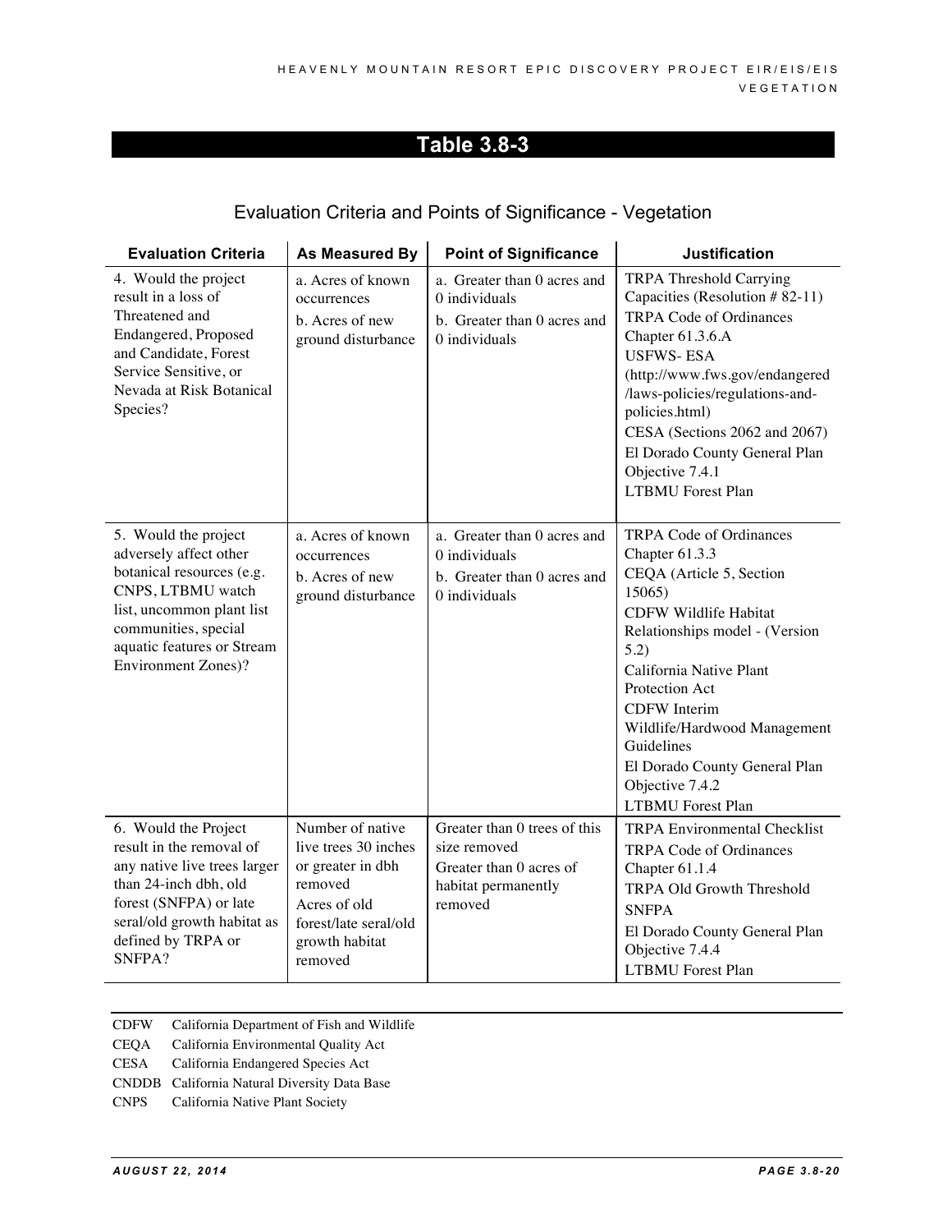## Table 3.8-3

### Evaluation Criteria and Points of Significance - Vegetation

| Evaluation Criteria | As Measured By | Point of Significance | Justification |
|---|---|---|---|
| 4. Would the project result in a loss of Threatened and Endangered, Proposed and Candidate, Forest Service Sensitive, or Nevada at Risk Botanical Species? | a. Acres of known occurrences<br>b. Acres of new ground disturbance | a. Greater than 0 acres and 0 individuals<br>b. Greater than 0 acres and 0 individuals | TRPA Threshold Carrying Capacities (Resolution # 82-11)<br>TRPA Code of Ordinances Chapter 61.3.6.A<br>USFWS- ESA (http://www.fws.gov/endangered/laws-policies/regulations-and-policies.html)<br>CESA (Sections 2062 and 2067)<br>El Dorado County General Plan Objective 7.4.1<br>LTBMU Forest Plan |
| 5. Would the project adversely affect other botanical resources (e.g. CNPS, LTBMU watch list, uncommon plant list communities, special aquatic features or Stream Environment Zones)? | a. Acres of known occurrences<br>b. Acres of new ground disturbance | a. Greater than 0 acres and 0 individuals<br>b. Greater than 0 acres and 0 individuals | TRPA Code of Ordinances Chapter 61.3.3<br>CEQA (Article 5, Section 15065)<br>CDFW Wildlife Habitat Relationships model - (Version 5.2)<br>California Native Plant Protection Act<br>CDFW Interim Wildlife/Hardwood Management Guidelines<br>El Dorado County General Plan Objective 7.4.2<br>LTBMU Forest Plan |
| 6. Would the Project result in the removal of any native live trees larger than 24-inch dbh, old forest (SNFPA) or late seral/old growth habitat as defined by TRPA or SNFPA? | Number of native live trees 30 inches or greater in dbh removed<br>Acres of old forest/late seral/old growth habitat removed | Greater than 0 trees of this size removed<br>Greater than 0 acres of habitat permanently removed | TRPA Environmental Checklist<br>TRPA Code of Ordinances Chapter 61.1.4<br>TRPA Old Growth Threshold<br>SNFPA<br>El Dorado County General Plan Objective 7.4.4<br>LTBMU Forest Plan |

CDFW California Department of Fish and Wildlife
CEQA California Environmental Quality Act
CESA California Endangered Species Act
CNDDB California Natural Diversity Data Base
CNPS California Native Plant Society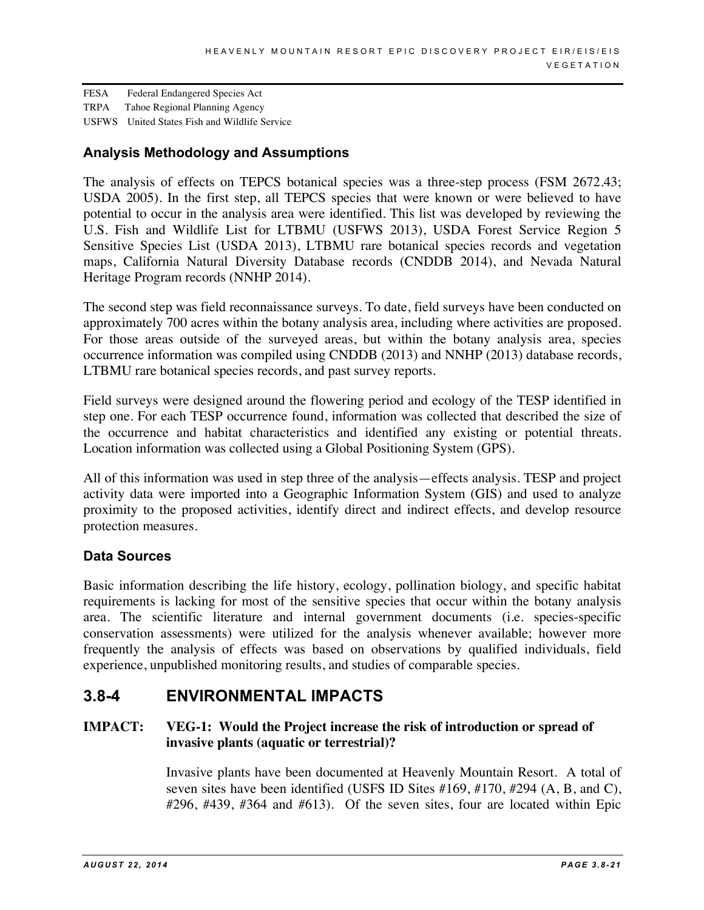FESA Federal Endangered Species Act
TRPA Tahoe Regional Planning Agency
USFWS United States Fish and Wildlife Service

### Analysis Methodology and Assumptions

The analysis of effects on TEPCS botanical species was a three-step process (FSM 2672.43; USDA 2005). In the first step, all TEPCS species that were known or were believed to have potential to occur in the analysis area were identified. This list was developed by reviewing the U.S. Fish and Wildlife List for LTBMU (USFWS 2013), USDA Forest Service Region 5 Sensitive Species List (USDA 2013), LTBMU rare botanical species records and vegetation maps, California Natural Diversity Database records (CNDDB 2014), and Nevada Natural Heritage Program records (NNHP 2014).

The second step was field reconnaissance surveys. To date, field surveys have been conducted on approximately 700 acres within the botany analysis area, including where activities are proposed. For those areas outside of the surveyed areas, but within the botany analysis area, species occurrence information was compiled using CNDDB (2013) and NNHP (2013) database records, LTBMU rare botanical species records, and past survey reports.

Field surveys were designed around the flowering period and ecology of the TESP identified in step one. For each TESP occurrence found, information was collected that described the size of the occurrence and habitat characteristics and identified any existing or potential threats. Location information was collected using a Global Positioning System (GPS).

All of this information was used in step three of the analysis—effects analysis. TESP and project activity data were imported into a Geographic Information System (GIS) and used to analyze proximity to the proposed activities, identify direct and indirect effects, and develop resource protection measures.

### Data Sources

Basic information describing the life history, ecology, pollination biology, and specific habitat requirements is lacking for most of the sensitive species that occur within the botany analysis area. The scientific literature and internal government documents (i.e. species-specific conservation assessments) were utilized for the analysis whenever available; however more frequently the analysis of effects was based on observations by qualified individuals, field experience, unpublished monitoring results, and studies of comparable species.

## 3.8-4 ENVIRONMENTAL IMPACTS

**IMPACT: VEG-1: Would the Project increase the risk of introduction or spread of invasive plants (aquatic or terrestrial)?**

Invasive plants have been documented at Heavenly Mountain Resort. A total of seven sites have been identified (USFS ID Sites #169, #170, #294 (A, B, and C), #296, #439, #364 and #613). Of the seven sites, four are located within Epic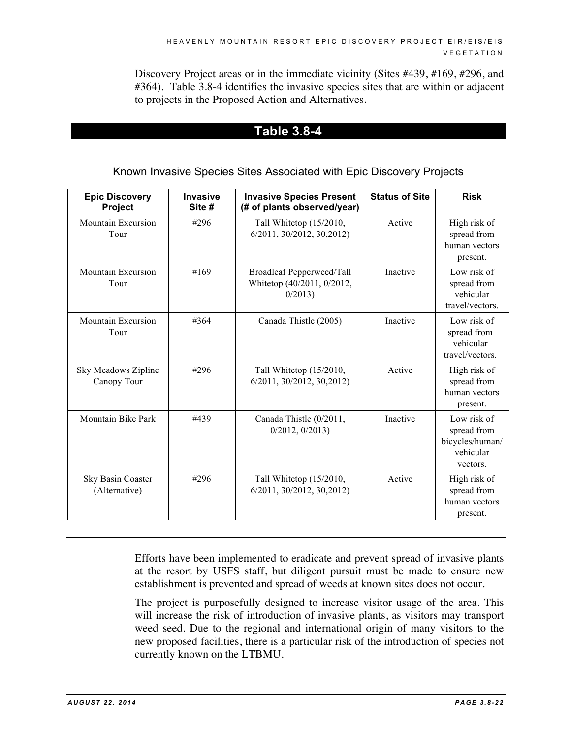Discovery Project areas or in the immediate vicinity (Sites #439, #169, #296, and #364). Table 3.8-4 identifies the invasive species sites that are within or adjacent to projects in the Proposed Action and Alternatives.

## Table 3.8-4

Known Invasive Species Sites Associated with Epic Discovery Projects

| Epic Discovery Project | Invasive Site # | Invasive Species Present (# of plants observed/year) | Status of Site | Risk |
|---|---|---|---|---|
| Mountain Excursion Tour | #296 | Tall Whitetop (15/2010, 6/2011, 30/2012, 30,2012) | Active | High risk of spread from human vectors present. |
| Mountain Excursion Tour | #169 | Broadleaf Pepperweed/Tall Whitetop (40/2011, 0/2012, 0/2013) | Inactive | Low risk of spread from vehicular travel/vectors. |
| Mountain Excursion Tour | #364 | Canada Thistle (2005) | Inactive | Low risk of spread from vehicular travel/vectors. |
| Sky Meadows Zipline Canopy Tour | #296 | Tall Whitetop (15/2010, 6/2011, 30/2012, 30,2012) | Active | High risk of spread from human vectors present. |
| Mountain Bike Park | #439 | Canada Thistle (0/2011, 0/2012, 0/2013) | Inactive | Low risk of spread from bicycles/human/ vehicular vectors. |
| Sky Basin Coaster (Alternative) | #296 | Tall Whitetop (15/2010, 6/2011, 30/2012, 30,2012) | Active | High risk of spread from human vectors present. |

Efforts have been implemented to eradicate and prevent spread of invasive plants at the resort by USFS staff, but diligent pursuit must be made to ensure new establishment is prevented and spread of weeds at known sites does not occur.

The project is purposefully designed to increase visitor usage of the area. This will increase the risk of introduction of invasive plants, as visitors may transport weed seed. Due to the regional and international origin of many visitors to the new proposed facilities, there is a particular risk of the introduction of species not currently known on the LTBMU.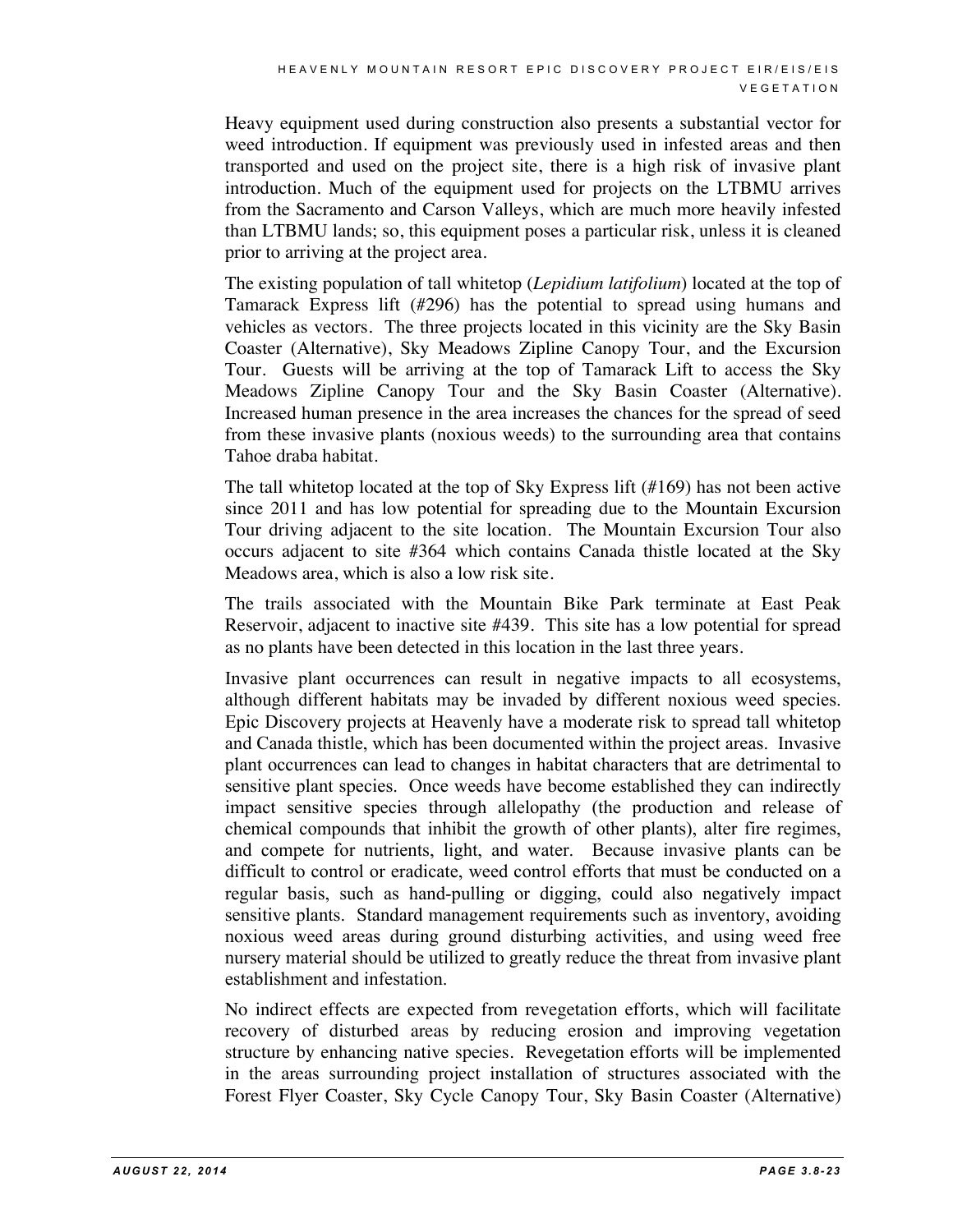Heavy equipment used during construction also presents a substantial vector for weed introduction. If equipment was previously used in infested areas and then transported and used on the project site, there is a high risk of invasive plant introduction. Much of the equipment used for projects on the LTBMU arrives from the Sacramento and Carson Valleys, which are much more heavily infested than LTBMU lands; so, this equipment poses a particular risk, unless it is cleaned prior to arriving at the project area.

The existing population of tall whitetop (*Lepidium latifolium*) located at the top of Tamarack Express lift (#296) has the potential to spread using humans and vehicles as vectors. The three projects located in this vicinity are the Sky Basin Coaster (Alternative), Sky Meadows Zipline Canopy Tour, and the Excursion Tour. Guests will be arriving at the top of Tamarack Lift to access the Sky Meadows Zipline Canopy Tour and the Sky Basin Coaster (Alternative). Increased human presence in the area increases the chances for the spread of seed from these invasive plants (noxious weeds) to the surrounding area that contains Tahoe draba habitat.

The tall whitetop located at the top of Sky Express lift (#169) has not been active since 2011 and has low potential for spreading due to the Mountain Excursion Tour driving adjacent to the site location. The Mountain Excursion Tour also occurs adjacent to site #364 which contains Canada thistle located at the Sky Meadows area, which is also a low risk site.

The trails associated with the Mountain Bike Park terminate at East Peak Reservoir, adjacent to inactive site #439. This site has a low potential for spread as no plants have been detected in this location in the last three years.

Invasive plant occurrences can result in negative impacts to all ecosystems, although different habitats may be invaded by different noxious weed species. Epic Discovery projects at Heavenly have a moderate risk to spread tall whitetop and Canada thistle, which has been documented within the project areas. Invasive plant occurrences can lead to changes in habitat characters that are detrimental to sensitive plant species. Once weeds have become established they can indirectly impact sensitive species through allelopathy (the production and release of chemical compounds that inhibit the growth of other plants), alter fire regimes, and compete for nutrients, light, and water. Because invasive plants can be difficult to control or eradicate, weed control efforts that must be conducted on a regular basis, such as hand-pulling or digging, could also negatively impact sensitive plants. Standard management requirements such as inventory, avoiding noxious weed areas during ground disturbing activities, and using weed free nursery material should be utilized to greatly reduce the threat from invasive plant establishment and infestation.

No indirect effects are expected from revegetation efforts, which will facilitate recovery of disturbed areas by reducing erosion and improving vegetation structure by enhancing native species. Revegetation efforts will be implemented in the areas surrounding project installation of structures associated with the Forest Flyer Coaster, Sky Cycle Canopy Tour, Sky Basin Coaster (Alternative)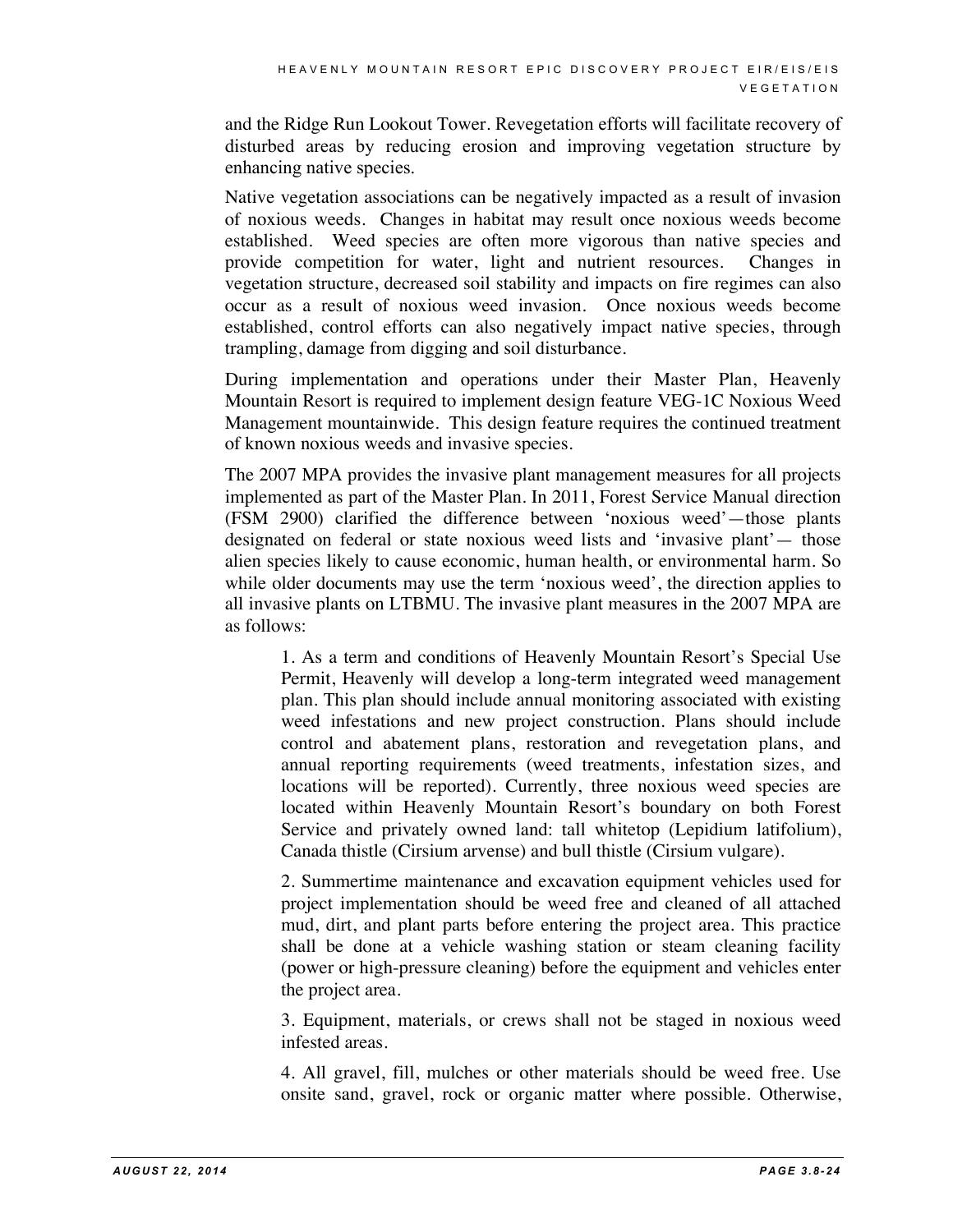and the Ridge Run Lookout Tower. Revegetation efforts will facilitate recovery of disturbed areas by reducing erosion and improving vegetation structure by enhancing native species.

Native vegetation associations can be negatively impacted as a result of invasion of noxious weeds. Changes in habitat may result once noxious weeds become established. Weed species are often more vigorous than native species and provide competition for water, light and nutrient resources. Changes in vegetation structure, decreased soil stability and impacts on fire regimes can also occur as a result of noxious weed invasion. Once noxious weeds become established, control efforts can also negatively impact native species, through trampling, damage from digging and soil disturbance.

During implementation and operations under their Master Plan, Heavenly Mountain Resort is required to implement design feature VEG-1C Noxious Weed Management mountainwide. This design feature requires the continued treatment of known noxious weeds and invasive species.

The 2007 MPA provides the invasive plant management measures for all projects implemented as part of the Master Plan. In 2011, Forest Service Manual direction (FSM 2900) clarified the difference between 'noxious weed'—those plants designated on federal or state noxious weed lists and 'invasive plant'— those alien species likely to cause economic, human health, or environmental harm. So while older documents may use the term 'noxious weed', the direction applies to all invasive plants on LTBMU. The invasive plant measures in the 2007 MPA are as follows:

> 1. As a term and conditions of Heavenly Mountain Resort's Special Use Permit, Heavenly will develop a long-term integrated weed management plan. This plan should include annual monitoring associated with existing weed infestations and new project construction. Plans should include control and abatement plans, restoration and revegetation plans, and annual reporting requirements (weed treatments, infestation sizes, and locations will be reported). Currently, three noxious weed species are located within Heavenly Mountain Resort's boundary on both Forest Service and privately owned land: tall whitetop (Lepidium latifolium), Canada thistle (Cirsium arvense) and bull thistle (Cirsium vulgare).
>
> 2. Summertime maintenance and excavation equipment vehicles used for project implementation should be weed free and cleaned of all attached mud, dirt, and plant parts before entering the project area. This practice shall be done at a vehicle washing station or steam cleaning facility (power or high-pressure cleaning) before the equipment and vehicles enter the project area.
>
> 3. Equipment, materials, or crews shall not be staged in noxious weed infested areas.
>
> 4. All gravel, fill, mulches or other materials should be weed free. Use onsite sand, gravel, rock or organic matter where possible. Otherwise,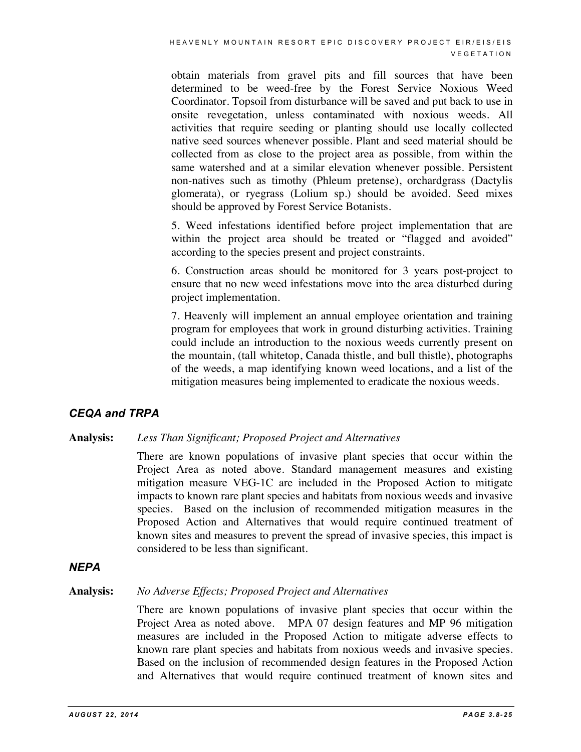obtain materials from gravel pits and fill sources that have been determined to be weed-free by the Forest Service Noxious Weed Coordinator. Topsoil from disturbance will be saved and put back to use in onsite revegetation, unless contaminated with noxious weeds. All activities that require seeding or planting should use locally collected native seed sources whenever possible. Plant and seed material should be collected from as close to the project area as possible, from within the same watershed and at a similar elevation whenever possible. Persistent non-natives such as timothy (Phleum pretense), orchardgrass (Dactylis glomerata), or ryegrass (Lolium sp.) should be avoided. Seed mixes should be approved by Forest Service Botanists.

5. Weed infestations identified before project implementation that are within the project area should be treated or "flagged and avoided" according to the species present and project constraints.

6. Construction areas should be monitored for 3 years post-project to ensure that no new weed infestations move into the area disturbed during project implementation.

7. Heavenly will implement an annual employee orientation and training program for employees that work in ground disturbing activities. Training could include an introduction to the noxious weeds currently present on the mountain, (tall whitetop, Canada thistle, and bull thistle), photographs of the weeds, a map identifying known weed locations, and a list of the mitigation measures being implemented to eradicate the noxious weeds.

### *CEQA and TRPA*

**Analysis:** *Less Than Significant; Proposed Project and Alternatives*

There are known populations of invasive plant species that occur within the Project Area as noted above. Standard management measures and existing mitigation measure VEG-1C are included in the Proposed Action to mitigate impacts to known rare plant species and habitats from noxious weeds and invasive species. Based on the inclusion of recommended mitigation measures in the Proposed Action and Alternatives that would require continued treatment of known sites and measures to prevent the spread of invasive species, this impact is considered to be less than significant.

### *NEPA*

**Analysis:** *No Adverse Effects; Proposed Project and Alternatives*

There are known populations of invasive plant species that occur within the Project Area as noted above. MPA 07 design features and MP 96 mitigation measures are included in the Proposed Action to mitigate adverse effects to known rare plant species and habitats from noxious weeds and invasive species. Based on the inclusion of recommended design features in the Proposed Action and Alternatives that would require continued treatment of known sites and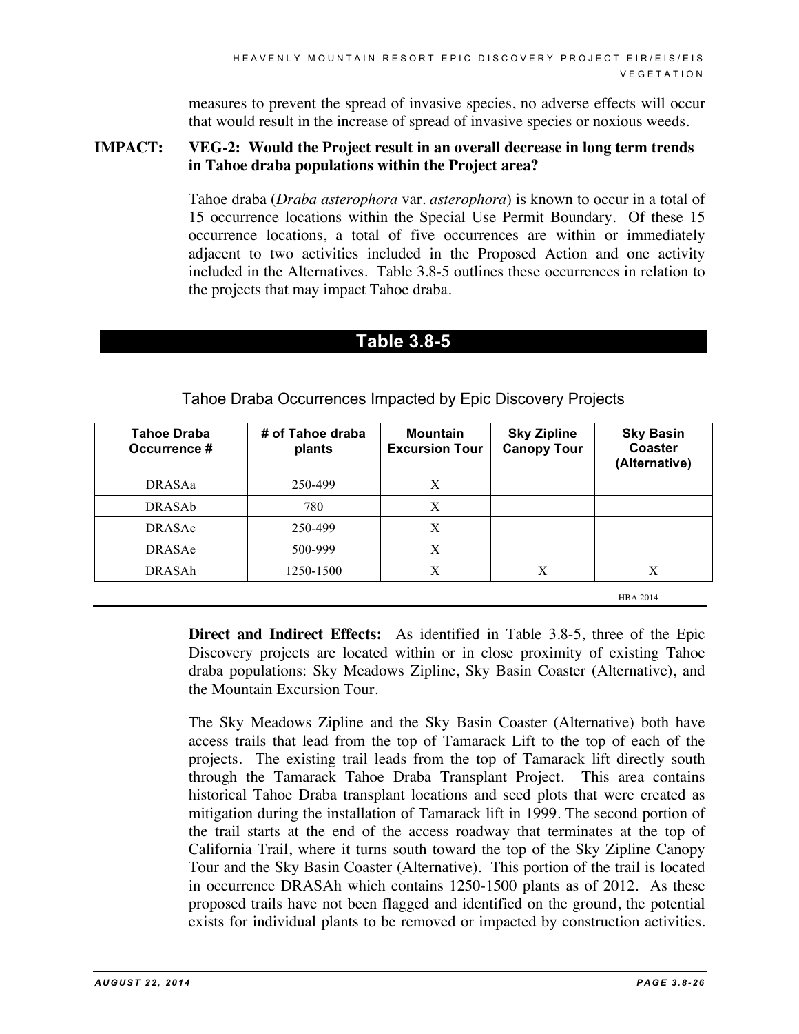measures to prevent the spread of invasive species, no adverse effects will occur that would result in the increase of spread of invasive species or noxious weeds.

**IMPACT: VEG-2: Would the Project result in an overall decrease in long term trends in Tahoe draba populations within the Project area?**

Tahoe draba (*Draba asterophora* var. *asterophora*) is known to occur in a total of 15 occurrence locations within the Special Use Permit Boundary. Of these 15 occurrence locations, a total of five occurrences are within or immediately adjacent to two activities included in the Proposed Action and one activity included in the Alternatives. Table 3.8-5 outlines these occurrences in relation to the projects that may impact Tahoe draba.

## Table 3.8-5

Tahoe Draba Occurrences Impacted by Epic Discovery Projects

| Tahoe Draba Occurrence # | # of Tahoe draba plants | Mountain Excursion Tour | Sky Zipline Canopy Tour | Sky Basin Coaster (Alternative) |
|---|---|---|---|---|
| DRASAa | 250-499 | X | | |
| DRASAb | 780 | X | | |
| DRASAc | 250-499 | X | | |
| DRASAe | 500-999 | X | | |
| DRASAh | 1250-1500 | X | X | X |

HBA 2014

**Direct and Indirect Effects:** As identified in Table 3.8-5, three of the Epic Discovery projects are located within or in close proximity of existing Tahoe draba populations: Sky Meadows Zipline, Sky Basin Coaster (Alternative), and the Mountain Excursion Tour.

The Sky Meadows Zipline and the Sky Basin Coaster (Alternative) both have access trails that lead from the top of Tamarack Lift to the top of each of the projects. The existing trail leads from the top of Tamarack lift directly south through the Tamarack Tahoe Draba Transplant Project. This area contains historical Tahoe Draba transplant locations and seed plots that were created as mitigation during the installation of Tamarack lift in 1999. The second portion of the trail starts at the end of the access roadway that terminates at the top of California Trail, where it turns south toward the top of the Sky Zipline Canopy Tour and the Sky Basin Coaster (Alternative). This portion of the trail is located in occurrence DRASAh which contains 1250-1500 plants as of 2012. As these proposed trails have not been flagged and identified on the ground, the potential exists for individual plants to be removed or impacted by construction activities.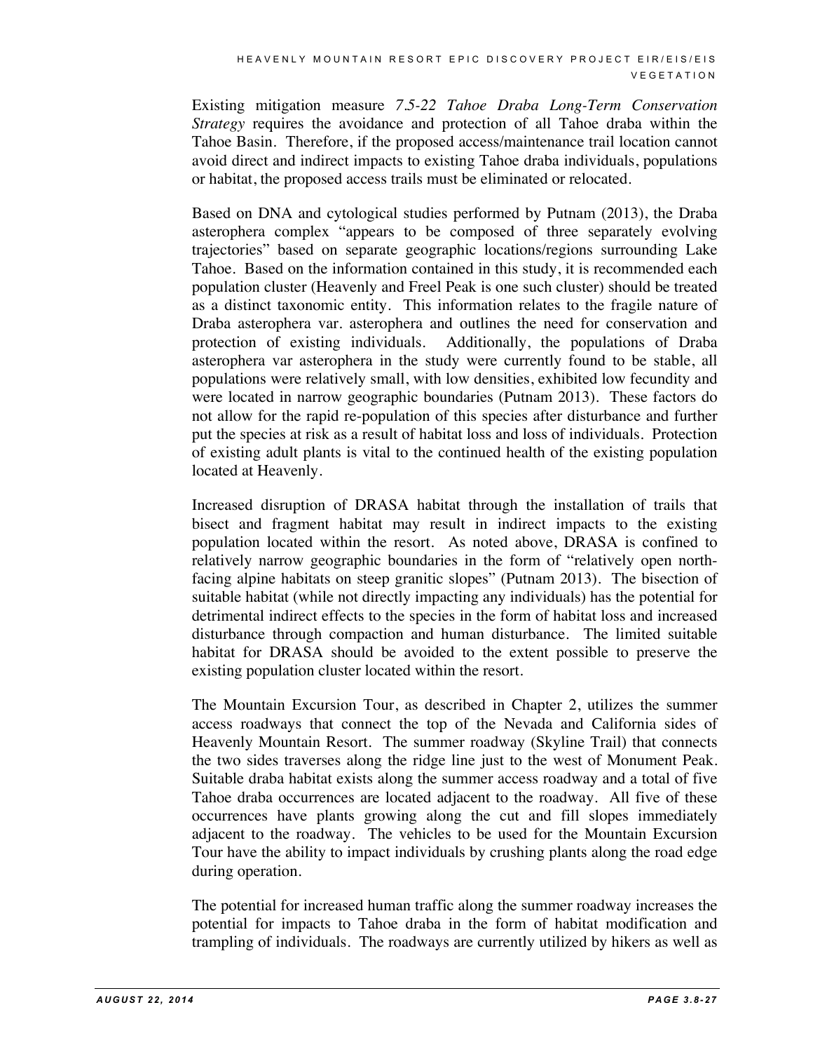Existing mitigation measure *7.5-22 Tahoe Draba Long-Term Conservation Strategy* requires the avoidance and protection of all Tahoe draba within the Tahoe Basin. Therefore, if the proposed access/maintenance trail location cannot avoid direct and indirect impacts to existing Tahoe draba individuals, populations or habitat, the proposed access trails must be eliminated or relocated.

Based on DNA and cytological studies performed by Putnam (2013), the Draba asterophera complex "appears to be composed of three separately evolving trajectories" based on separate geographic locations/regions surrounding Lake Tahoe. Based on the information contained in this study, it is recommended each population cluster (Heavenly and Freel Peak is one such cluster) should be treated as a distinct taxonomic entity. This information relates to the fragile nature of Draba asterophera var. asterophera and outlines the need for conservation and protection of existing individuals. Additionally, the populations of Draba asterophera var asterophera in the study were currently found to be stable, all populations were relatively small, with low densities, exhibited low fecundity and were located in narrow geographic boundaries (Putnam 2013). These factors do not allow for the rapid re-population of this species after disturbance and further put the species at risk as a result of habitat loss and loss of individuals. Protection of existing adult plants is vital to the continued health of the existing population located at Heavenly.

Increased disruption of DRASA habitat through the installation of trails that bisect and fragment habitat may result in indirect impacts to the existing population located within the resort. As noted above, DRASA is confined to relatively narrow geographic boundaries in the form of "relatively open north-facing alpine habitats on steep granitic slopes" (Putnam 2013). The bisection of suitable habitat (while not directly impacting any individuals) has the potential for detrimental indirect effects to the species in the form of habitat loss and increased disturbance through compaction and human disturbance. The limited suitable habitat for DRASA should be avoided to the extent possible to preserve the existing population cluster located within the resort.

The Mountain Excursion Tour, as described in Chapter 2, utilizes the summer access roadways that connect the top of the Nevada and California sides of Heavenly Mountain Resort. The summer roadway (Skyline Trail) that connects the two sides traverses along the ridge line just to the west of Monument Peak. Suitable draba habitat exists along the summer access roadway and a total of five Tahoe draba occurrences are located adjacent to the roadway. All five of these occurrences have plants growing along the cut and fill slopes immediately adjacent to the roadway. The vehicles to be used for the Mountain Excursion Tour have the ability to impact individuals by crushing plants along the road edge during operation.

The potential for increased human traffic along the summer roadway increases the potential for impacts to Tahoe draba in the form of habitat modification and trampling of individuals. The roadways are currently utilized by hikers as well as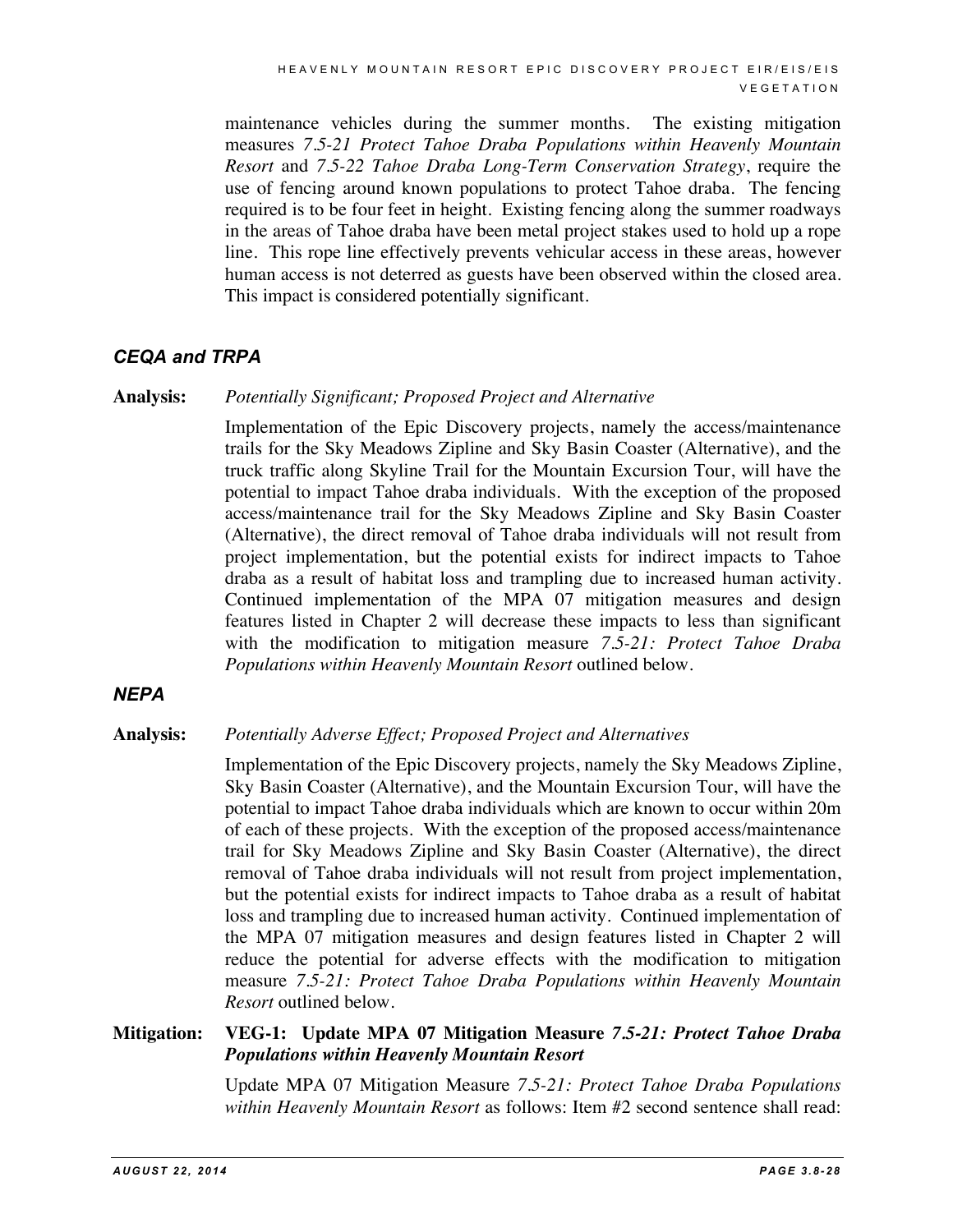maintenance vehicles during the summer months. The existing mitigation measures *7.5-21 Protect Tahoe Draba Populations within Heavenly Mountain Resort* and *7.5-22 Tahoe Draba Long-Term Conservation Strategy*, require the use of fencing around known populations to protect Tahoe draba. The fencing required is to be four feet in height. Existing fencing along the summer roadways in the areas of Tahoe draba have been metal project stakes used to hold up a rope line. This rope line effectively prevents vehicular access in these areas, however human access is not deterred as guests have been observed within the closed area. This impact is considered potentially significant.

### *CEQA and TRPA*

**Analysis:** *Potentially Significant; Proposed Project and Alternative*

Implementation of the Epic Discovery projects, namely the access/maintenance trails for the Sky Meadows Zipline and Sky Basin Coaster (Alternative), and the truck traffic along Skyline Trail for the Mountain Excursion Tour, will have the potential to impact Tahoe draba individuals. With the exception of the proposed access/maintenance trail for the Sky Meadows Zipline and Sky Basin Coaster (Alternative), the direct removal of Tahoe draba individuals will not result from project implementation, but the potential exists for indirect impacts to Tahoe draba as a result of habitat loss and trampling due to increased human activity. Continued implementation of the MPA 07 mitigation measures and design features listed in Chapter 2 will decrease these impacts to less than significant with the modification to mitigation measure *7.5-21: Protect Tahoe Draba Populations within Heavenly Mountain Resort* outlined below.

### *NEPA*

**Analysis:** *Potentially Adverse Effect; Proposed Project and Alternatives*

Implementation of the Epic Discovery projects, namely the Sky Meadows Zipline, Sky Basin Coaster (Alternative), and the Mountain Excursion Tour, will have the potential to impact Tahoe draba individuals which are known to occur within 20m of each of these projects. With the exception of the proposed access/maintenance trail for Sky Meadows Zipline and Sky Basin Coaster (Alternative), the direct removal of Tahoe draba individuals will not result from project implementation, but the potential exists for indirect impacts to Tahoe draba as a result of habitat loss and trampling due to increased human activity. Continued implementation of the MPA 07 mitigation measures and design features listed in Chapter 2 will reduce the potential for adverse effects with the modification to mitigation measure *7.5-21: Protect Tahoe Draba Populations within Heavenly Mountain Resort* outlined below.

**Mitigation: VEG-1: Update MPA 07 Mitigation Measure *7.5-21: Protect Tahoe Draba Populations within Heavenly Mountain Resort***

Update MPA 07 Mitigation Measure *7.5-21: Protect Tahoe Draba Populations within Heavenly Mountain Resort* as follows: Item #2 second sentence shall read: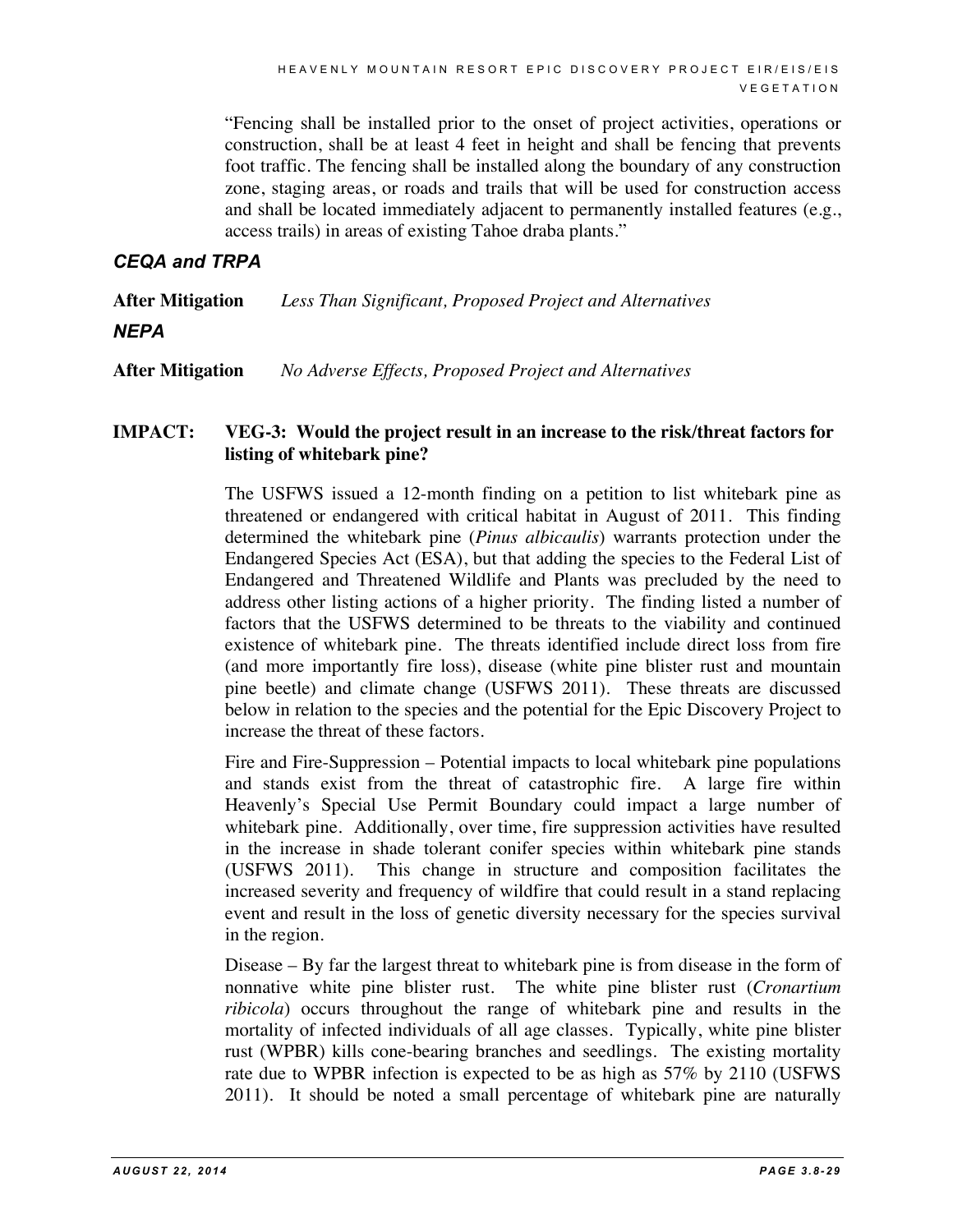"Fencing shall be installed prior to the onset of project activities, operations or construction, shall be at least 4 feet in height and shall be fencing that prevents foot traffic. The fencing shall be installed along the boundary of any construction zone, staging areas, or roads and trails that will be used for construction access and shall be located immediately adjacent to permanently installed features (e.g., access trails) in areas of existing Tahoe draba plants."

### *CEQA and TRPA*

**After Mitigation** *Less Than Significant, Proposed Project and Alternatives*

### *NEPA*

**After Mitigation** *No Adverse Effects, Proposed Project and Alternatives*

**IMPACT: VEG-3: Would the project result in an increase to the risk/threat factors for listing of whitebark pine?**

The USFWS issued a 12-month finding on a petition to list whitebark pine as threatened or endangered with critical habitat in August of 2011. This finding determined the whitebark pine (*Pinus albicaulis*) warrants protection under the Endangered Species Act (ESA), but that adding the species to the Federal List of Endangered and Threatened Wildlife and Plants was precluded by the need to address other listing actions of a higher priority. The finding listed a number of factors that the USFWS determined to be threats to the viability and continued existence of whitebark pine. The threats identified include direct loss from fire (and more importantly fire loss), disease (white pine blister rust and mountain pine beetle) and climate change (USFWS 2011). These threats are discussed below in relation to the species and the potential for the Epic Discovery Project to increase the threat of these factors.

Fire and Fire-Suppression – Potential impacts to local whitebark pine populations and stands exist from the threat of catastrophic fire. A large fire within Heavenly's Special Use Permit Boundary could impact a large number of whitebark pine. Additionally, over time, fire suppression activities have resulted in the increase in shade tolerant conifer species within whitebark pine stands (USFWS 2011). This change in structure and composition facilitates the increased severity and frequency of wildfire that could result in a stand replacing event and result in the loss of genetic diversity necessary for the species survival in the region.

Disease – By far the largest threat to whitebark pine is from disease in the form of nonnative white pine blister rust. The white pine blister rust (*Cronartium ribicola*) occurs throughout the range of whitebark pine and results in the mortality of infected individuals of all age classes. Typically, white pine blister rust (WPBR) kills cone-bearing branches and seedlings. The existing mortality rate due to WPBR infection is expected to be as high as 57% by 2110 (USFWS 2011). It should be noted a small percentage of whitebark pine are naturally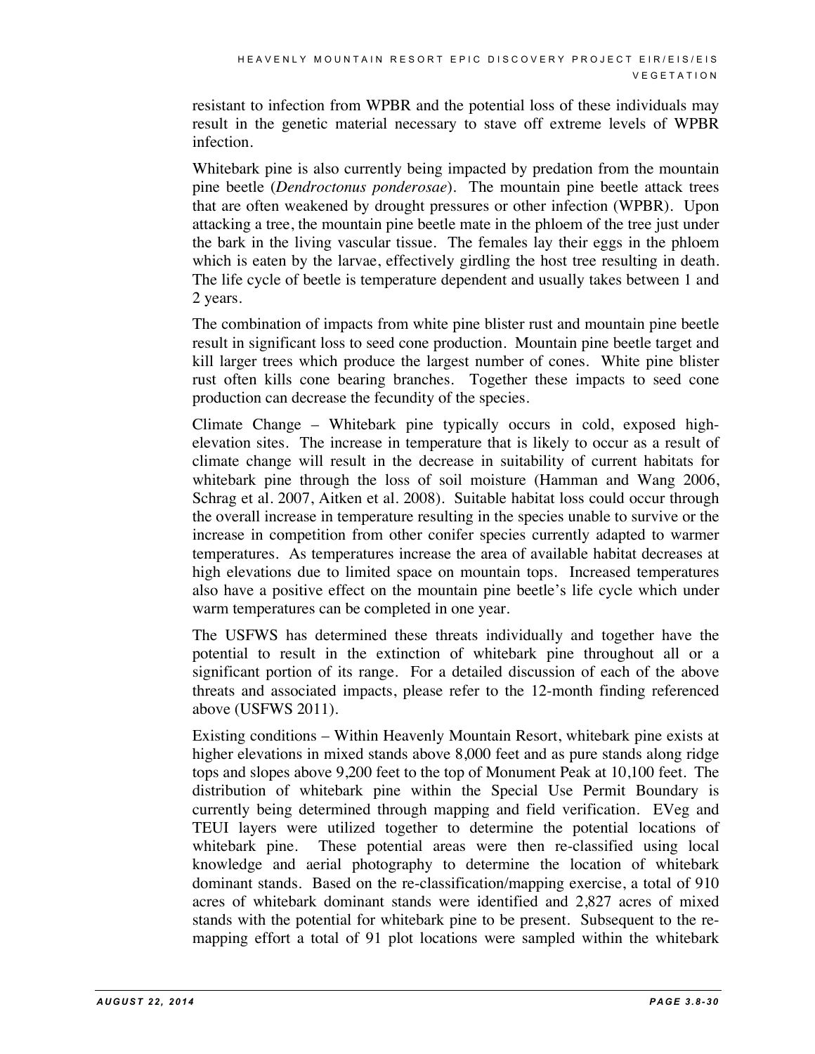resistant to infection from WPBR and the potential loss of these individuals may result in the genetic material necessary to stave off extreme levels of WPBR infection.

Whitebark pine is also currently being impacted by predation from the mountain pine beetle (*Dendroctonus ponderosae*). The mountain pine beetle attack trees that are often weakened by drought pressures or other infection (WPBR). Upon attacking a tree, the mountain pine beetle mate in the phloem of the tree just under the bark in the living vascular tissue. The females lay their eggs in the phloem which is eaten by the larvae, effectively girdling the host tree resulting in death. The life cycle of beetle is temperature dependent and usually takes between 1 and 2 years.

The combination of impacts from white pine blister rust and mountain pine beetle result in significant loss to seed cone production. Mountain pine beetle target and kill larger trees which produce the largest number of cones. White pine blister rust often kills cone bearing branches. Together these impacts to seed cone production can decrease the fecundity of the species.

Climate Change – Whitebark pine typically occurs in cold, exposed high-elevation sites. The increase in temperature that is likely to occur as a result of climate change will result in the decrease in suitability of current habitats for whitebark pine through the loss of soil moisture (Hamman and Wang 2006, Schrag et al. 2007, Aitken et al. 2008). Suitable habitat loss could occur through the overall increase in temperature resulting in the species unable to survive or the increase in competition from other conifer species currently adapted to warmer temperatures. As temperatures increase the area of available habitat decreases at high elevations due to limited space on mountain tops. Increased temperatures also have a positive effect on the mountain pine beetle's life cycle which under warm temperatures can be completed in one year.

The USFWS has determined these threats individually and together have the potential to result in the extinction of whitebark pine throughout all or a significant portion of its range. For a detailed discussion of each of the above threats and associated impacts, please refer to the 12-month finding referenced above (USFWS 2011).

Existing conditions – Within Heavenly Mountain Resort, whitebark pine exists at higher elevations in mixed stands above 8,000 feet and as pure stands along ridge tops and slopes above 9,200 feet to the top of Monument Peak at 10,100 feet. The distribution of whitebark pine within the Special Use Permit Boundary is currently being determined through mapping and field verification. EVeg and TEUI layers were utilized together to determine the potential locations of whitebark pine. These potential areas were then re-classified using local knowledge and aerial photography to determine the location of whitebark dominant stands. Based on the re-classification/mapping exercise, a total of 910 acres of whitebark dominant stands were identified and 2,827 acres of mixed stands with the potential for whitebark pine to be present. Subsequent to the re-mapping effort a total of 91 plot locations were sampled within the whitebark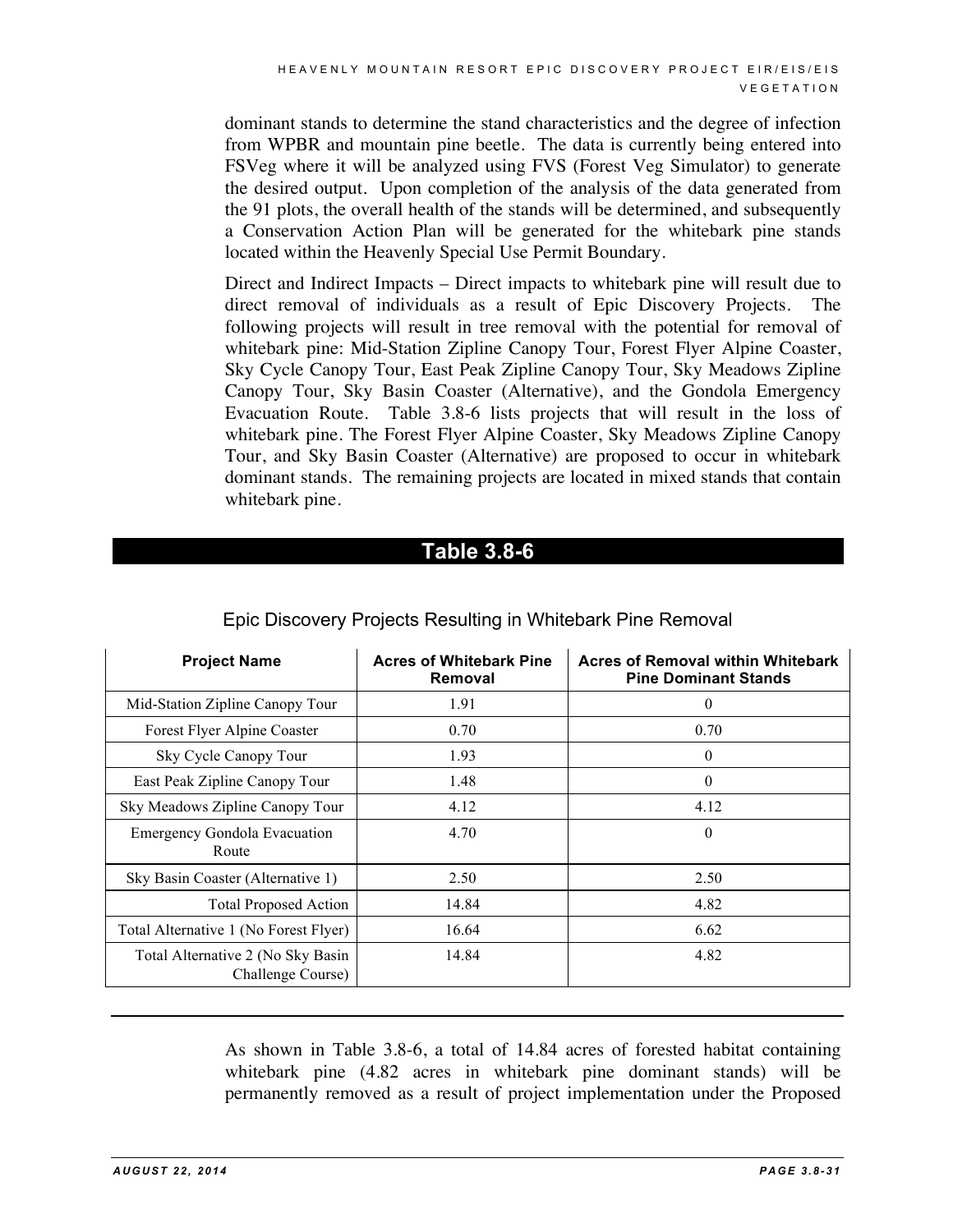dominant stands to determine the stand characteristics and the degree of infection from WPBR and mountain pine beetle. The data is currently being entered into FSVeg where it will be analyzed using FVS (Forest Veg Simulator) to generate the desired output. Upon completion of the analysis of the data generated from the 91 plots, the overall health of the stands will be determined, and subsequently a Conservation Action Plan will be generated for the whitebark pine stands located within the Heavenly Special Use Permit Boundary.

Direct and Indirect Impacts – Direct impacts to whitebark pine will result due to direct removal of individuals as a result of Epic Discovery Projects. The following projects will result in tree removal with the potential for removal of whitebark pine: Mid-Station Zipline Canopy Tour, Forest Flyer Alpine Coaster, Sky Cycle Canopy Tour, East Peak Zipline Canopy Tour, Sky Meadows Zipline Canopy Tour, Sky Basin Coaster (Alternative), and the Gondola Emergency Evacuation Route. Table 3.8-6 lists projects that will result in the loss of whitebark pine. The Forest Flyer Alpine Coaster, Sky Meadows Zipline Canopy Tour, and Sky Basin Coaster (Alternative) are proposed to occur in whitebark dominant stands. The remaining projects are located in mixed stands that contain whitebark pine.

## Table 3.8-6

Epic Discovery Projects Resulting in Whitebark Pine Removal

| Project Name | Acres of Whitebark Pine Removal | Acres of Removal within Whitebark Pine Dominant Stands |
|---|---|---|
| Mid-Station Zipline Canopy Tour | 1.91 | 0 |
| Forest Flyer Alpine Coaster | 0.70 | 0.70 |
| Sky Cycle Canopy Tour | 1.93 | 0 |
| East Peak Zipline Canopy Tour | 1.48 | 0 |
| Sky Meadows Zipline Canopy Tour | 4.12 | 4.12 |
| Emergency Gondola Evacuation Route | 4.70 | 0 |
| Sky Basin Coaster (Alternative 1) | 2.50 | 2.50 |
| Total Proposed Action | 14.84 | 4.82 |
| Total Alternative 1 (No Forest Flyer) | 16.64 | 6.62 |
| Total Alternative 2 (No Sky Basin Challenge Course) | 14.84 | 4.82 |

As shown in Table 3.8-6, a total of 14.84 acres of forested habitat containing whitebark pine (4.82 acres in whitebark pine dominant stands) will be permanently removed as a result of project implementation under the Proposed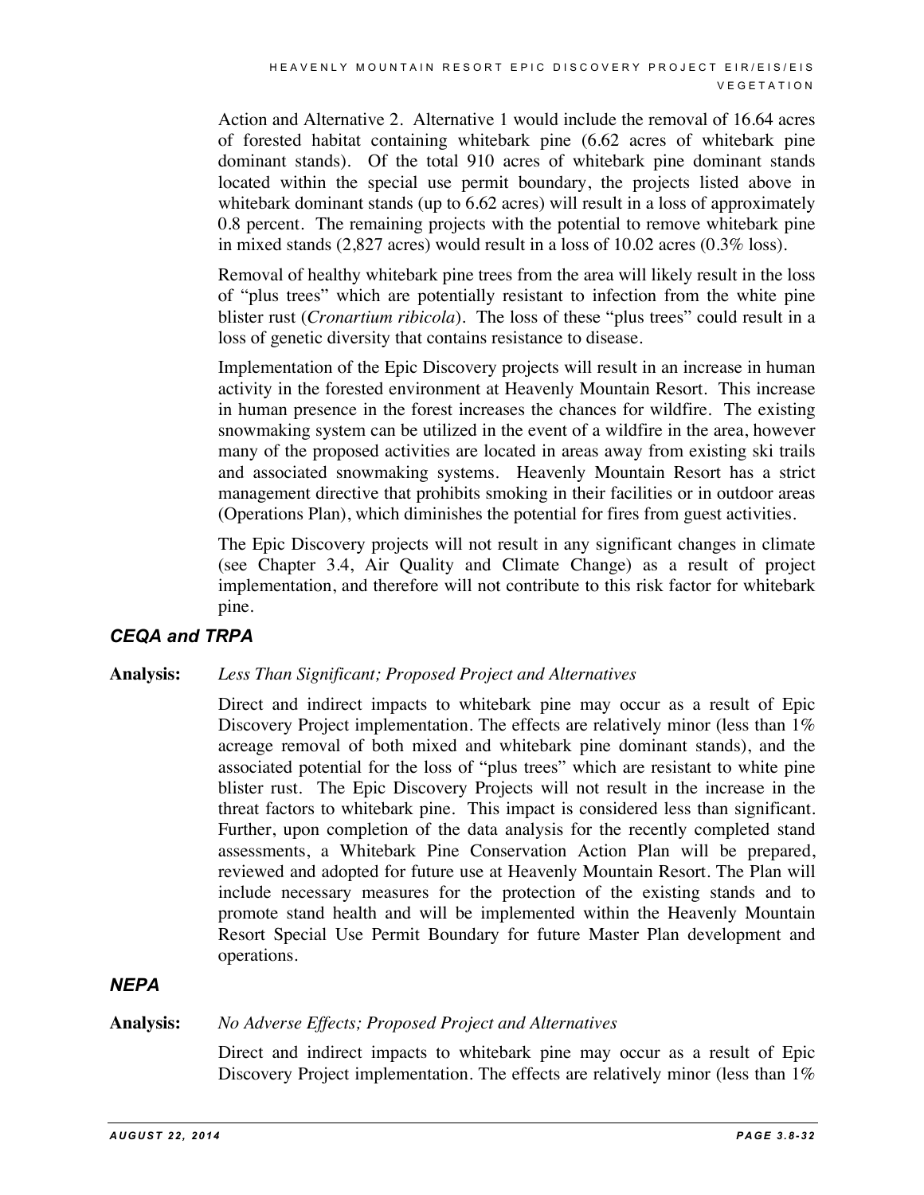Action and Alternative 2. Alternative 1 would include the removal of 16.64 acres of forested habitat containing whitebark pine (6.62 acres of whitebark pine dominant stands). Of the total 910 acres of whitebark pine dominant stands located within the special use permit boundary, the projects listed above in whitebark dominant stands (up to 6.62 acres) will result in a loss of approximately 0.8 percent. The remaining projects with the potential to remove whitebark pine in mixed stands (2,827 acres) would result in a loss of 10.02 acres (0.3% loss).

Removal of healthy whitebark pine trees from the area will likely result in the loss of "plus trees" which are potentially resistant to infection from the white pine blister rust (*Cronartium ribicola*). The loss of these "plus trees" could result in a loss of genetic diversity that contains resistance to disease.

Implementation of the Epic Discovery projects will result in an increase in human activity in the forested environment at Heavenly Mountain Resort. This increase in human presence in the forest increases the chances for wildfire. The existing snowmaking system can be utilized in the event of a wildfire in the area, however many of the proposed activities are located in areas away from existing ski trails and associated snowmaking systems. Heavenly Mountain Resort has a strict management directive that prohibits smoking in their facilities or in outdoor areas (Operations Plan), which diminishes the potential for fires from guest activities.

The Epic Discovery projects will not result in any significant changes in climate (see Chapter 3.4, Air Quality and Climate Change) as a result of project implementation, and therefore will not contribute to this risk factor for whitebark pine.

### *CEQA and TRPA*

**Analysis:** *Less Than Significant; Proposed Project and Alternatives*

Direct and indirect impacts to whitebark pine may occur as a result of Epic Discovery Project implementation. The effects are relatively minor (less than 1% acreage removal of both mixed and whitebark pine dominant stands), and the associated potential for the loss of "plus trees" which are resistant to white pine blister rust. The Epic Discovery Projects will not result in the increase in the threat factors to whitebark pine. This impact is considered less than significant. Further, upon completion of the data analysis for the recently completed stand assessments, a Whitebark Pine Conservation Action Plan will be prepared, reviewed and adopted for future use at Heavenly Mountain Resort. The Plan will include necessary measures for the protection of the existing stands and to promote stand health and will be implemented within the Heavenly Mountain Resort Special Use Permit Boundary for future Master Plan development and operations.

### *NEPA*

**Analysis:** *No Adverse Effects; Proposed Project and Alternatives*

Direct and indirect impacts to whitebark pine may occur as a result of Epic Discovery Project implementation. The effects are relatively minor (less than 1%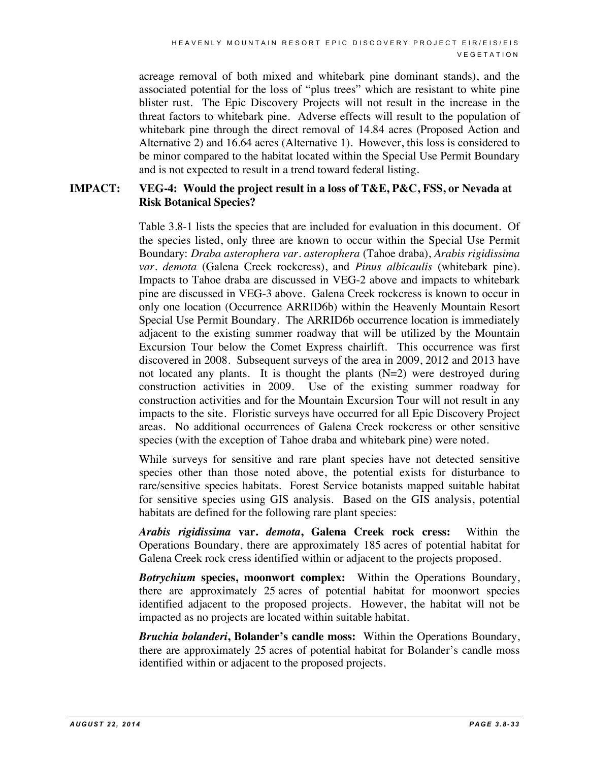acreage removal of both mixed and whitebark pine dominant stands), and the associated potential for the loss of "plus trees" which are resistant to white pine blister rust. The Epic Discovery Projects will not result in the increase in the threat factors to whitebark pine. Adverse effects will result to the population of whitebark pine through the direct removal of 14.84 acres (Proposed Action and Alternative 2) and 16.64 acres (Alternative 1). However, this loss is considered to be minor compared to the habitat located within the Special Use Permit Boundary and is not expected to result in a trend toward federal listing.

**IMPACT: VEG-4: Would the project result in a loss of T&E, P&C, FSS, or Nevada at Risk Botanical Species?**

Table 3.8-1 lists the species that are included for evaluation in this document. Of the species listed, only three are known to occur within the Special Use Permit Boundary: *Draba asterophera var. asterophera* (Tahoe draba), *Arabis rigidissima var. demota* (Galena Creek rockcress), and *Pinus albicaulis* (whitebark pine). Impacts to Tahoe draba are discussed in VEG-2 above and impacts to whitebark pine are discussed in VEG-3 above. Galena Creek rockcress is known to occur in only one location (Occurrence ARRID6b) within the Heavenly Mountain Resort Special Use Permit Boundary. The ARRID6b occurrence location is immediately adjacent to the existing summer roadway that will be utilized by the Mountain Excursion Tour below the Comet Express chairlift. This occurrence was first discovered in 2008. Subsequent surveys of the area in 2009, 2012 and 2013 have not located any plants. It is thought the plants (N=2) were destroyed during construction activities in 2009. Use of the existing summer roadway for construction activities and for the Mountain Excursion Tour will not result in any impacts to the site. Floristic surveys have occurred for all Epic Discovery Project areas. No additional occurrences of Galena Creek rockcress or other sensitive species (with the exception of Tahoe draba and whitebark pine) were noted.

While surveys for sensitive and rare plant species have not detected sensitive species other than those noted above, the potential exists for disturbance to rare/sensitive species habitats. Forest Service botanists mapped suitable habitat for sensitive species using GIS analysis. Based on the GIS analysis, potential habitats are defined for the following rare plant species:

***Arabis rigidissima* var. *demota*, Galena Creek rock cress:** Within the Operations Boundary, there are approximately 185 acres of potential habitat for Galena Creek rock cress identified within or adjacent to the projects proposed.

***Botrychium* species, moonwort complex:** Within the Operations Boundary, there are approximately 25 acres of potential habitat for moonwort species identified adjacent to the proposed projects. However, the habitat will not be impacted as no projects are located within suitable habitat.

***Bruchia bolanderi*, Bolander's candle moss:** Within the Operations Boundary, there are approximately 25 acres of potential habitat for Bolander's candle moss identified within or adjacent to the proposed projects.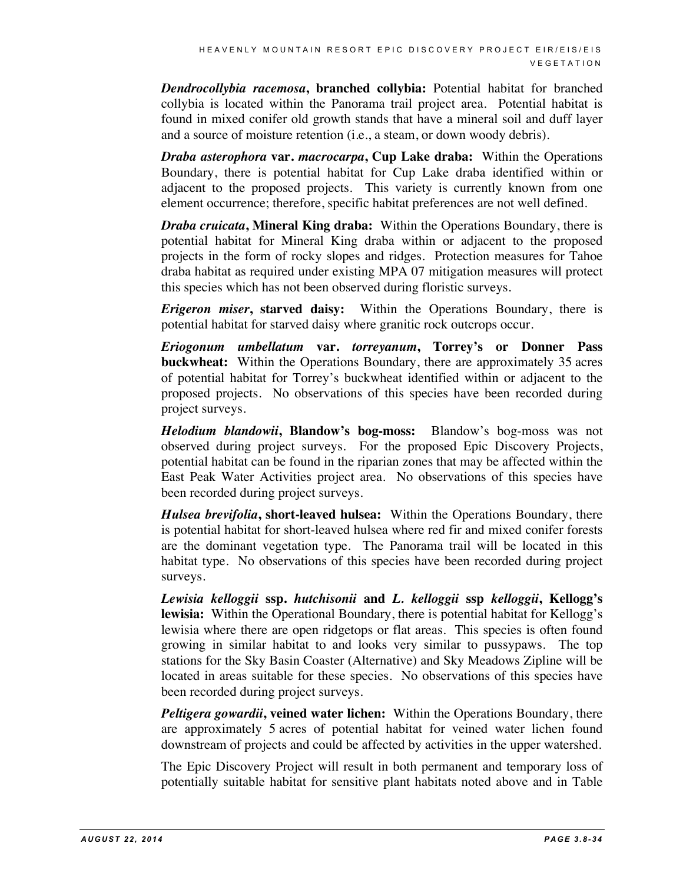***Dendrocollybia racemosa*, branched collybia:** Potential habitat for branched collybia is located within the Panorama trail project area. Potential habitat is found in mixed conifer old growth stands that have a mineral soil and duff layer and a source of moisture retention (i.e., a steam, or down woody debris).

***Draba asterophora* var. *macrocarpa*, Cup Lake draba:** Within the Operations Boundary, there is potential habitat for Cup Lake draba identified within or adjacent to the proposed projects. This variety is currently known from one element occurrence; therefore, specific habitat preferences are not well defined.

***Draba cruicata*, Mineral King draba:** Within the Operations Boundary, there is potential habitat for Mineral King draba within or adjacent to the proposed projects in the form of rocky slopes and ridges. Protection measures for Tahoe draba habitat as required under existing MPA 07 mitigation measures will protect this species which has not been observed during floristic surveys.

***Erigeron miser*, starved daisy:** Within the Operations Boundary, there is potential habitat for starved daisy where granitic rock outcrops occur.

***Eriogonum umbellatum* var. *torreyanum*, Torrey's or Donner Pass buckwheat:** Within the Operations Boundary, there are approximately 35 acres of potential habitat for Torrey's buckwheat identified within or adjacent to the proposed projects. No observations of this species have been recorded during project surveys.

***Helodium blandowii*, Blandow's bog-moss:** Blandow's bog-moss was not observed during project surveys. For the proposed Epic Discovery Projects, potential habitat can be found in the riparian zones that may be affected within the East Peak Water Activities project area. No observations of this species have been recorded during project surveys.

***Hulsea brevifolia*, short-leaved hulsea:** Within the Operations Boundary, there is potential habitat for short-leaved hulsea where red fir and mixed conifer forests are the dominant vegetation type. The Panorama trail will be located in this habitat type. No observations of this species have been recorded during project surveys.

***Lewisia kelloggii* ssp. *hutchisonii* and *L. kelloggii* ssp *kelloggii*, Kellogg's lewisia:** Within the Operational Boundary, there is potential habitat for Kellogg's lewisia where there are open ridgetops or flat areas. This species is often found growing in similar habitat to and looks very similar to pussypaws. The top stations for the Sky Basin Coaster (Alternative) and Sky Meadows Zipline will be located in areas suitable for these species. No observations of this species have been recorded during project surveys.

***Peltigera gowardii*, veined water lichen:** Within the Operations Boundary, there are approximately 5 acres of potential habitat for veined water lichen found downstream of projects and could be affected by activities in the upper watershed.

The Epic Discovery Project will result in both permanent and temporary loss of potentially suitable habitat for sensitive plant habitats noted above and in Table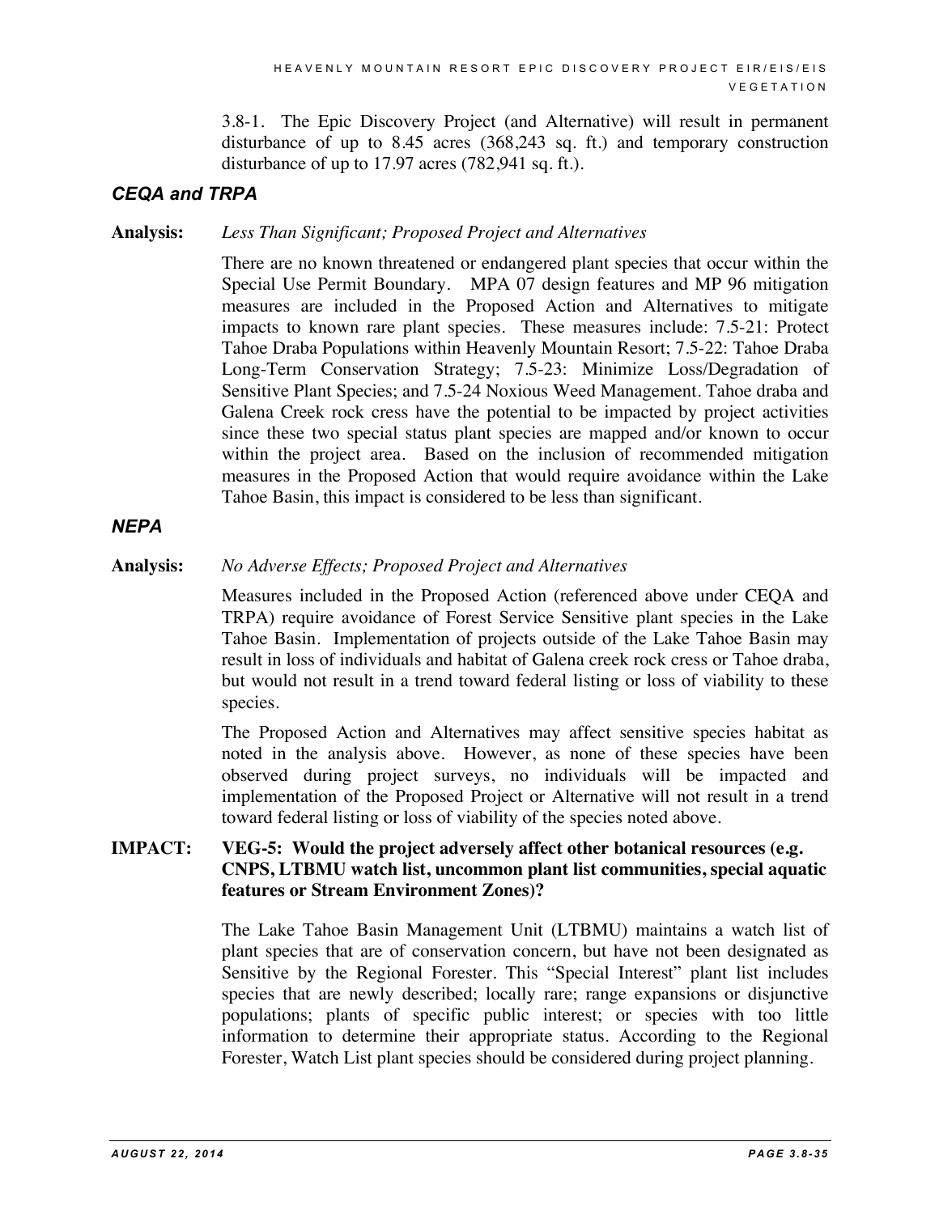3.8-1. The Epic Discovery Project (and Alternative) will result in permanent disturbance of up to 8.45 acres (368,243 sq. ft.) and temporary construction disturbance of up to 17.97 acres (782,941 sq. ft.).

### *CEQA and TRPA*

**Analysis:** *Less Than Significant; Proposed Project and Alternatives*

There are no known threatened or endangered plant species that occur within the Special Use Permit Boundary. MPA 07 design features and MP 96 mitigation measures are included in the Proposed Action and Alternatives to mitigate impacts to known rare plant species. These measures include: 7.5-21: Protect Tahoe Draba Populations within Heavenly Mountain Resort; 7.5-22: Tahoe Draba Long-Term Conservation Strategy; 7.5-23: Minimize Loss/Degradation of Sensitive Plant Species; and 7.5-24 Noxious Weed Management. Tahoe draba and Galena Creek rock cress have the potential to be impacted by project activities since these two special status plant species are mapped and/or known to occur within the project area. Based on the inclusion of recommended mitigation measures in the Proposed Action that would require avoidance within the Lake Tahoe Basin, this impact is considered to be less than significant.

### *NEPA*

**Analysis:** *No Adverse Effects; Proposed Project and Alternatives*

Measures included in the Proposed Action (referenced above under CEQA and TRPA) require avoidance of Forest Service Sensitive plant species in the Lake Tahoe Basin. Implementation of projects outside of the Lake Tahoe Basin may result in loss of individuals and habitat of Galena creek rock cress or Tahoe draba, but would not result in a trend toward federal listing or loss of viability to these species.

The Proposed Action and Alternatives may affect sensitive species habitat as noted in the analysis above. However, as none of these species have been observed during project surveys, no individuals will be impacted and implementation of the Proposed Project or Alternative will not result in a trend toward federal listing or loss of viability of the species noted above.

**IMPACT: VEG-5: Would the project adversely affect other botanical resources (e.g. CNPS, LTBMU watch list, uncommon plant list communities, special aquatic features or Stream Environment Zones)?**

The Lake Tahoe Basin Management Unit (LTBMU) maintains a watch list of plant species that are of conservation concern, but have not been designated as Sensitive by the Regional Forester. This "Special Interest" plant list includes species that are newly described; locally rare; range expansions or disjunctive populations; plants of specific public interest; or species with too little information to determine their appropriate status. According to the Regional Forester, Watch List plant species should be considered during project planning.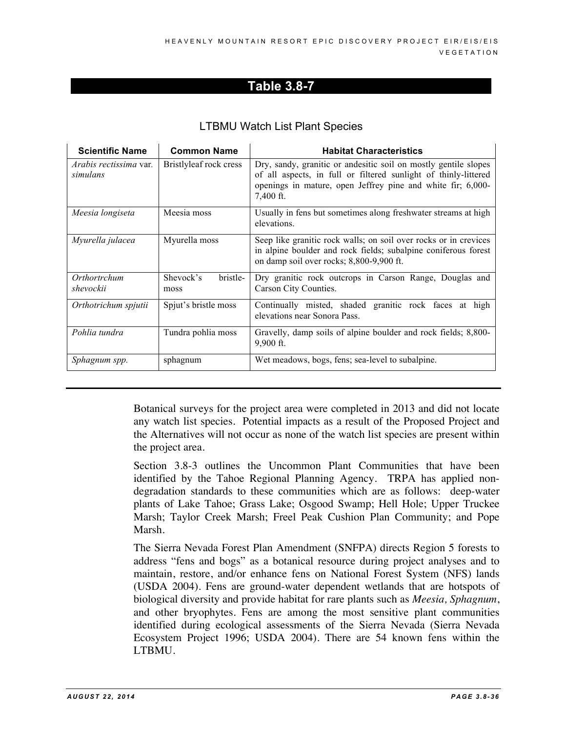## Table 3.8-7

LTBMU Watch List Plant Species

| Scientific Name | Common Name | Habitat Characteristics |
|---|---|---|
| *Arabis rectissima* var. *simulans* | Bristlyleaf rock cress | Dry, sandy, granitic or andesitic soil on mostly gentile slopes of all aspects, in full or filtered sunlight of thinly-littered openings in mature, open Jeffrey pine and white fir; 6,000-7,400 ft. |
| *Meesia longiseta* | Meesia moss | Usually in fens but sometimes along freshwater streams at high elevations. |
| *Myurella julacea* | Myurella moss | Seep like granitic rock walls; on soil over rocks or in crevices in alpine boulder and rock fields; subalpine coniferous forest on damp soil over rocks; 8,800-9,900 ft. |
| *Orthortrchum shevockii* | Shevock's bristle-moss | Dry granitic rock outcrops in Carson Range, Douglas and Carson City Counties. |
| *Orthotrichum spjutii* | Spjut's bristle moss | Continually misted, shaded granitic rock faces at high elevations near Sonora Pass. |
| *Pohlia tundra* | Tundra pohlia moss | Gravelly, damp soils of alpine boulder and rock fields; 8,800-9,900 ft. |
| *Sphagnum spp.* | sphagnum | Wet meadows, bogs, fens; sea-level to subalpine. |

Botanical surveys for the project area were completed in 2013 and did not locate any watch list species. Potential impacts as a result of the Proposed Project and the Alternatives will not occur as none of the watch list species are present within the project area.

Section 3.8-3 outlines the Uncommon Plant Communities that have been identified by the Tahoe Regional Planning Agency. TRPA has applied non-degradation standards to these communities which are as follows: deep-water plants of Lake Tahoe; Grass Lake; Osgood Swamp; Hell Hole; Upper Truckee Marsh; Taylor Creek Marsh; Freel Peak Cushion Plan Community; and Pope Marsh.

The Sierra Nevada Forest Plan Amendment (SNFPA) directs Region 5 forests to address "fens and bogs" as a botanical resource during project analyses and to maintain, restore, and/or enhance fens on National Forest System (NFS) lands (USDA 2004). Fens are ground-water dependent wetlands that are hotspots of biological diversity and provide habitat for rare plants such as *Meesia, Sphagnum*, and other bryophytes. Fens are among the most sensitive plant communities identified during ecological assessments of the Sierra Nevada (Sierra Nevada Ecosystem Project 1996; USDA 2004). There are 54 known fens within the LTBMU.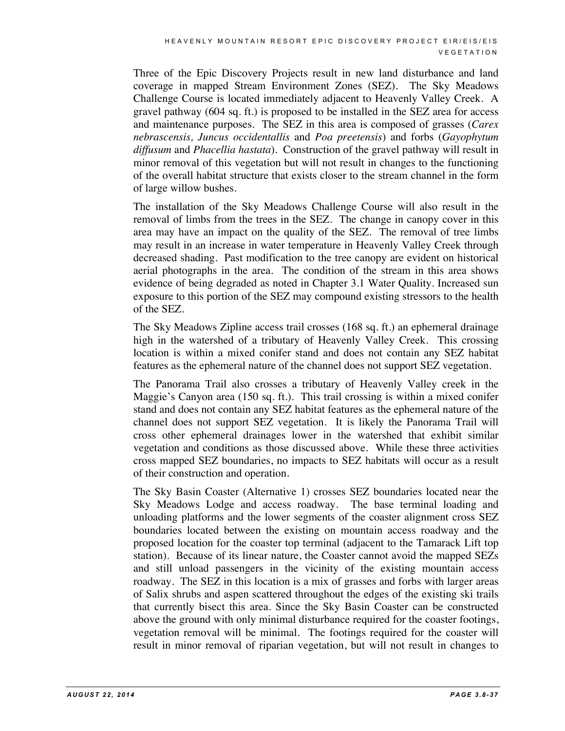Three of the Epic Discovery Projects result in new land disturbance and land coverage in mapped Stream Environment Zones (SEZ). The Sky Meadows Challenge Course is located immediately adjacent to Heavenly Valley Creek. A gravel pathway (604 sq. ft.) is proposed to be installed in the SEZ area for access and maintenance purposes. The SEZ in this area is composed of grasses (*Carex nebrascensis, Juncus occidentallis* and *Poa preetensis*) and forbs (*Gayophytum diffusum* and *Phacellia hastata*). Construction of the gravel pathway will result in minor removal of this vegetation but will not result in changes to the functioning of the overall habitat structure that exists closer to the stream channel in the form of large willow bushes.

The installation of the Sky Meadows Challenge Course will also result in the removal of limbs from the trees in the SEZ. The change in canopy cover in this area may have an impact on the quality of the SEZ. The removal of tree limbs may result in an increase in water temperature in Heavenly Valley Creek through decreased shading. Past modification to the tree canopy are evident on historical aerial photographs in the area. The condition of the stream in this area shows evidence of being degraded as noted in Chapter 3.1 Water Quality. Increased sun exposure to this portion of the SEZ may compound existing stressors to the health of the SEZ.

The Sky Meadows Zipline access trail crosses (168 sq. ft.) an ephemeral drainage high in the watershed of a tributary of Heavenly Valley Creek. This crossing location is within a mixed conifer stand and does not contain any SEZ habitat features as the ephemeral nature of the channel does not support SEZ vegetation.

The Panorama Trail also crosses a tributary of Heavenly Valley creek in the Maggie's Canyon area (150 sq. ft.). This trail crossing is within a mixed conifer stand and does not contain any SEZ habitat features as the ephemeral nature of the channel does not support SEZ vegetation. It is likely the Panorama Trail will cross other ephemeral drainages lower in the watershed that exhibit similar vegetation and conditions as those discussed above. While these three activities cross mapped SEZ boundaries, no impacts to SEZ habitats will occur as a result of their construction and operation.

The Sky Basin Coaster (Alternative 1) crosses SEZ boundaries located near the Sky Meadows Lodge and access roadway. The base terminal loading and unloading platforms and the lower segments of the coaster alignment cross SEZ boundaries located between the existing on mountain access roadway and the proposed location for the coaster top terminal (adjacent to the Tamarack Lift top station). Because of its linear nature, the Coaster cannot avoid the mapped SEZs and still unload passengers in the vicinity of the existing mountain access roadway. The SEZ in this location is a mix of grasses and forbs with larger areas of Salix shrubs and aspen scattered throughout the edges of the existing ski trails that currently bisect this area. Since the Sky Basin Coaster can be constructed above the ground with only minimal disturbance required for the coaster footings, vegetation removal will be minimal. The footings required for the coaster will result in minor removal of riparian vegetation, but will not result in changes to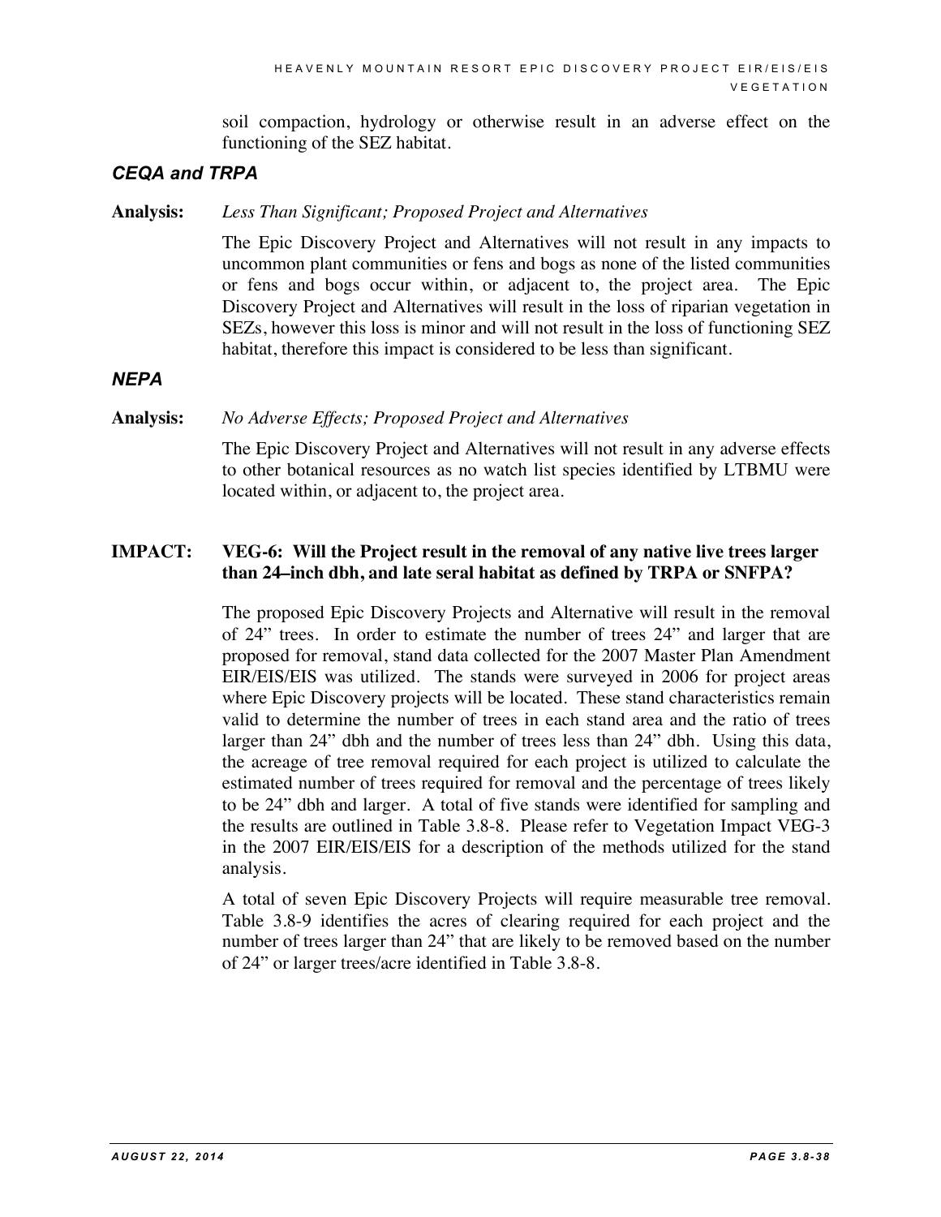soil compaction, hydrology or otherwise result in an adverse effect on the functioning of the SEZ habitat.

### *CEQA and TRPA*

**Analysis:** *Less Than Significant; Proposed Project and Alternatives*

The Epic Discovery Project and Alternatives will not result in any impacts to uncommon plant communities or fens and bogs as none of the listed communities or fens and bogs occur within, or adjacent to, the project area. The Epic Discovery Project and Alternatives will result in the loss of riparian vegetation in SEZs, however this loss is minor and will not result in the loss of functioning SEZ habitat, therefore this impact is considered to be less than significant.

### *NEPA*

**Analysis:** *No Adverse Effects; Proposed Project and Alternatives*

The Epic Discovery Project and Alternatives will not result in any adverse effects to other botanical resources as no watch list species identified by LTBMU were located within, or adjacent to, the project area.

**IMPACT: VEG-6: Will the Project result in the removal of any native live trees larger than 24–inch dbh, and late seral habitat as defined by TRPA or SNFPA?**

The proposed Epic Discovery Projects and Alternative will result in the removal of 24" trees. In order to estimate the number of trees 24" and larger that are proposed for removal, stand data collected for the 2007 Master Plan Amendment EIR/EIS/EIS was utilized. The stands were surveyed in 2006 for project areas where Epic Discovery projects will be located. These stand characteristics remain valid to determine the number of trees in each stand area and the ratio of trees larger than 24" dbh and the number of trees less than 24" dbh. Using this data, the acreage of tree removal required for each project is utilized to calculate the estimated number of trees required for removal and the percentage of trees likely to be 24" dbh and larger. A total of five stands were identified for sampling and the results are outlined in Table 3.8-8. Please refer to Vegetation Impact VEG-3 in the 2007 EIR/EIS/EIS for a description of the methods utilized for the stand analysis.

A total of seven Epic Discovery Projects will require measurable tree removal. Table 3.8-9 identifies the acres of clearing required for each project and the number of trees larger than 24" that are likely to be removed based on the number of 24" or larger trees/acre identified in Table 3.8-8.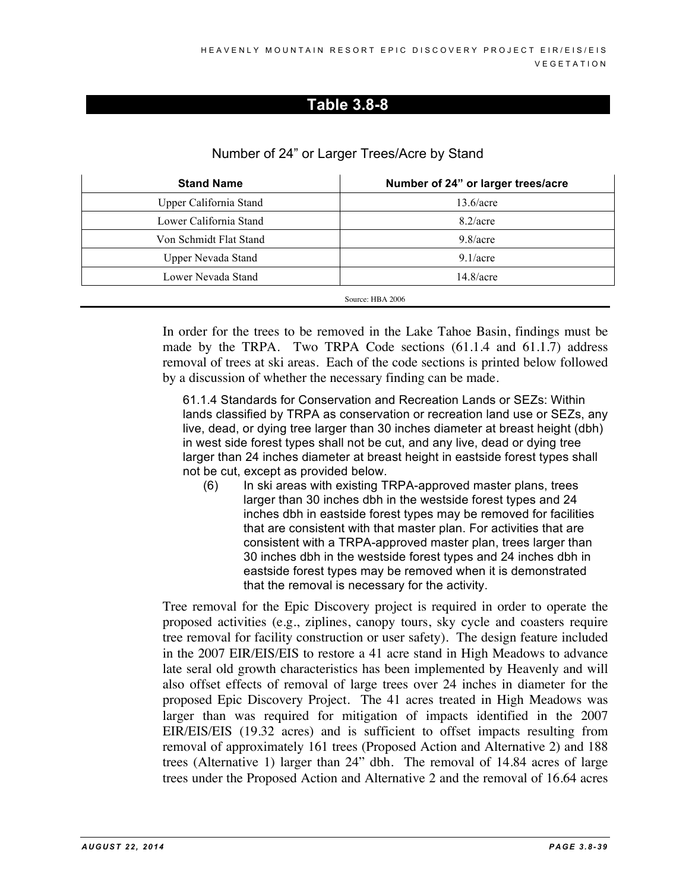## Table 3.8-8

Number of 24" or Larger Trees/Acre by Stand

| Stand Name | Number of 24" or larger trees/acre |
|---|---|
| Upper California Stand | 13.6/acre |
| Lower California Stand | 8.2/acre |
| Von Schmidt Flat Stand | 9.8/acre |
| Upper Nevada Stand | 9.1/acre |
| Lower Nevada Stand | 14.8/acre |

Source: HBA 2006

In order for the trees to be removed in the Lake Tahoe Basin, findings must be made by the TRPA. Two TRPA Code sections (61.1.4 and 61.1.7) address removal of trees at ski areas. Each of the code sections is printed below followed by a discussion of whether the necessary finding can be made.

> 61.1.4 Standards for Conservation and Recreation Lands or SEZs: Within lands classified by TRPA as conservation or recreation land use or SEZs, any live, dead, or dying tree larger than 30 inches diameter at breast height (dbh) in west side forest types shall not be cut, and any live, dead or dying tree larger than 24 inches diameter at breast height in eastside forest types shall not be cut, except as provided below.
>
> (6) In ski areas with existing TRPA-approved master plans, trees larger than 30 inches dbh in the westside forest types and 24 inches dbh in eastside forest types may be removed for facilities that are consistent with that master plan. For activities that are consistent with a TRPA-approved master plan, trees larger than 30 inches dbh in the westside forest types and 24 inches dbh in eastside forest types may be removed when it is demonstrated that the removal is necessary for the activity.

Tree removal for the Epic Discovery project is required in order to operate the proposed activities (e.g., ziplines, canopy tours, sky cycle and coasters require tree removal for facility construction or user safety). The design feature included in the 2007 EIR/EIS/EIS to restore a 41 acre stand in High Meadows to advance late seral old growth characteristics has been implemented by Heavenly and will also offset effects of removal of large trees over 24 inches in diameter for the proposed Epic Discovery Project. The 41 acres treated in High Meadows was larger than was required for mitigation of impacts identified in the 2007 EIR/EIS/EIS (19.32 acres) and is sufficient to offset impacts resulting from removal of approximately 161 trees (Proposed Action and Alternative 2) and 188 trees (Alternative 1) larger than 24" dbh. The removal of 14.84 acres of large trees under the Proposed Action and Alternative 2 and the removal of 16.64 acres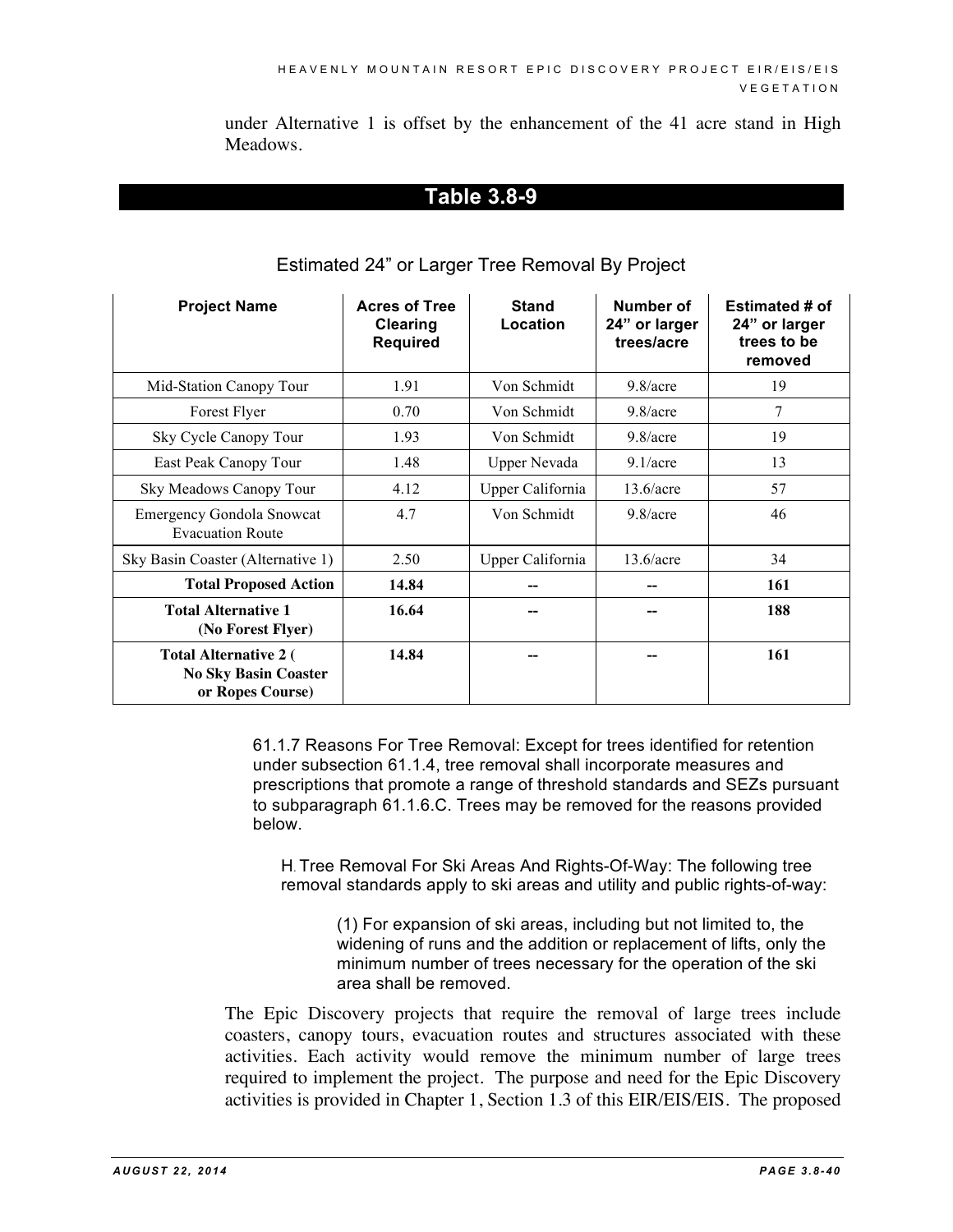under Alternative 1 is offset by the enhancement of the 41 acre stand in High Meadows.

## Table 3.8-9

Estimated 24” or Larger Tree Removal By Project

| Project Name | Acres of Tree Clearing Required | Stand Location | Number of 24” or larger trees/acre | Estimated # of 24” or larger trees to be removed |
|---|---|---|---|---|
| Mid-Station Canopy Tour | 1.91 | Von Schmidt | 9.8/acre | 19 |
| Forest Flyer | 0.70 | Von Schmidt | 9.8/acre | 7 |
| Sky Cycle Canopy Tour | 1.93 | Von Schmidt | 9.8/acre | 19 |
| East Peak Canopy Tour | 1.48 | Upper Nevada | 9.1/acre | 13 |
| Sky Meadows Canopy Tour | 4.12 | Upper California | 13.6/acre | 57 |
| Emergency Gondola Snowcat Evacuation Route | 4.7 | Von Schmidt | 9.8/acre | 46 |
| Sky Basin Coaster (Alternative 1) | 2.50 | Upper California | 13.6/acre | 34 |
| **Total Proposed Action** | **14.84** | **--** | **--** | **161** |
| **Total Alternative 1 (No Forest Flyer)** | **16.64** | **--** | **--** | **188** |
| **Total Alternative 2 ( No Sky Basin Coaster or Ropes Course)** | **14.84** | **--** | **--** | **161** |

> 61.1.7 Reasons For Tree Removal: Except for trees identified for retention under subsection 61.1.4, tree removal shall incorporate measures and prescriptions that promote a range of threshold standards and SEZs pursuant to subparagraph 61.1.6.C. Trees may be removed for the reasons provided below.
>
> H. Tree Removal For Ski Areas And Rights-Of-Way: The following tree removal standards apply to ski areas and utility and public rights-of-way:
>
> (1) For expansion of ski areas, including but not limited to, the widening of runs and the addition or replacement of lifts, only the minimum number of trees necessary for the operation of the ski area shall be removed.

The Epic Discovery projects that require the removal of large trees include coasters, canopy tours, evacuation routes and structures associated with these activities. Each activity would remove the minimum number of large trees required to implement the project. The purpose and need for the Epic Discovery activities is provided in Chapter 1, Section 1.3 of this EIR/EIS/EIS. The proposed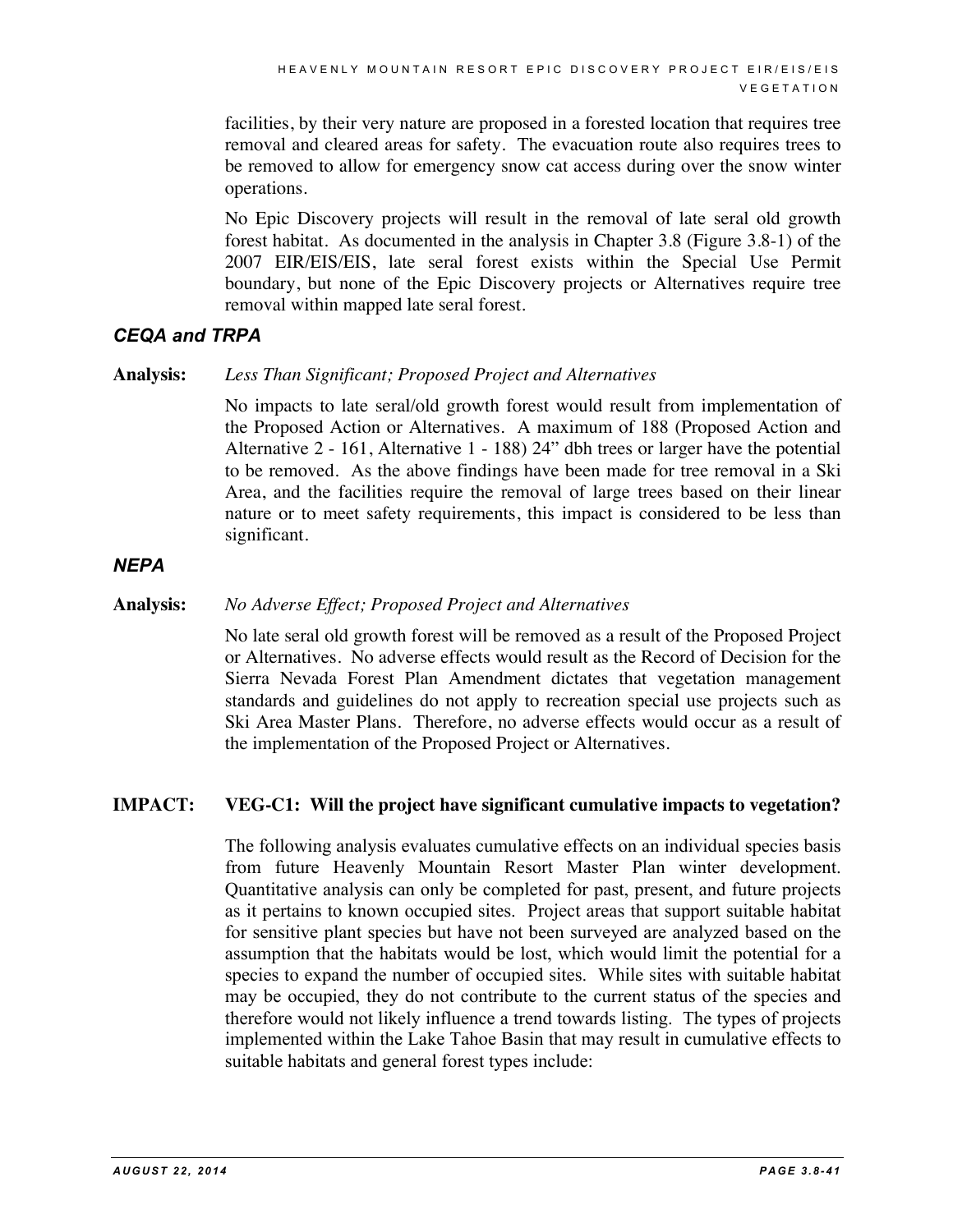facilities, by their very nature are proposed in a forested location that requires tree removal and cleared areas for safety. The evacuation route also requires trees to be removed to allow for emergency snow cat access during over the snow winter operations.

No Epic Discovery projects will result in the removal of late seral old growth forest habitat. As documented in the analysis in Chapter 3.8 (Figure 3.8-1) of the 2007 EIR/EIS/EIS, late seral forest exists within the Special Use Permit boundary, but none of the Epic Discovery projects or Alternatives require tree removal within mapped late seral forest.

### *CEQA and TRPA*

**Analysis:** *Less Than Significant; Proposed Project and Alternatives*

No impacts to late seral/old growth forest would result from implementation of the Proposed Action or Alternatives. A maximum of 188 (Proposed Action and Alternative 2 - 161, Alternative 1 - 188) 24" dbh trees or larger have the potential to be removed. As the above findings have been made for tree removal in a Ski Area, and the facilities require the removal of large trees based on their linear nature or to meet safety requirements, this impact is considered to be less than significant.

### *NEPA*

**Analysis:** *No Adverse Effect; Proposed Project and Alternatives*

No late seral old growth forest will be removed as a result of the Proposed Project or Alternatives. No adverse effects would result as the Record of Decision for the Sierra Nevada Forest Plan Amendment dictates that vegetation management standards and guidelines do not apply to recreation special use projects such as Ski Area Master Plans. Therefore, no adverse effects would occur as a result of the implementation of the Proposed Project or Alternatives.

**IMPACT: VEG-C1: Will the project have significant cumulative impacts to vegetation?**

The following analysis evaluates cumulative effects on an individual species basis from future Heavenly Mountain Resort Master Plan winter development. Quantitative analysis can only be completed for past, present, and future projects as it pertains to known occupied sites. Project areas that support suitable habitat for sensitive plant species but have not been surveyed are analyzed based on the assumption that the habitats would be lost, which would limit the potential for a species to expand the number of occupied sites. While sites with suitable habitat may be occupied, they do not contribute to the current status of the species and therefore would not likely influence a trend towards listing. The types of projects implemented within the Lake Tahoe Basin that may result in cumulative effects to suitable habitats and general forest types include: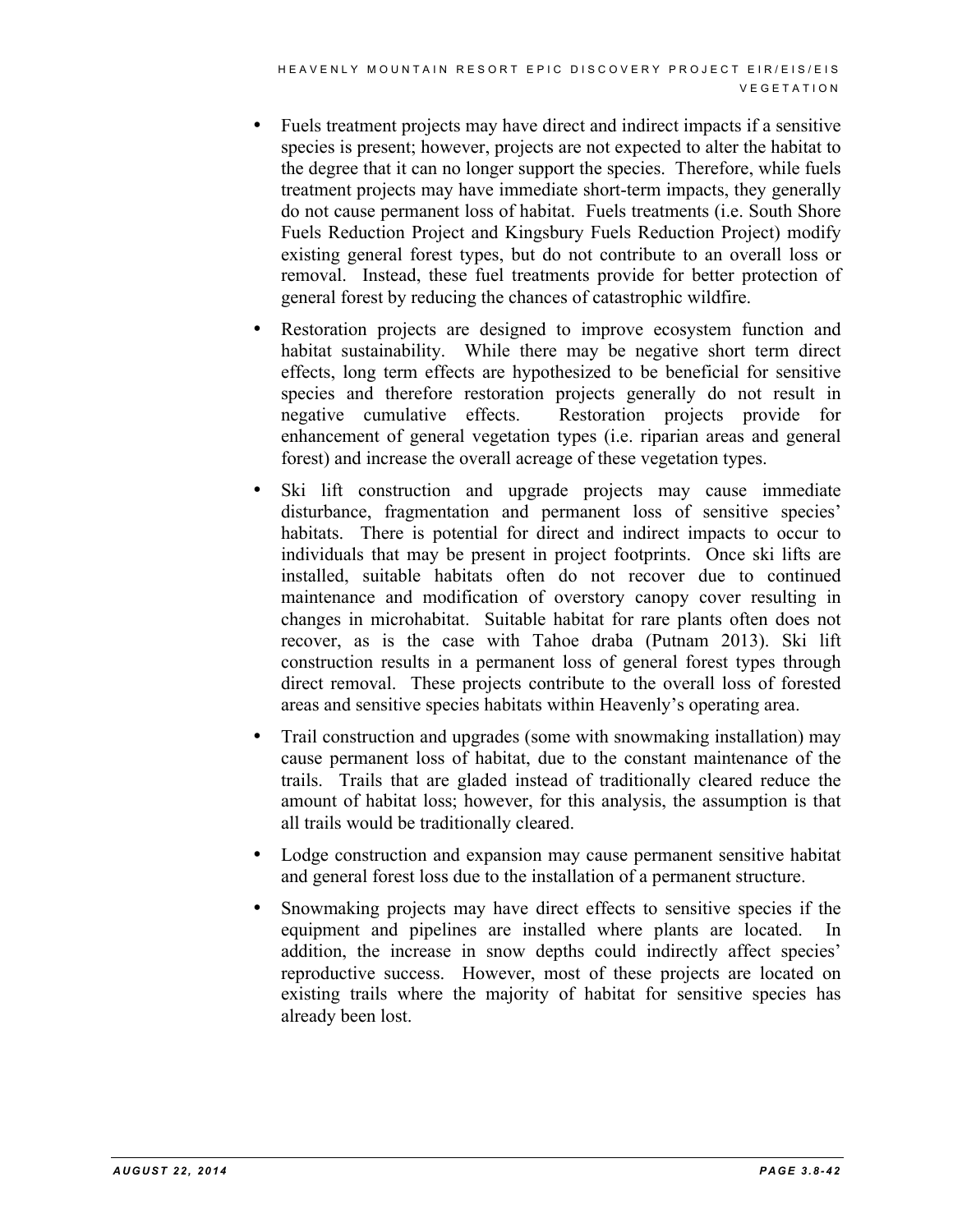- Fuels treatment projects may have direct and indirect impacts if a sensitive species is present; however, projects are not expected to alter the habitat to the degree that it can no longer support the species. Therefore, while fuels treatment projects may have immediate short-term impacts, they generally do not cause permanent loss of habitat. Fuels treatments (i.e. South Shore Fuels Reduction Project and Kingsbury Fuels Reduction Project) modify existing general forest types, but do not contribute to an overall loss or removal. Instead, these fuel treatments provide for better protection of general forest by reducing the chances of catastrophic wildfire.

- Restoration projects are designed to improve ecosystem function and habitat sustainability. While there may be negative short term direct effects, long term effects are hypothesized to be beneficial for sensitive species and therefore restoration projects generally do not result in negative cumulative effects. Restoration projects provide for enhancement of general vegetation types (i.e. riparian areas and general forest) and increase the overall acreage of these vegetation types.

- Ski lift construction and upgrade projects may cause immediate disturbance, fragmentation and permanent loss of sensitive species' habitats. There is potential for direct and indirect impacts to occur to individuals that may be present in project footprints. Once ski lifts are installed, suitable habitats often do not recover due to continued maintenance and modification of overstory canopy cover resulting in changes in microhabitat. Suitable habitat for rare plants often does not recover, as is the case with Tahoe draba (Putnam 2013). Ski lift construction results in a permanent loss of general forest types through direct removal. These projects contribute to the overall loss of forested areas and sensitive species habitats within Heavenly's operating area.

- Trail construction and upgrades (some with snowmaking installation) may cause permanent loss of habitat, due to the constant maintenance of the trails. Trails that are gladed instead of traditionally cleared reduce the amount of habitat loss; however, for this analysis, the assumption is that all trails would be traditionally cleared.

- Lodge construction and expansion may cause permanent sensitive habitat and general forest loss due to the installation of a permanent structure.

- Snowmaking projects may have direct effects to sensitive species if the equipment and pipelines are installed where plants are located. In addition, the increase in snow depths could indirectly affect species' reproductive success. However, most of these projects are located on existing trails where the majority of habitat for sensitive species has already been lost.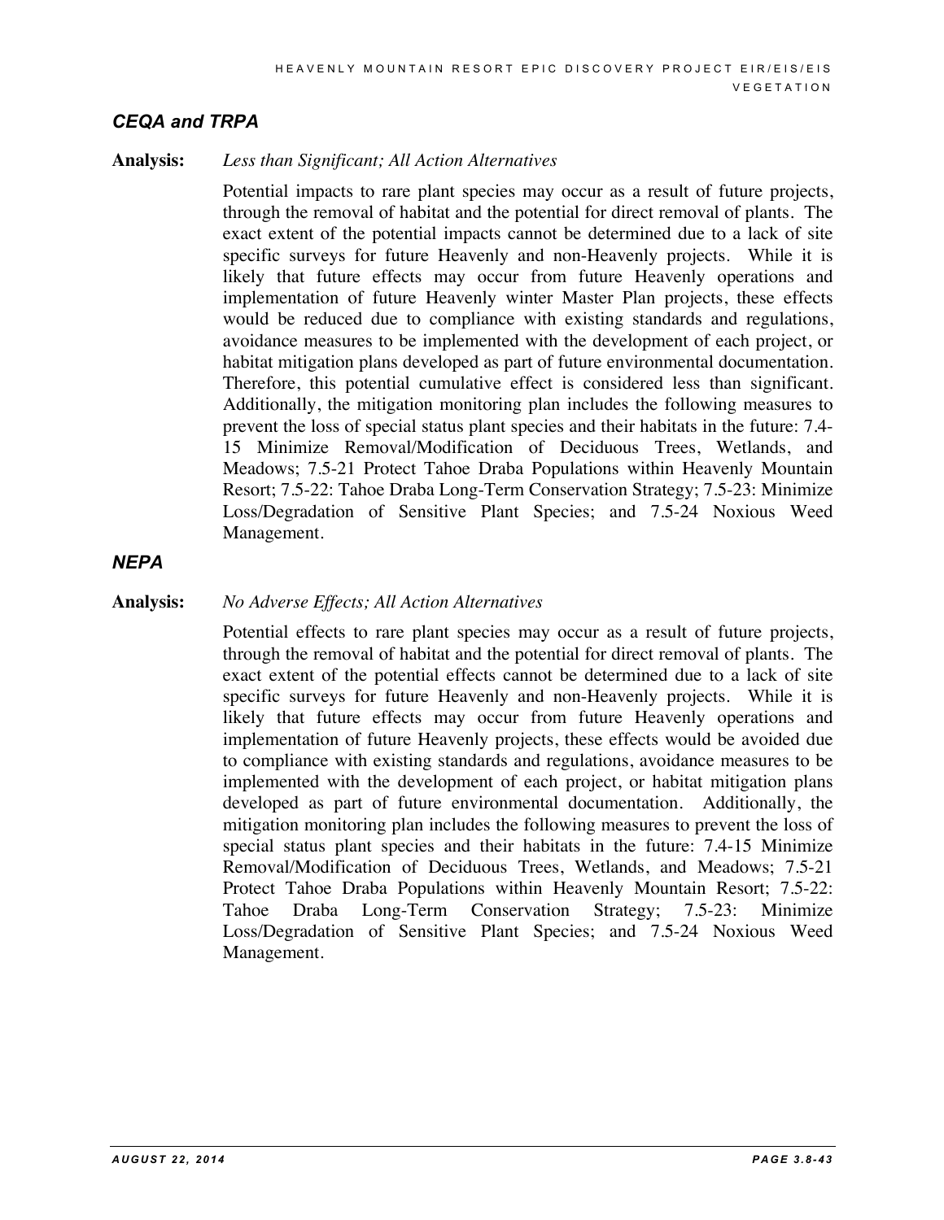### *CEQA and TRPA*

**Analysis:** *Less than Significant; All Action Alternatives*

Potential impacts to rare plant species may occur as a result of future projects, through the removal of habitat and the potential for direct removal of plants. The exact extent of the potential impacts cannot be determined due to a lack of site specific surveys for future Heavenly and non-Heavenly projects. While it is likely that future effects may occur from future Heavenly operations and implementation of future Heavenly winter Master Plan projects, these effects would be reduced due to compliance with existing standards and regulations, avoidance measures to be implemented with the development of each project, or habitat mitigation plans developed as part of future environmental documentation. Therefore, this potential cumulative effect is considered less than significant. Additionally, the mitigation monitoring plan includes the following measures to prevent the loss of special status plant species and their habitats in the future: 7.4-15 Minimize Removal/Modification of Deciduous Trees, Wetlands, and Meadows; 7.5-21 Protect Tahoe Draba Populations within Heavenly Mountain Resort; 7.5-22: Tahoe Draba Long-Term Conservation Strategy; 7.5-23: Minimize Loss/Degradation of Sensitive Plant Species; and 7.5-24 Noxious Weed Management.

### *NEPA*

**Analysis:** *No Adverse Effects; All Action Alternatives*

Potential effects to rare plant species may occur as a result of future projects, through the removal of habitat and the potential for direct removal of plants. The exact extent of the potential effects cannot be determined due to a lack of site specific surveys for future Heavenly and non-Heavenly projects. While it is likely that future effects may occur from future Heavenly operations and implementation of future Heavenly projects, these effects would be avoided due to compliance with existing standards and regulations, avoidance measures to be implemented with the development of each project, or habitat mitigation plans developed as part of future environmental documentation. Additionally, the mitigation monitoring plan includes the following measures to prevent the loss of special status plant species and their habitats in the future: 7.4-15 Minimize Removal/Modification of Deciduous Trees, Wetlands, and Meadows; 7.5-21 Protect Tahoe Draba Populations within Heavenly Mountain Resort; 7.5-22: Tahoe Draba Long-Term Conservation Strategy; 7.5-23: Minimize Loss/Degradation of Sensitive Plant Species; and 7.5-24 Noxious Weed Management.